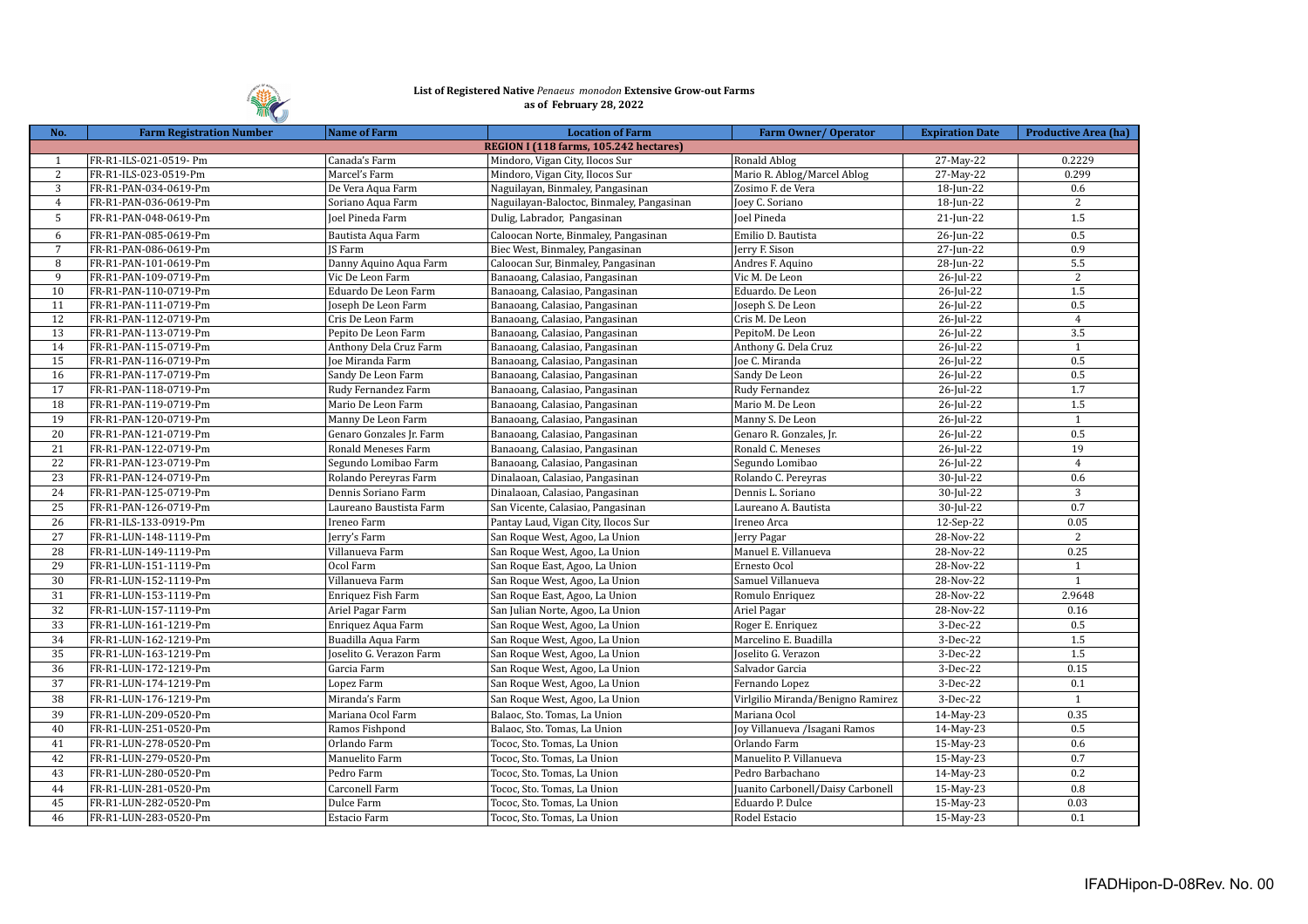**List of Registered Native *Penaeus monodon* Extensive Grow-out Farms**
**as of February 28, 2022**

| No. | Farm Registration Number | Name of Farm | Location of Farm | Farm Owner/ Operator | Expiration Date | Productive Area (ha) |
|---|---|---|---|---|---|---|
| **REGION I (118 farms, 105.242 hectares)** | | | | | | |
| 1 | FR-R1-ILS-021-0519- Pm | Canada's Farm | Mindoro, Vigan City, Ilocos Sur | Ronald Ablog | 27-May-22 | 0.2229 |
| 2 | FR-R1-ILS-023-0519-Pm | Marcel's Farm | Mindoro, Vigan City, Ilocos Sur | Mario R. Ablog/Marcel Ablog | 27-May-22 | 0.299 |
| 3 | FR-R1-PAN-034-0619-Pm | De Vera Aqua Farm | Naguilayan, Binmaley, Pangasinan | Zosimo F. de Vera | 18-Jun-22 | 0.6 |
| 4 | FR-R1-PAN-036-0619-Pm | Soriano Aqua Farm | Naguilayan-Baloctoc, Binmaley, Pangasinan | Joey C. Soriano | 18-Jun-22 | 2 |
| 5 | FR-R1-PAN-048-0619-Pm | Joel Pineda Farm | Dulig, Labrador, Pangasinan | Joel Pineda | 21-Jun-22 | 1.5 |
| 6 | FR-R1-PAN-085-0619-Pm | Bautista Aqua Farm | Caloocan Norte, Binmaley, Pangasinan | Emilio D. Bautista | 26-Jun-22 | 0.5 |
| 7 | FR-R1-PAN-086-0619-Pm | JS Farm | Biec West, Binmaley, Pangasinan | Jerry F. Sison | 27-Jun-22 | 0.9 |
| 8 | FR-R1-PAN-101-0619-Pm | Danny Aquino Aqua Farm | Caloocan Sur, Binmaley, Pangasinan | Andres F. Aquino | 28-Jun-22 | 5.5 |
| 9 | FR-R1-PAN-109-0719-Pm | Vic De Leon Farm | Banaoang, Calasiao, Pangasinan | Vic M. De Leon | 26-Jul-22 | 2 |
| 10 | FR-R1-PAN-110-0719-Pm | Eduardo De Leon Farm | Banaoang, Calasiao, Pangasinan | Eduardo. De Leon | 26-Jul-22 | 1.5 |
| 11 | FR-R1-PAN-111-0719-Pm | Joseph De Leon Farm | Banaoang, Calasiao, Pangasinan | Joseph S. De Leon | 26-Jul-22 | 0.5 |
| 12 | FR-R1-PAN-112-0719-Pm | Cris De Leon Farm | Banaoang, Calasiao, Pangasinan | Cris M. De Leon | 26-Jul-22 | 4 |
| 13 | FR-R1-PAN-113-0719-Pm | Pepito De Leon Farm | Banaoang, Calasiao, Pangasinan | PepitoM. De Leon | 26-Jul-22 | 3.5 |
| 14 | FR-R1-PAN-115-0719-Pm | Anthony Dela Cruz Farm | Banaoang, Calasiao, Pangasinan | Anthony G. Dela Cruz | 26-Jul-22 | 1 |
| 15 | FR-R1-PAN-116-0719-Pm | Joe Miranda Farm | Banaoang, Calasiao, Pangasinan | Joe C. Miranda | 26-Jul-22 | 0.5 |
| 16 | FR-R1-PAN-117-0719-Pm | Sandy De Leon Farm | Banaoang, Calasiao, Pangasinan | Sandy De Leon | 26-Jul-22 | 0.5 |
| 17 | FR-R1-PAN-118-0719-Pm | Rudy Fernandez Farm | Banaoang, Calasiao, Pangasinan | Rudy Fernandez | 26-Jul-22 | 1.7 |
| 18 | FR-R1-PAN-119-0719-Pm | Mario De Leon Farm | Banaoang, Calasiao, Pangasinan | Mario M. De Leon | 26-Jul-22 | 1.5 |
| 19 | FR-R1-PAN-120-0719-Pm | Manny De Leon Farm | Banaoang, Calasiao, Pangasinan | Manny S. De Leon | 26-Jul-22 | 1 |
| 20 | FR-R1-PAN-121-0719-Pm | Genaro Gonzales Jr. Farm | Banaoang, Calasiao, Pangasinan | Genaro R. Gonzales, Jr. | 26-Jul-22 | 0.5 |
| 21 | FR-R1-PAN-122-0719-Pm | Ronald Meneses Farm | Banaoang, Calasiao, Pangasinan | Ronald C. Meneses | 26-Jul-22 | 19 |
| 22 | FR-R1-PAN-123-0719-Pm | Segundo Lomibao Farm | Banaoang, Calasiao, Pangasinan | Segundo Lomibao | 26-Jul-22 | 4 |
| 23 | FR-R1-PAN-124-0719-Pm | Rolando Pereyras Farm | Dinalaoan, Calasiao, Pangasinan | Rolando C. Pereyras | 30-Jul-22 | 0.6 |
| 24 | FR-R1-PAN-125-0719-Pm | Dennis Soriano Farm | Dinalaoan, Calasiao, Pangasinan | Dennis L. Soriano | 30-Jul-22 | 3 |
| 25 | FR-R1-PAN-126-0719-Pm | Laureano Baustista Farm | San Vicente, Calasiao, Pangasinan | Laureano A. Bautista | 30-Jul-22 | 0.7 |
| 26 | FR-R1-ILS-133-0919-Pm | Ireneo Farm | Pantay Laud, Vigan City, Ilocos Sur | Ireneo Arca | 12-Sep-22 | 0.05 |
| 27 | FR-R1-LUN-148-1119-Pm | Jerry's Farm | San Roque West, Agoo, La Union | Jerry Pagar | 28-Nov-22 | 2 |
| 28 | FR-R1-LUN-149-1119-Pm | Villanueva Farm | San Roque West, Agoo, La Union | Manuel E. Villanueva | 28-Nov-22 | 0.25 |
| 29 | FR-R1-LUN-151-1119-Pm | Ocol Farm | San Roque East, Agoo, La Union | Ernesto Ocol | 28-Nov-22 | 1 |
| 30 | FR-R1-LUN-152-1119-Pm | Villanueva Farm | San Roque West, Agoo, La Union | Samuel Villanueva | 28-Nov-22 | 1 |
| 31 | FR-R1-LUN-153-1119-Pm | Enriquez Fish Farm | San Roque East, Agoo, La Union | Romulo Enriquez | 28-Nov-22 | 2.9648 |
| 32 | FR-R1-LUN-157-1119-Pm | Ariel Pagar Farm | San Julian Norte, Agoo, La Union | Ariel Pagar | 28-Nov-22 | 0.16 |
| 33 | FR-R1-LUN-161-1219-Pm | Enriquez Aqua Farm | San Roque West, Agoo, La Union | Roger E. Enriquez | 3-Dec-22 | 0.5 |
| 34 | FR-R1-LUN-162-1219-Pm | Buadilla Aqua Farm | San Roque West, Agoo, La Union | Marcelino E. Buadilla | 3-Dec-22 | 1.5 |
| 35 | FR-R1-LUN-163-1219-Pm | Joselito G. Verazon Farm | San Roque West, Agoo, La Union | Joselito G. Verazon | 3-Dec-22 | 1.5 |
| 36 | FR-R1-LUN-172-1219-Pm | Garcia Farm | San Roque West, Agoo, La Union | Salvador Garcia | 3-Dec-22 | 0.15 |
| 37 | FR-R1-LUN-174-1219-Pm | Lopez Farm | San Roque West, Agoo, La Union | Fernando Lopez | 3-Dec-22 | 0.1 |
| 38 | FR-R1-LUN-176-1219-Pm | Miranda's Farm | San Roque West, Agoo, La Union | Virlgilio Miranda/Benigno Ramirez | 3-Dec-22 | 1 |
| 39 | FR-R1-LUN-209-0520-Pm | Mariana Ocol Farm | Balaoc, Sto. Tomas, La Union | Mariana Ocol | 14-May-23 | 0.35 |
| 40 | FR-R1-LUN-251-0520-Pm | Ramos Fishpond | Balaoc, Sto. Tomas, La Union | Joy Villanueva /Isagani Ramos | 14-May-23 | 0.5 |
| 41 | FR-R1-LUN-278-0520-Pm | Orlando Farm | Tococ, Sto. Tomas, La Union | Orlando Farm | 15-May-23 | 0.6 |
| 42 | FR-R1-LUN-279-0520-Pm | Manuelito Farm | Tococ, Sto. Tomas, La Union | Manuelito P. Villanueva | 15-May-23 | 0.7 |
| 43 | FR-R1-LUN-280-0520-Pm | Pedro Farm | Tococ, Sto. Tomas, La Union | Pedro Barbachano | 14-May-23 | 0.2 |
| 44 | FR-R1-LUN-281-0520-Pm | Carconell Farm | Tococ, Sto. Tomas, La Union | Juanito Carbonell/Daisy Carbonell | 15-May-23 | 0.8 |
| 45 | FR-R1-LUN-282-0520-Pm | Dulce Farm | Tococ, Sto. Tomas, La Union | Eduardo P. Dulce | 15-May-23 | 0.03 |
| 46 | FR-R1-LUN-283-0520-Pm | Estacio Farm | Tococ, Sto. Tomas, La Union | Rodel Estacio | 15-May-23 | 0.1 |

IFADHipon-D-08Rev. No. 00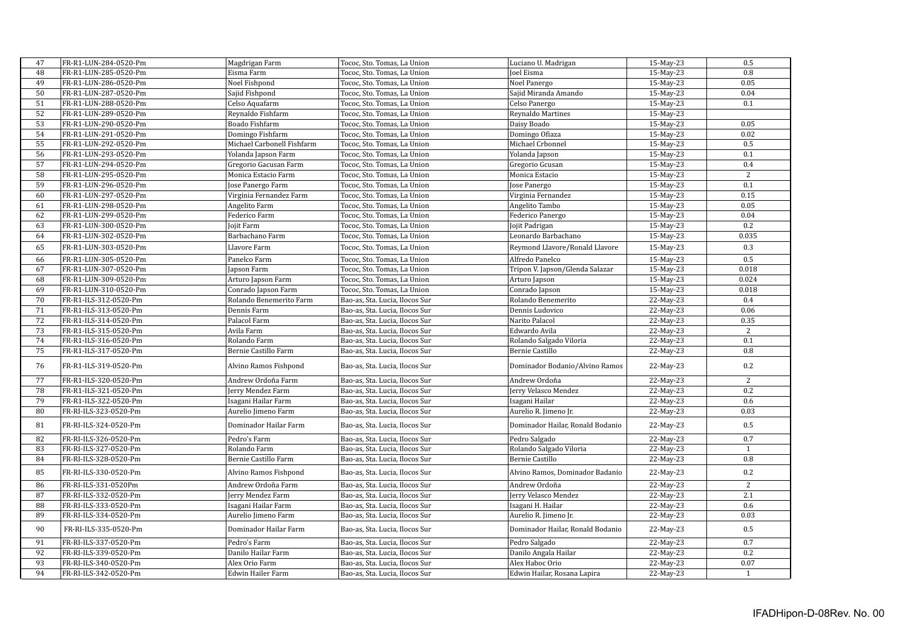| 47 | FR-R1-LUN-284-0520-Pm | Magdrigan Farm | Tococ, Sto. Tomas, La Union | Luciano U. Madrigan | 15-May-23 | 0.5 |
|---|---|---|---|---|---|---|
| 48 | FR-R1-LUN-285-0520-Pm | Eisma Farm | Tococ, Sto. Tomas, La Union | Joel Eisma | 15-May-23 | 0.8 |
| 49 | FR-R1-LUN-286-0520-Pm | Noel Fishpond | Tococ, Sto. Tomas, La Union | Noel Panergo | 15-May-23 | 0.05 |
| 50 | FR-R1-LUN-287-0520-Pm | Sajid Fishpond | Tococ, Sto. Tomas, La Union | Sajid Miranda Amando | 15-May-23 | 0.04 |
| 51 | FR-R1-LUN-288-0520-Pm | Celso Aquafarm | Tococ, Sto. Tomas, La Union | Celso Panergo | 15-May-23 | 0.1 |
| 52 | FR-R1-LUN-289-0520-Pm | Reynaldo Fishfarm | Tococ, Sto. Tomas, La Union | Reynaldo Martines | 15-May-23 | |
| 53 | FR-R1-LUN-290-0520-Pm | Boado Fishfarm | Tococ, Sto. Tomas, La Union | Daisy Boado | 15-May-23 | 0.05 |
| 54 | FR-R1-LUN-291-0520-Pm | Domingo Fishfarm | Tococ, Sto. Tomas, La Union | Domingo Ofiaza | 15-May-23 | 0.02 |
| 55 | FR-R1-LUN-292-0520-Pm | Michael Carbonell Fishfarm | Tococ, Sto. Tomas, La Union | Michael Crbonnel | 15-May-23 | 0.5 |
| 56 | FR-R1-LUN-293-0520-Pm | Yolanda Japson Farm | Tococ, Sto. Tomas, La Union | Yolanda Japson | 15-May-23 | 0.1 |
| 57 | FR-R1-LUN-294-0520-Pm | Gregorio Gacusan Farm | Tococ, Sto. Tomas, La Union | Gregorio Gcusan | 15-May-23 | 0.4 |
| 58 | FR-R1-LUN-295-0520-Pm | Monica Estacio Farm | Tococ, Sto. Tomas, La Union | Monica Estacio | 15-May-23 | 2 |
| 59 | FR-R1-LUN-296-0520-Pm | Jose Panergo Farm | Tococ, Sto. Tomas, La Union | Jose Panergo | 15-May-23 | 0.1 |
| 60 | FR-R1-LUN-297-0520-Pm | Virginia Fernandez Farm | Tococ, Sto. Tomas, La Union | Virginia Fernandez | 15-May-23 | 0.15 |
| 61 | FR-R1-LUN-298-0520-Pm | Angelito Farm | Tococ, Sto. Tomas, La Union | Angelito Tambo | 15-May-23 | 0.05 |
| 62 | FR-R1-LUN-299-0520-Pm | Federico Farm | Tococ, Sto. Tomas, La Union | Federico Panergo | 15-May-23 | 0.04 |
| 63 | FR-R1-LUN-300-0520-Pm | Jojit Farm | Tococ, Sto. Tomas, La Union | Jojit Padrigan | 15-May-23 | 0.2 |
| 64 | FR-R1-LUN-302-0520-Pm | Barbachano Farm | Tococ, Sto. Tomas, La Union | Leonardo Barbachano | 15-May-23 | 0.035 |
| 65 | FR-R1-LUN-303-0520-Pm | Llavore Farm | Tococ, Sto. Tomas, La Union | Reymond Llavore/Ronald Llavore | 15-May-23 | 0.3 |
| 66 | FR-R1-LUN-305-0520-Pm | Panelco Farm | Tococ, Sto. Tomas, La Union | Alfredo Panelco | 15-May-23 | 0.5 |
| 67 | FR-R1-LUN-307-0520-Pm | Japson Farm | Tococ, Sto. Tomas, La Union | Tripon V. Japson/Glenda Salazar | 15-May-23 | 0.018 |
| 68 | FR-R1-LUN-309-0520-Pm | Arturo Japson Farm | Tococ, Sto. Tomas, La Union | Arturo Japson | 15-May-23 | 0.024 |
| 69 | FR-R1-LUN-310-0520-Pm | Conrado Japson Farm | Tococ, Sto. Tomas, La Union | Conrado Japson | 15-May-23 | 0.018 |
| 70 | FR-R1-ILS-312-0520-Pm | Rolando Benemerito Farm | Bao-as, Sta. Lucia, Ilocos Sur | Rolando Benemerito | 22-May-23 | 0.4 |
| 71 | FR-R1-ILS-313-0520-Pm | Dennis Farm | Bao-as, Sta. Lucia, Ilocos Sur | Dennis Ludovico | 22-May-23 | 0.06 |
| 72 | FR-R1-ILS-314-0520-Pm | Palacol Farm | Bao-as, Sta. Lucia, Ilocos Sur | Narito Palacol | 22-May-23 | 0.35 |
| 73 | FR-R1-ILS-315-0520-Pm | Avila Farm | Bao-as, Sta. Lucia, Ilocos Sur | Edwardo Avila | 22-May-23 | 2 |
| 74 | FR-R1-ILS-316-0520-Pm | Rolando Farm | Bao-as, Sta. Lucia, Ilocos Sur | Rolando Salgado Viloria | 22-May-23 | 0.1 |
| 75 | FR-R1-ILS-317-0520-Pm | Bernie Castillo Farm | Bao-as, Sta. Lucia, Ilocos Sur | Bernie Castillo | 22-May-23 | 0.8 |
| 76 | FR-R1-ILS-319-0520-Pm | Alvino Ramos Fishpond | Bao-as, Sta. Lucia, Ilocos Sur | Dominador Bodanio/Alvino Ramos | 22-May-23 | 0.2 |
| 77 | FR-R1-ILS-320-0520-Pm | Andrew Ordoña Farm | Bao-as, Sta. Lucia, Ilocos Sur | Andrew Ordoña | 22-May-23 | 2 |
| 78 | FR-R1-ILS-321-0520-Pm | Jerry Mendez Farm | Bao-as, Sta. Lucia, Ilocos Sur | Jerry Velasco Mendez | 22-May-23 | 0.2 |
| 79 | FR-R1-ILS-322-0520-Pm | Isagani Hailar Farm | Bao-as, Sta. Lucia, Ilocos Sur | Isagani Hailar | 22-May-23 | 0.6 |
| 80 | FR-RI-ILS-323-0520-Pm | Aurelio Jimeno Farm | Bao-as, Sta. Lucia, Ilocos Sur | Aurelio R. Jimeno Jr. | 22-May-23 | 0.03 |
| 81 | FR-RI-ILS-324-0520-Pm | Dominador Hailar Farm | Bao-as, Sta. Lucia, Ilocos Sur | Dominador Hailar, Ronald Bodanio | 22-May-23 | 0.5 |
| 82 | FR-RI-ILS-326-0520-Pm | Pedro's Farm | Bao-as, Sta. Lucia, Ilocos Sur | Pedro Salgado | 22-May-23 | 0.7 |
| 83 | FR-RI-ILS-327-0520-Pm | Rolando Farm | Bao-as, Sta. Lucia, Ilocos Sur | Rolando Salgado Viloria | 22-May-23 | 1 |
| 84 | FR-RI-ILS-328-0520-Pm | Bernie Castillo Farm | Bao-as, Sta. Lucia, Ilocos Sur | Bernie Castillo | 22-May-23 | 0.8 |
| 85 | FR-RI-ILS-330-0520-Pm | Alvino Ramos Fishpond | Bao-as, Sta. Lucia, Ilocos Sur | Alvino Ramos, Dominador Badanio | 22-May-23 | 0.2 |
| 86 | FR-RI-ILS-331-0520Pm | Andrew Ordoña Farm | Bao-as, Sta. Lucia, Ilocos Sur | Andrew Ordoña | 22-May-23 | 2 |
| 87 | FR-RI-ILS-332-0520-Pm | Jerry Mendez Farm | Bao-as, Sta. Lucia, Ilocos Sur | Jerry Velasco Mendez | 22-May-23 | 2.1 |
| 88 | FR-RI-ILS-333-0520-Pm | Isagani Hailar Farm | Bao-as, Sta. Lucia, Ilocos Sur | Isagani H. Hailar | 22-May-23 | 0.6 |
| 89 | FR-RI-ILS-334-0520-Pm | Aurelio Jimeno Farm | Bao-as, Sta. Lucia, Ilocos Sur | Aurelio R. Jimeno Jr. | 22-May-23 | 0.03 |
| 90 | FR-RI-ILS-335-0520-Pm | Dominador Hailar Farm | Bao-as, Sta. Lucia, Ilocos Sur | Dominador Hailar, Ronald Bodanio | 22-May-23 | 0.5 |
| 91 | FR-RI-ILS-337-0520-Pm | Pedro's Farm | Bao-as, Sta. Lucia, Ilocos Sur | Pedro Salgado | 22-May-23 | 0.7 |
| 92 | FR-RI-ILS-339-0520-Pm | Danilo Hailar Farm | Bao-as, Sta. Lucia, Ilocos Sur | Danilo Angala Hailar | 22-May-23 | 0.2 |
| 93 | FR-RI-ILS-340-0520-Pm | Alex Orio Farm | Bao-as, Sta. Lucia, Ilocos Sur | Alex Haboc Orio | 22-May-23 | 0.07 |
| 94 | FR-RI-ILS-342-0520-Pm | Edwin Hailer Farm | Bao-as, Sta. Lucia, Ilocos Sur | Edwin Hailar, Rosana Lapira | 22-May-23 | 1 |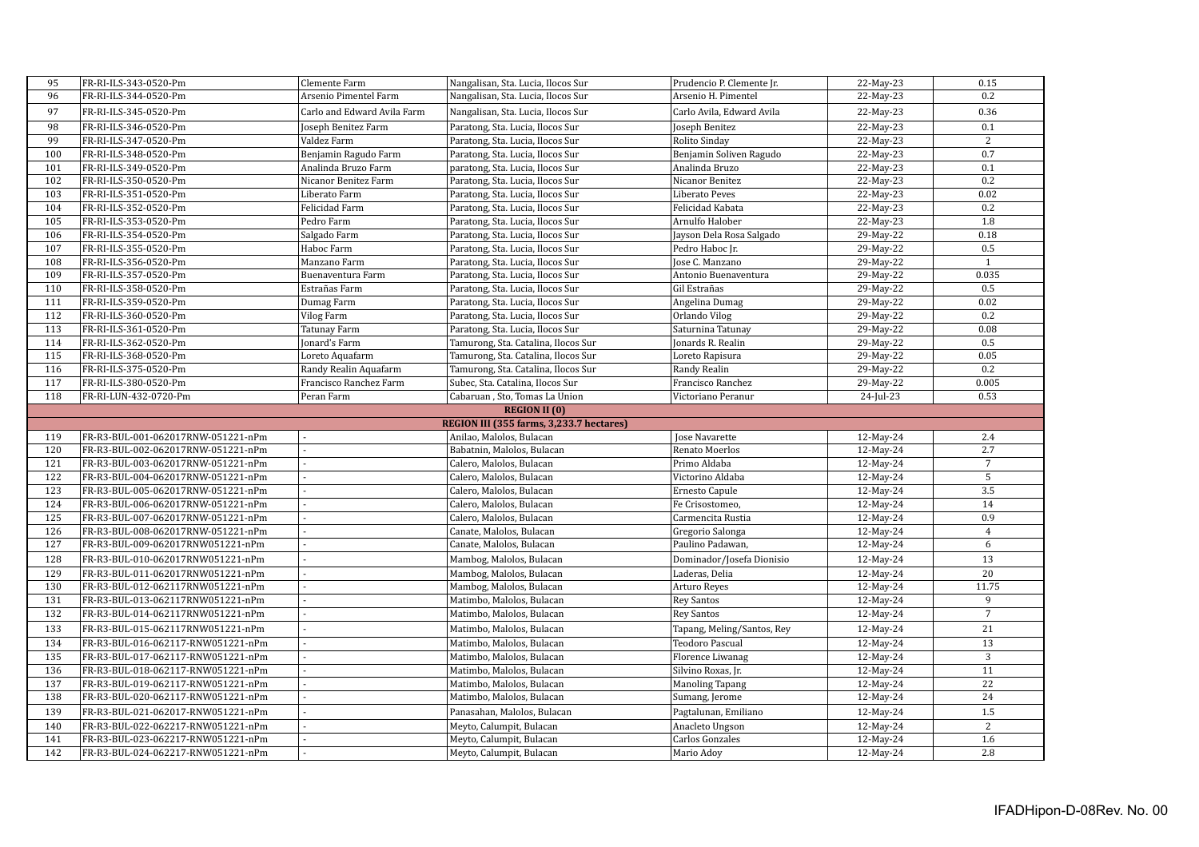| 95 | FR-RI-ILS-343-0520-Pm | Clemente Farm | Nangalisan, Sta. Lucia, Ilocos Sur | Prudencio P. Clemente Jr. | 22-May-23 | 0.15 |
|---|---|---|---|---|---|---|
| 96 | FR-RI-ILS-344-0520-Pm | Arsenio Pimentel Farm | Nangalisan, Sta. Lucia, Ilocos Sur | Arsenio H. Pimentel | 22-May-23 | 0.2 |
| 97 | FR-RI-ILS-345-0520-Pm | Carlo and Edward Avila Farm | Nangalisan, Sta. Lucia, Ilocos Sur | Carlo Avila, Edward Avila | 22-May-23 | 0.36 |
| 98 | FR-RI-ILS-346-0520-Pm | Joseph Benitez Farm | Paratong, Sta. Lucia, Ilocos Sur | Joseph Benitez | 22-May-23 | 0.1 |
| 99 | FR-RI-ILS-347-0520-Pm | Valdez Farm | Paratong, Sta. Lucia, Ilocos Sur | Rolito Sinday | 22-May-23 | 2 |
| 100 | FR-RI-ILS-348-0520-Pm | Benjamin Ragudo Farm | Paratong, Sta. Lucia, Ilocos Sur | Benjamin Soliven Ragudo | 22-May-23 | 0.7 |
| 101 | FR-RI-ILS-349-0520-Pm | Analinda Bruzo Farm | paratong, Sta. Lucia, Ilocos Sur | Analinda Bruzo | 22-May-23 | 0.1 |
| 102 | FR-RI-ILS-350-0520-Pm | Nicanor Benitez Farm | Paratong, Sta. Lucia, Ilocos Sur | Nicanor Benitez | 22-May-23 | 0.2 |
| 103 | FR-RI-ILS-351-0520-Pm | Liberato Farm | Paratong, Sta. Lucia, Ilocos Sur | Liberato Peves | 22-May-23 | 0.02 |
| 104 | FR-RI-ILS-352-0520-Pm | Felicidad Farm | Paratong, Sta. Lucia, Ilocos Sur | Felicidad Kabata | 22-May-23 | 0.2 |
| 105 | FR-RI-ILS-353-0520-Pm | Pedro Farm | Paratong, Sta. Lucia, Ilocos Sur | Arnulfo Halober | 22-May-23 | 1.8 |
| 106 | FR-RI-ILS-354-0520-Pm | Salgado Farm | Paratong, Sta. Lucia, Ilocos Sur | Jayson Dela Rosa Salgado | 29-May-22 | 0.18 |
| 107 | FR-RI-ILS-355-0520-Pm | Haboc Farm | Paratong, Sta. Lucia, Ilocos Sur | Pedro Haboc Jr. | 29-May-22 | 0.5 |
| 108 | FR-RI-ILS-356-0520-Pm | Manzano Farm | Paratong, Sta. Lucia, Ilocos Sur | Jose C. Manzano | 29-May-22 | 1 |
| 109 | FR-RI-ILS-357-0520-Pm | Buenaventura Farm | Paratong, Sta. Lucia, Ilocos Sur | Antonio Buenaventura | 29-May-22 | 0.035 |
| 110 | FR-RI-ILS-358-0520-Pm | Estrañas Farm | Paratong, Sta. Lucia, Ilocos Sur | Gil Estrañas | 29-May-22 | 0.5 |
| 111 | FR-RI-ILS-359-0520-Pm | Dumag Farm | Paratong, Sta. Lucia, Ilocos Sur | Angelina Dumag | 29-May-22 | 0.02 |
| 112 | FR-RI-ILS-360-0520-Pm | Vilog Farm | Paratong, Sta. Lucia, Ilocos Sur | Orlando Vilog | 29-May-22 | 0.2 |
| 113 | FR-RI-ILS-361-0520-Pm | Tatunay Farm | Paratong, Sta. Lucia, Ilocos Sur | Saturnina Tatunay | 29-May-22 | 0.08 |
| 114 | FR-RI-ILS-362-0520-Pm | Jonard's Farm | Tamurong, Sta. Catalina, Ilocos Sur | Jonards R. Realin | 29-May-22 | 0.5 |
| 115 | FR-RI-ILS-368-0520-Pm | Loreto Aquafarm | Tamurong, Sta. Catalina, Ilocos Sur | Loreto Rapisura | 29-May-22 | 0.05 |
| 116 | FR-RI-ILS-375-0520-Pm | Randy Realin Aquafarm | Tamurong, Sta. Catalina, Ilocos Sur | Randy Realin | 29-May-22 | 0.2 |
| 117 | FR-RI-ILS-380-0520-Pm | Francisco Ranchez Farm | Subec, Sta. Catalina, Ilocos Sur | Francisco Ranchez | 29-May-22 | 0.005 |
| 118 | FR-RI-LUN-432-0720-Pm | Peran Farm | Cabaruan , Sto, Tomas La Union | Victoriano Peranur | 24-Jul-23 | 0.53 |
| | | | **REGION II (0)** | | | |
| | | | **REGION III (355 farms, 3,233.7 hectares)** | | | |
| 119 | FR-R3-BUL-001-062017RNW-051221-nPm | - | Anilao, Malolos, Bulacan | Jose Navarette | 12-May-24 | 2.4 |
| 120 | FR-R3-BUL-002-062017RNW-051221-nPm | - | Babatnin, Malolos, Bulacan | Renato Moerlos | 12-May-24 | 2.7 |
| 121 | FR-R3-BUL-003-062017RNW-051221-nPm | - | Calero, Malolos, Bulacan | Primo Aldaba | 12-May-24 | 7 |
| 122 | FR-R3-BUL-004-062017RNW-051221-nPm | - | Calero, Malolos, Bulacan | Victorino Aldaba | 12-May-24 | 5 |
| 123 | FR-R3-BUL-005-062017RNW-051221-nPm | - | Calero, Malolos, Bulacan | Ernesto Capule | 12-May-24 | 3.5 |
| 124 | FR-R3-BUL-006-062017RNW-051221-nPm | - | Calero, Malolos, Bulacan | Fe Crisostomeo, | 12-May-24 | 14 |
| 125 | FR-R3-BUL-007-062017RNW-051221-nPm | - | Calero, Malolos, Bulacan | Carmencita Rustia | 12-May-24 | 0.9 |
| 126 | FR-R3-BUL-008-062017RNW-051221-nPm | - | Canate, Malolos, Bulacan | Gregorio Salonga | 12-May-24 | 4 |
| 127 | FR-R3-BUL-009-062017RNW051221-nPm | - | Canate, Malolos, Bulacan | Paulino Padawan, | 12-May-24 | 6 |
| 128 | FR-R3-BUL-010-062017RNW051221-nPm | - | Mambog, Malolos, Bulacan | Dominador/Josefa Dionisio | 12-May-24 | 13 |
| 129 | FR-R3-BUL-011-062017RNW051221-nPm | - | Mambog, Malolos, Bulacan | Laderas, Delia | 12-May-24 | 20 |
| 130 | FR-R3-BUL-012-062117RNW051221-nPm | - | Mambog, Malolos, Bulacan | Arturo Reyes | 12-May-24 | 11.75 |
| 131 | FR-R3-BUL-013-062117RNW051221-nPm | - | Matimbo, Malolos, Bulacan | Rey Santos | 12-May-24 | 9 |
| 132 | FR-R3-BUL-014-062117RNW051221-nPm | - | Matimbo, Malolos, Bulacan | Rey Santos | 12-May-24 | 7 |
| 133 | FR-R3-BUL-015-062117RNW051221-nPm | - | Matimbo, Malolos, Bulacan | Tapang, Meling/Santos, Rey | 12-May-24 | 21 |
| 134 | FR-R3-BUL-016-062117-RNW051221-nPm | - | Matimbo, Malolos, Bulacan | Teodoro Pascual | 12-May-24 | 13 |
| 135 | FR-R3-BUL-017-062117-RNW051221-nPm | - | Matimbo, Malolos, Bulacan | Florence Liwanag | 12-May-24 | 3 |
| 136 | FR-R3-BUL-018-062117-RNW051221-nPm | - | Matimbo, Malolos, Bulacan | Silvino Roxas, Jr. | 12-May-24 | 11 |
| 137 | FR-R3-BUL-019-062117-RNW051221-nPm | - | Matimbo, Malolos, Bulacan | Manoling Tapang | 12-May-24 | 22 |
| 138 | FR-R3-BUL-020-062117-RNW051221-nPm | - | Matimbo, Malolos, Bulacan | Sumang, Jerome | 12-May-24 | 24 |
| 139 | FR-R3-BUL-021-062017-RNW051221-nPm | - | Panasahan, Malolos, Bulacan | Pagtalunan, Emiliano | 12-May-24 | 1.5 |
| 140 | FR-R3-BUL-022-062217-RNW051221-nPm | - | Meyto, Calumpit, Bulacan | Anacleto Ungson | 12-May-24 | 2 |
| 141 | FR-R3-BUL-023-062217-RNW051221-nPm | - | Meyto, Calumpit, Bulacan | Carlos Gonzales | 12-May-24 | 1.6 |
| 142 | FR-R3-BUL-024-062217-RNW051221-nPm | - | Meyto, Calumpit, Bulacan | Mario Adoy | 12-May-24 | 2.8 |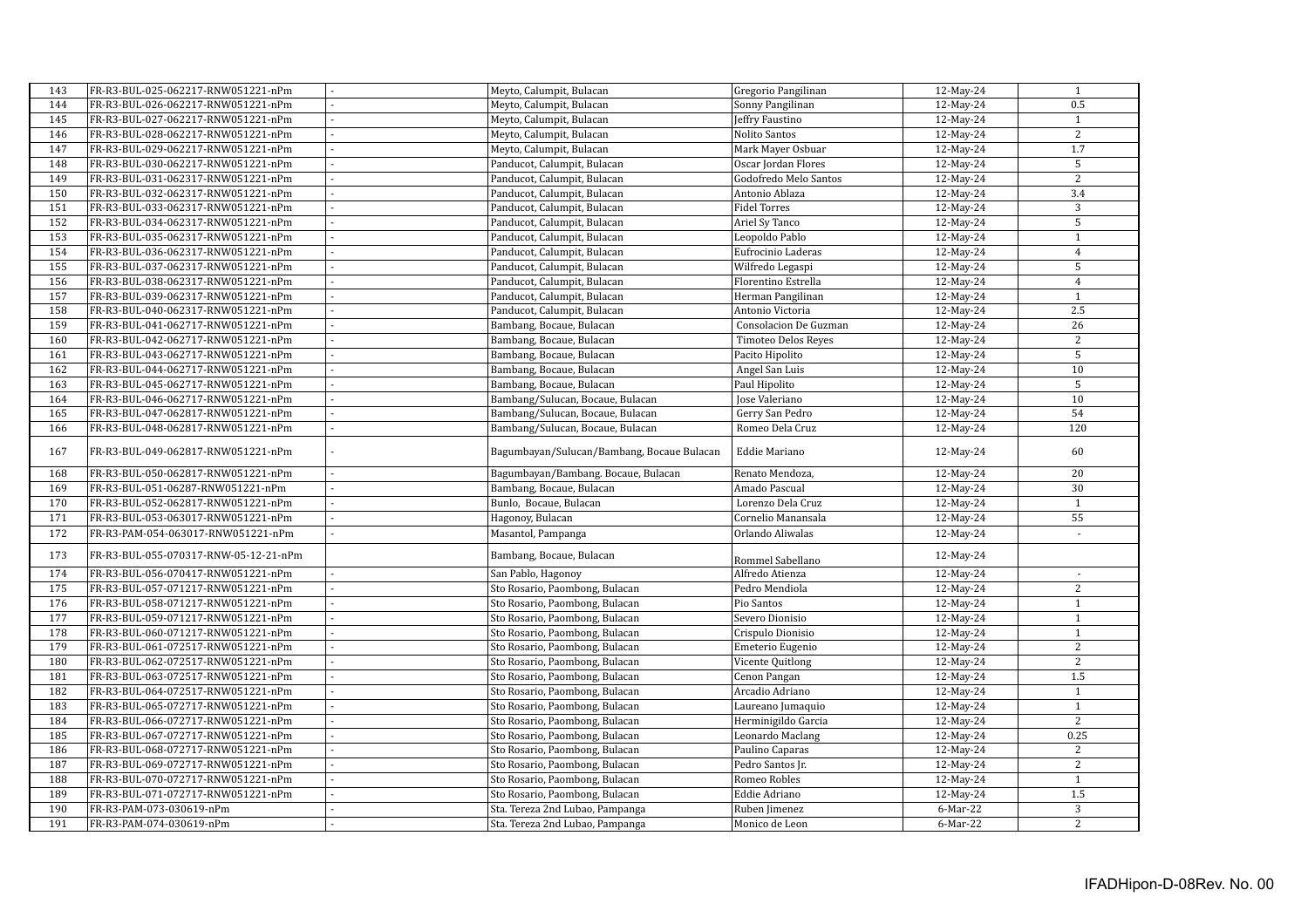| 143 | FR-R3-BUL-025-062217-RNW051221-nPm | - | Meyto, Calumpit, Bulacan | Gregorio Pangilinan | 12-May-24 | 1 |
|---|---|---|---|---|---|---|
| 144 | FR-R3-BUL-026-062217-RNW051221-nPm | - | Meyto, Calumpit, Bulacan | Sonny Pangilinan | 12-May-24 | 0.5 |
| 145 | FR-R3-BUL-027-062217-RNW051221-nPm | - | Meyto, Calumpit, Bulacan | Jeffry Faustino | 12-May-24 | 1 |
| 146 | FR-R3-BUL-028-062217-RNW051221-nPm | - | Meyto, Calumpit, Bulacan | Nolito Santos | 12-May-24 | 2 |
| 147 | FR-R3-BUL-029-062217-RNW051221-nPm | - | Meyto, Calumpit, Bulacan | Mark Mayer Osbuar | 12-May-24 | 1.7 |
| 148 | FR-R3-BUL-030-062217-RNW051221-nPm | - | Panducot, Calumpit, Bulacan | Oscar Jordan Flores | 12-May-24 | 5 |
| 149 | FR-R3-BUL-031-062317-RNW051221-nPm | - | Panducot, Calumpit, Bulacan | Godofredo Melo Santos | 12-May-24 | 2 |
| 150 | FR-R3-BUL-032-062317-RNW051221-nPm | - | Panducot, Calumpit, Bulacan | Antonio Ablaza | 12-May-24 | 3.4 |
| 151 | FR-R3-BUL-033-062317-RNW051221-nPm | - | Panducot, Calumpit, Bulacan | Fidel Torres | 12-May-24 | 3 |
| 152 | FR-R3-BUL-034-062317-RNW051221-nPm | - | Panducot, Calumpit, Bulacan | Ariel Sy Tanco | 12-May-24 | 5 |
| 153 | FR-R3-BUL-035-062317-RNW051221-nPm | - | Panducot, Calumpit, Bulacan | Leopoldo Pablo | 12-May-24 | 1 |
| 154 | FR-R3-BUL-036-062317-RNW051221-nPm | - | Panducot, Calumpit, Bulacan | Eufrocinio Laderas | 12-May-24 | 4 |
| 155 | FR-R3-BUL-037-062317-RNW051221-nPm | - | Panducot, Calumpit, Bulacan | Wilfredo Legaspi | 12-May-24 | 5 |
| 156 | FR-R3-BUL-038-062317-RNW051221-nPm | - | Panducot, Calumpit, Bulacan | Florentino Estrella | 12-May-24 | 4 |
| 157 | FR-R3-BUL-039-062317-RNW051221-nPm | - | Panducot, Calumpit, Bulacan | Herman Pangilinan | 12-May-24 | 1 |
| 158 | FR-R3-BUL-040-062317-RNW051221-nPm | - | Panducot, Calumpit, Bulacan | Antonio Victoria | 12-May-24 | 2.5 |
| 159 | FR-R3-BUL-041-062717-RNW051221-nPm | - | Bambang, Bocaue, Bulacan | Consolacion De Guzman | 12-May-24 | 26 |
| 160 | FR-R3-BUL-042-062717-RNW051221-nPm | - | Bambang, Bocaue, Bulacan | Timoteo Delos Reyes | 12-May-24 | 2 |
| 161 | FR-R3-BUL-043-062717-RNW051221-nPm | - | Bambang, Bocaue, Bulacan | Pacito Hipolito | 12-May-24 | 5 |
| 162 | FR-R3-BUL-044-062717-RNW051221-nPm | - | Bambang, Bocaue, Bulacan | Angel San Luis | 12-May-24 | 10 |
| 163 | FR-R3-BUL-045-062717-RNW051221-nPm | - | Bambang, Bocaue, Bulacan | Paul Hipolito | 12-May-24 | 5 |
| 164 | FR-R3-BUL-046-062717-RNW051221-nPm | - | Bambang/Sulucan, Bocaue, Bulacan | Jose Valeriano | 12-May-24 | 10 |
| 165 | FR-R3-BUL-047-062817-RNW051221-nPm | - | Bambang/Sulucan, Bocaue, Bulacan | Gerry San Pedro | 12-May-24 | 54 |
| 166 | FR-R3-BUL-048-062817-RNW051221-nPm | - | Bambang/Sulucan, Bocaue, Bulacan | Romeo Dela Cruz | 12-May-24 | 120 |
| 167 | FR-R3-BUL-049-062817-RNW051221-nPm | - | Bagumbayan/Sulucan/Bambang, Bocaue Bulacan | Eddie Mariano | 12-May-24 | 60 |
| 168 | FR-R3-BUL-050-062817-RNW051221-nPm | - | Bagumbayan/Bambang. Bocaue, Bulacan | Renato Mendoza, | 12-May-24 | 20 |
| 169 | FR-R3-BUL-051-06287-RNW051221-nPm | - | Bambang, Bocaue, Bulacan | Amado Pascual | 12-May-24 | 30 |
| 170 | FR-R3-BUL-052-062817-RNW051221-nPm | - | Bunlo, Bocaue, Bulacan | Lorenzo Dela Cruz | 12-May-24 | 1 |
| 171 | FR-R3-BUL-053-063017-RNW051221-nPm | - | Hagonoy, Bulacan | Cornelio Manansala | 12-May-24 | 55 |
| 172 | FR-R3-PAM-054-063017-RNW051221-nPm | - | Masantol, Pampanga | Orlando Aliwalas | 12-May-24 | - |
| 173 | FR-R3-BUL-055-070317-RNW-05-12-21-nPm | | Bambang, Bocaue, Bulacan | Rommel Sabellano | 12-May-24 | |
| 174 | FR-R3-BUL-056-070417-RNW051221-nPm | - | San Pablo, Hagonoy | Alfredo Atienza | 12-May-24 | - |
| 175 | FR-R3-BUL-057-071217-RNW051221-nPm | - | Sto Rosario, Paombong, Bulacan | Pedro Mendiola | 12-May-24 | 2 |
| 176 | FR-R3-BUL-058-071217-RNW051221-nPm | - | Sto Rosario, Paombong, Bulacan | Pio Santos | 12-May-24 | 1 |
| 177 | FR-R3-BUL-059-071217-RNW051221-nPm | - | Sto Rosario, Paombong, Bulacan | Severo Dionisio | 12-May-24 | 1 |
| 178 | FR-R3-BUL-060-071217-RNW051221-nPm | - | Sto Rosario, Paombong, Bulacan | Crispulo Dionisio | 12-May-24 | 1 |
| 179 | FR-R3-BUL-061-072517-RNW051221-nPm | - | Sto Rosario, Paombong, Bulacan | Emeterio Eugenio | 12-May-24 | 2 |
| 180 | FR-R3-BUL-062-072517-RNW051221-nPm | - | Sto Rosario, Paombong, Bulacan | Vicente Quitlong | 12-May-24 | 2 |
| 181 | FR-R3-BUL-063-072517-RNW051221-nPm | - | Sto Rosario, Paombong, Bulacan | Cenon Pangan | 12-May-24 | 1.5 |
| 182 | FR-R3-BUL-064-072517-RNW051221-nPm | - | Sto Rosario, Paombong, Bulacan | Arcadio Adriano | 12-May-24 | 1 |
| 183 | FR-R3-BUL-065-072717-RNW051221-nPm | - | Sto Rosario, Paombong, Bulacan | Laureano Jumaquio | 12-May-24 | 1 |
| 184 | FR-R3-BUL-066-072717-RNW051221-nPm | - | Sto Rosario, Paombong, Bulacan | Herminigildo Garcia | 12-May-24 | 2 |
| 185 | FR-R3-BUL-067-072717-RNW051221-nPm | - | Sto Rosario, Paombong, Bulacan | Leonardo Maclang | 12-May-24 | 0.25 |
| 186 | FR-R3-BUL-068-072717-RNW051221-nPm | - | Sto Rosario, Paombong, Bulacan | Paulino Caparas | 12-May-24 | 2 |
| 187 | FR-R3-BUL-069-072717-RNW051221-nPm | - | Sto Rosario, Paombong, Bulacan | Pedro Santos Jr. | 12-May-24 | 2 |
| 188 | FR-R3-BUL-070-072717-RNW051221-nPm | - | Sto Rosario, Paombong, Bulacan | Romeo Robles | 12-May-24 | 1 |
| 189 | FR-R3-BUL-071-072717-RNW051221-nPm | - | Sto Rosario, Paombong, Bulacan | Eddie Adriano | 12-May-24 | 1.5 |
| 190 | FR-R3-PAM-073-030619-nPm | - | Sta. Tereza 2nd Lubao, Pampanga | Ruben Jimenez | 6-Mar-22 | 3 |
| 191 | FR-R3-PAM-074-030619-nPm | - | Sta. Tereza 2nd Lubao, Pampanga | Monico de Leon | 6-Mar-22 | 2 |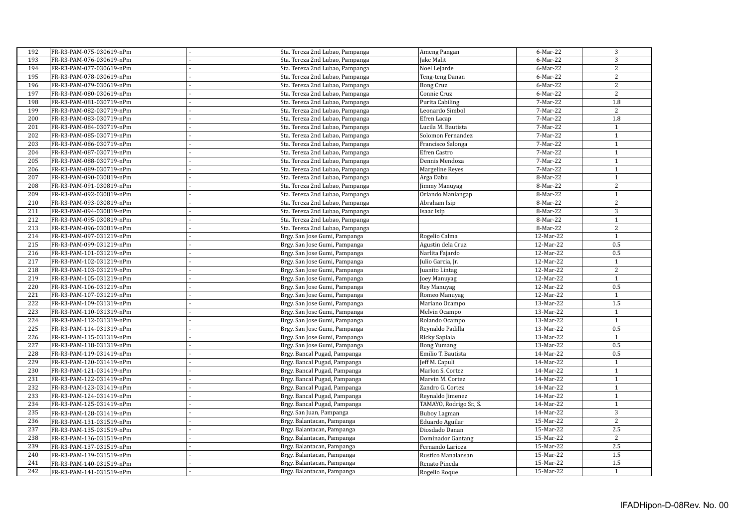| | | | | | | |
|---|---|---|---|---|---|---|
| 192 | FR-R3-PAM-075-030619-nPm | - | Sta. Tereza 2nd Lubao, Pampanga | Ameng Pangan | 6-Mar-22 | 3 |
| 193 | FR-R3-PAM-076-030619-nPm | - | Sta. Tereza 2nd Lubao, Pampanga | Jake Malit | 6-Mar-22 | 3 |
| 194 | FR-R3-PAM-077-030619-nPm | - | Sta. Tereza 2nd Lubao, Pampanga | Noel Lejarde | 6-Mar-22 | 2 |
| 195 | FR-R3-PAM-078-030619-nPm | - | Sta. Tereza 2nd Lubao, Pampanga | Teng-teng Danan | 6-Mar-22 | 2 |
| 196 | FR-R3-PAM-079-030619-nPm | - | Sta. Tereza 2nd Lubao, Pampanga | Bong Cruz | 6-Mar-22 | 2 |
| 197 | FR-R3-PAM-080-030619-nPm | - | Sta. Tereza 2nd Lubao, Pampanga | Connie Cruz | 6-Mar-22 | 2 |
| 198 | FR-R3-PAM-081-030719-nPm | - | Sta. Tereza 2nd Lubao, Pampanga | Purita Cabiling | 7-Mar-22 | 1.8 |
| 199 | FR-R3-PAM-082-030719-nPm | - | Sta. Tereza 2nd Lubao, Pampanga | Leonardo Simbol | 7-Mar-22 | 2 |
| 200 | FR-R3-PAM-083-030719-nPm | - | Sta. Tereza 2nd Lubao, Pampanga | Efren Lacap | 7-Mar-22 | 1.8 |
| 201 | FR-R3-PAM-084-030719-nPm | - | Sta. Tereza 2nd Lubao, Pampanga | Lucila M. Bautista | 7-Mar-22 | 1 |
| 202 | FR-R3-PAM-085-030719-nPm | - | Sta. Tereza 2nd Lubao, Pampanga | Solomon Fernandez | 7-Mar-22 | 1 |
| 203 | FR-R3-PAM-086-030719-nPm | - | Sta. Tereza 2nd Lubao, Pampanga | Francisco Salonga | 7-Mar-22 | 1 |
| 204 | FR-R3-PAM-087-030719-nPm | - | Sta. Tereza 2nd Lubao, Pampanga | Efren Castro | 7-Mar-22 | 1 |
| 205 | FR-R3-PAM-088-030719-nPm | - | Sta. Tereza 2nd Lubao, Pampanga | Dennis Mendoza | 7-Mar-22 | 1 |
| 206 | FR-R3-PAM-089-030719-nPm | - | Sta. Tereza 2nd Lubao, Pampanga | Margeline Reyes | 7-Mar-22 | 1 |
| 207 | FR-R3-PAM-090-030819-nPm | - | Sta. Tereza 2nd Lubao, Pampanga | Arga Dabu | 8-Mar-22 | 1 |
| 208 | FR-R3-PAM-091-030819-nPm | - | Sta. Tereza 2nd Lubao, Pampanga | Jimmy Manuyag | 8-Mar-22 | 2 |
| 209 | FR-R3-PAM-092-030819-nPm | - | Sta. Tereza 2nd Lubao, Pampanga | Orlando Maniangap | 8-Mar-22 | 1 |
| 210 | FR-R3-PAM-093-030819-nPm | - | Sta. Tereza 2nd Lubao, Pampanga | Abraham Isip | 8-Mar-22 | 2 |
| 211 | FR-R3-PAM-094-030819-nPm | - | Sta. Tereza 2nd Lubao, Pampanga | Isaac Isip | 8-Mar-22 | 3 |
| 212 | FR-R3-PAM-095-030819-nPm | - | Sta. Tereza 2nd Lubao, Pampanga | | 8-Mar-22 | 1 |
| 213 | FR-R3-PAM-096-030819-nPm | - | Sta. Tereza 2nd Lubao, Pampanga | | 8-Mar-22 | 2 |
| 214 | FR-R3-PAM-097-031219-nPm | - | Brgy. San Jose Gumi, Pampanga | Rogelio Calma | 12-Mar-22 | 1 |
| 215 | FR-R3-PAM-099-031219-nPm | - | Brgy. San Jose Gumi, Pampanga | Agustin dela Cruz | 12-Mar-22 | 0.5 |
| 216 | FR-R3-PAM-101-031219-nPm | - | Brgy. San Jose Gumi, Pampanga | Narlita Fajardo | 12-Mar-22 | 0.5 |
| 217 | FR-R3-PAM-102-031219-nPm | - | Brgy. San Jose Gumi, Pampanga | Julio Garcia, Jr. | 12-Mar-22 | 1 |
| 218 | FR-R3-PAM-103-031219-nPm | - | Brgy. San Jose Gumi, Pampanga | Juanito Lintag | 12-Mar-22 | 2 |
| 219 | FR-R3-PAM-105-031219-nPm | - | Brgy. San Jose Gumi, Pampanga | Joey Manuyag | 12-Mar-22 | 1 |
| 220 | FR-R3-PAM-106-031219-nPm | - | Brgy. San Jose Gumi, Pampanga | Rey Manuyag | 12-Mar-22 | 0.5 |
| 221 | FR-R3-PAM-107-031219-nPm | - | Brgy. San Jose Gumi, Pampanga | Romeo Manuyag | 12-Mar-22 | 1 |
| 222 | FR-R3-PAM-109-031319-nPm | - | Brgy. San Jose Gumi, Pampanga | Mariano Ocampo | 13-Mar-22 | 1.5 |
| 223 | FR-R3-PAM-110-031319-nPm | - | Brgy. San Jose Gumi, Pampanga | Melvin Ocampo | 13-Mar-22 | 1 |
| 224 | FR-R3-PAM-112-031319-nPm | - | Brgy. San Jose Gumi, Pampanga | Rolando Ocampo | 13-Mar-22 | 1 |
| 225 | FR-R3-PAM-114-031319-nPm | - | Brgy. San Jose Gumi, Pampanga | Reynaldo Padilla | 13-Mar-22 | 0.5 |
| 226 | FR-R3-PAM-115-031319-nPm | - | Brgy. San Jose Gumi, Pampanga | Ricky Saplala | 13-Mar-22 | 1 |
| 227 | FR-R3-PAM-118-031319-nPm | - | Brgy. San Jose Gumi, Pampanga | Bong Yumang | 13-Mar-22 | 0.5 |
| 228 | FR-R3-PAM-119-031419-nPm | - | Brgy. Bancal Pugad, Pampanga | Emilio T. Bautista | 14-Mar-22 | 0.5 |
| 229 | FR-R3-PAM-120-031419-nPm | - | Brgy. Bancal Pugad, Pampanga | Jeff M. Capuli | 14-Mar-22 | 1 |
| 230 | FR-R3-PAM-121-031419-nPm | - | Brgy. Bancal Pugad, Pampanga | Marlon S. Cortez | 14-Mar-22 | 1 |
| 231 | FR-R3-PAM-122-031419-nPm | - | Brgy. Bancal Pugad, Pampanga | Marvin M. Cortez | 14-Mar-22 | 1 |
| 232 | FR-R3-PAM-123-031419-nPm | - | Brgy. Bancal Pugad, Pampanga | Zandro G. Cortez | 14-Mar-22 | 1 |
| 233 | FR-R3-PAM-124-031419-nPm | - | Brgy. Bancal Pugad, Pampanga | Reynaldo Jimenez | 14-Mar-22 | 1 |
| 234 | FR-R3-PAM-125-031419-nPm | - | Brgy. Bancal Pugad, Pampanga | TAMAYO, Rodrigo Sr., S. | 14-Mar-22 | 1 |
| 235 | FR-R3-PAM-128-031419-nPm | - | Brgy. San Juan, Pampanga | Buboy Lagman | 14-Mar-22 | 3 |
| 236 | FR-R3-PAM-131-031519-nPm | - | Brgy. Balantacan, Pampanga | Eduardo Aguilar | 15-Mar-22 | 2 |
| 237 | FR-R3-PAM-135-031519-nPm | - | Brgy. Balantacan, Pampanga | Diosdado Danan | 15-Mar-22 | 2.5 |
| 238 | FR-R3-PAM-136-031519-nPm | - | Brgy. Balantacan, Pampanga | Dominador Gantang | 15-Mar-22 | 2 |
| 239 | FR-R3-PAM-137-031519-nPm | - | Brgy. Balantacan, Pampanga | Fernando Larioza | 15-Mar-22 | 2.5 |
| 240 | FR-R3-PAM-139-031519-nPm | - | Brgy. Balantacan, Pampanga | Rustico Manalansan | 15-Mar-22 | 1.5 |
| 241 | FR-R3-PAM-140-031519-nPm | - | Brgy. Balantacan, Pampanga | Renato Pineda | 15-Mar-22 | 1.5 |
| 242 | FR-R3-PAM-141-031519-nPm | - | Brgy. Balantacan, Pampanga | Rogelio Roque | 15-Mar-22 | 1 |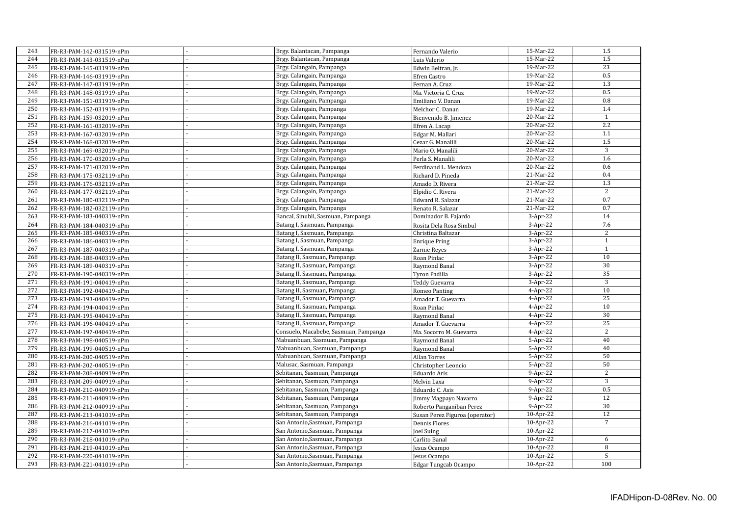| | | | | | | |
|---|---|---|---|---|---|---|
| 243 | FR-R3-PAM-142-031519-nPm | - | Brgy. Balantacan, Pampanga | Fernando Valerio | 15-Mar-22 | 1.5 |
| 244 | FR-R3-PAM-143-031519-nPm | - | Brgy. Balantacan, Pampanga | Luis Valerio | 15-Mar-22 | 1.5 |
| 245 | FR-R3-PAM-145-031919-nPm | - | Brgy. Calangain, Pampanga | Edwin Beltran, Jr. | 19-Mar-22 | 23 |
| 246 | FR-R3-PAM-146-031919-nPm | - | Brgy. Calangain, Pampanga | Efren Castro | 19-Mar-22 | 0.5 |
| 247 | FR-R3-PAM-147-031919-nPm | - | Brgy. Calangain, Pampanga | Fernan A. Cruz | 19-Mar-22 | 1.3 |
| 248 | FR-R3-PAM-148-031919-nPm | - | Brgy. Calangain, Pampanga | Ma. Victoria C. Cruz | 19-Mar-22 | 0.5 |
| 249 | FR-R3-PAM-151-031919-nPm | - | Brgy. Calangain, Pampanga | Emiliano V. Danan | 19-Mar-22 | 0.8 |
| 250 | FR-R3-PAM-152-031919-nPm | - | Brgy. Calangain, Pampanga | Melchor C. Danan | 19-Mar-22 | 1.4 |
| 251 | FR-R3-PAM-159-032019-nPm | - | Brgy. Calangain, Pampanga | Bienvenido B. Jimenez | 20-Mar-22 | 1 |
| 252 | FR-R3-PAM-161-032019-nPm | - | Brgy. Calangain, Pampanga | Efren A. Lacap | 20-Mar-22 | 2.2 |
| 253 | FR-R3-PAM-167-032019-nPm | - | Brgy. Calangain, Pampanga | Edgar M. Mallari | 20-Mar-22 | 1.1 |
| 254 | FR-R3-PAM-168-032019-nPm | - | Brgy. Calangain, Pampanga | Cezar G. Manalili | 20-Mar-22 | 1.5 |
| 255 | FR-R3-PAM-169-032019-nPm | - | Brgy. Calangain, Pampanga | Mario O. Manalili | 20-Mar-22 | 3 |
| 256 | FR-R3-PAM-170-032019-nPm | - | Brgy. Calangain, Pampanga | Perla S. Manalili | 20-Mar-22 | 1.6 |
| 257 | FR-R3-PAM-171-032019-nPm | - | Brgy. Calangain, Pampanga | Ferdinand L. Mendoza | 20-Mar-22 | 0.6 |
| 258 | FR-R3-PAM-175-032119-nPm | - | Brgy. Calangain, Pampanga | Richard D. Pineda | 21-Mar-22 | 0.4 |
| 259 | FR-R3-PAM-176-032119-nPm | - | Brgy. Calangain, Pampanga | Amado D. Rivera | 21-Mar-22 | 1.3 |
| 260 | FR-R3-PAM-177-032119-nPm | - | Brgy. Calangain, Pampanga | Elpidio C. Rivera | 21-Mar-22 | 2 |
| 261 | FR-R3-PAM-180-032119-nPm | - | Brgy. Calangain, Pampanga | Edward R. Salazar | 21-Mar-22 | 0.7 |
| 262 | FR-R3-PAM-182-032119-nPm | - | Brgy. Calangain, Pampanga | Renato R. Salazar | 21-Mar-22 | 0.7 |
| 263 | FR-R3-PAM-183-040319-nPm | - | Bancal, Sinubli, Sasmuan, Pampanga | Dominador B. Fajardo | 3-Apr-22 | 14 |
| 264 | FR-R3-PAM-184-040319-nPm | - | Batang I, Sasmuan, Pampanga | Rosita Dela Rosa Simbul | 3-Apr-22 | 7.6 |
| 265 | FR-R3-PAM-185-040319-nPm | - | Batang I, Sasmuan, Pampanga | Christina Baltazar | 3-Apr-22 | 2 |
| 266 | FR-R3-PAM-186-040319-nPm | - | Batang I, Sasmuan, Pampanga | Enrique Pring | 3-Apr-22 | 1 |
| 267 | FR-R3-PAM-187-040319-nPm | - | Batang I, Sasmuan, Pampanga | Zarnie Reyes | 3-Apr-22 | 1 |
| 268 | FR-R3-PAM-188-040319-nPm | - | Batang II, Sasmuan, Pampanga | Roan Pinlac | 3-Apr-22 | 10 |
| 269 | FR-R3-PAM-189-040319-nPm | - | Batang II, Sasmuan, Pampanga | Raymond Banal | 3-Apr-22 | 30 |
| 270 | FR-R3-PAM-190-040319-nPm | - | Batang II, Sasmuan, Pampanga | Tyron Padilla | 3-Apr-22 | 35 |
| 271 | FR-R3-PAM-191-040419-nPm | - | Batang II, Sasmuan, Pampanga | Teddy Guevarra | 3-Apr-22 | 3 |
| 272 | FR-R3-PAM-192-040419-nPm | - | Batang II, Sasmuan, Pampanga | Romeo Panting | 4-Apr-22 | 10 |
| 273 | FR-R3-PAM-193-040419-nPm | - | Batang II, Sasmuan, Pampanga | Amador T. Guevarra | 4-Apr-22 | 25 |
| 274 | FR-R3-PAM-194-040419-nPm | - | Batang II, Sasmuan, Pampanga | Roan Pinlac | 4-Apr-22 | 10 |
| 275 | FR-R3-PAM-195-040419-nPm | - | Batang II, Sasmuan, Pampanga | Raymond Banal | 4-Apr-22 | 30 |
| 276 | FR-R3-PAM-196-040419-nPm | - | Batang II, Sasmuan, Pampanga | Amador T. Guevarra | 4-Apr-22 | 25 |
| 277 | FR-R3-PAM-197-040419-nPm | - | Consuelo, Macabebe, Sasmuan, Pampanga | Ma. Socorro M. Guevarra | 4-Apr-22 | 2 |
| 278 | FR-R3-PAM-198-040519-nPm | - | Mabuanbuan, Sasmuan, Pampanga | Raymond Banal | 5-Apr-22 | 40 |
| 279 | FR-R3-PAM-199-040519-nPm | - | Mabuanbuan, Sasmuan, Pampanga | Raymond Banal | 5-Apr-22 | 40 |
| 280 | FR-R3-PAM-200-040519-nPm | - | Mabuanbuan, Sasmuan, Pampanga | Allan Torres | 5-Apr-22 | 50 |
| 281 | FR-R3-PAM-202-040519-nPm | - | Malusac, Sasmuan, Pampanga | Christopher Leoncio | 5-Apr-22 | 50 |
| 282 | FR-R3-PAM-208-040919-nPm | - | Sebitanan, Sasmuan, Pampanga | Eduardo Aris | 9-Apr-22 | 2 |
| 283 | FR-R3-PAM-209-040919-nPm | - | Sebitanan, Sasmuan, Pampanga | Melvin Laxa | 9-Apr-22 | 3 |
| 284 | FR-R3-PAM-210-040919-nPm | - | Sebitanan, Sasmuan, Pampanga | Eduardo C. Asis | 9-Apr-22 | 0.5 |
| 285 | FR-R3-PAM-211-040919-nPm | - | Sebitanan, Sasmuan, Pampanga | Jimmy Magpayo Navarro | 9-Apr-22 | 12 |
| 286 | FR-R3-PAM-212-040919-nPm | - | Sebitanan, Sasmuan, Pampanga | Roberto Panganiban Perez | 9-Apr-22 | 30 |
| 287 | FR-R3-PAM-213-041019-nPm | - | Sebitanan, Sasmuan, Pampanga | Susan Perez Figuroa (operator) | 10-Apr-22 | 12 |
| 288 | FR-R3-PAM-216-041019-nPm | - | San Antonio,Sasmuan, Pampanga | Dennis Flores | 10-Apr-22 | 7 |
| 289 | FR-R3-PAM-217-041019-nPm | - | San Antonio,Sasmuan, Pampanga | Joel Suing | 10-Apr-22 | |
| 290 | FR-R3-PAM-218-041019-nPm | - | San Antonio,Sasmuan, Pampanga | Carlito Banal | 10-Apr-22 | 6 |
| 291 | FR-R3-PAM-219-041019-nPm | - | San Antonio,Sasmuan, Pampanga | Jesus Ocampo | 10-Apr-22 | 8 |
| 292 | FR-R3-PAM-220-041019-nPm | - | San Antonio,Sasmuan, Pampanga | Jesus Ocampo | 10-Apr-22 | 5 |
| 293 | FR-R3-PAM-221-041019-nPm | - | San Antonio,Sasmuan, Pampanga | Edgar Tungcab Ocampo | 10-Apr-22 | 100 |

IFADHipon-D-08Rev. No. 00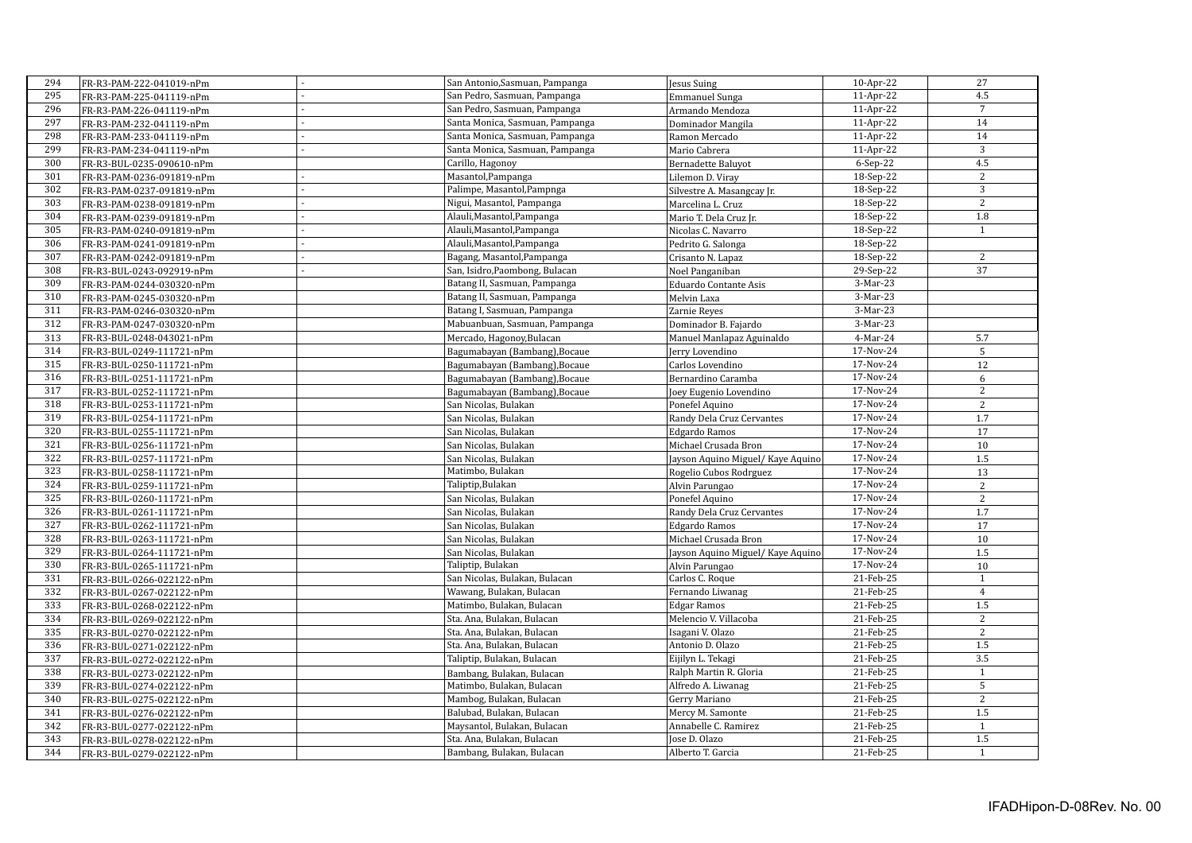| | | | | | | |
|---|---|---|---|---|---|---|
| 294 | FR-R3-PAM-222-041019-nPm | - | San Antonio,Sasmuan, Pampanga | Jesus Suing | 10-Apr-22 | 27 |
| 295 | FR-R3-PAM-225-041119-nPm | - | San Pedro, Sasmuan, Pampanga | Emmanuel Sunga | 11-Apr-22 | 4.5 |
| 296 | FR-R3-PAM-226-041119-nPm | - | San Pedro, Sasmuan, Pampanga | Armando Mendoza | 11-Apr-22 | 7 |
| 297 | FR-R3-PAM-232-041119-nPm | - | Santa Monica, Sasmuan, Pampanga | Dominador Mangila | 11-Apr-22 | 14 |
| 298 | FR-R3-PAM-233-041119-nPm | - | Santa Monica, Sasmuan, Pampanga | Ramon Mercado | 11-Apr-22 | 14 |
| 299 | FR-R3-PAM-234-041119-nPm | - | Santa Monica, Sasmuan, Pampanga | Mario Cabrera | 11-Apr-22 | 3 |
| 300 | FR-R3-BUL-0235-090610-nPm | | Carillo, Hagonoy | Bernadette Baluyot | 6-Sep-22 | 4.5 |
| 301 | FR-R3-PAM-0236-091819-nPm | - | Masantol,Pampanga | Lilemon D. Viray | 18-Sep-22 | 2 |
| 302 | FR-R3-PAM-0237-091819-nPm | - | Palimpe, Masantol,Pampnga | Silvestre A. Masangcay Jr. | 18-Sep-22 | 3 |
| 303 | FR-R3-PAM-0238-091819-nPm | - | Nigui, Masantol, Pampanga | Marcelina L. Cruz | 18-Sep-22 | 2 |
| 304 | FR-R3-PAM-0239-091819-nPm | - | Alauli,Masantol,Pampanga | Mario T. Dela Cruz Jr. | 18-Sep-22 | 1.8 |
| 305 | FR-R3-PAM-0240-091819-nPm | - | Alauli,Masantol,Pampanga | Nicolas C. Navarro | 18-Sep-22 | 1 |
| 306 | FR-R3-PAM-0241-091819-nPm | - | Alauli,Masantol,Pampanga | Pedrito G. Salonga | 18-Sep-22 | |
| 307 | FR-R3-PAM-0242-091819-nPm | - | Bagang, Masantol,Pampanga | Crisanto N. Lapaz | 18-Sep-22 | 2 |
| 308 | FR-R3-BUL-0243-092919-nPm | - | San, Isidro,Paombong, Bulacan | Noel Panganiban | 29-Sep-22 | 37 |
| 309 | FR-R3-PAM-0244-030320-nPm | | Batang II, Sasmuan, Pampanga | Eduardo Contante Asis | 3-Mar-23 | |
| 310 | FR-R3-PAM-0245-030320-nPm | | Batang II, Sasmuan, Pampanga | Melvin Laxa | 3-Mar-23 | |
| 311 | FR-R3-PAM-0246-030320-nPm | | Batang I, Sasmuan, Pampanga | Zarnie Reyes | 3-Mar-23 | |
| 312 | FR-R3-PAM-0247-030320-nPm | | Mabuanbuan, Sasmuan, Pampanga | Dominador B. Fajardo | 3-Mar-23 | |
| 313 | FR-R3-BUL-0248-043021-nPm | | Mercado, Hagonoy,Bulacan | Manuel Manlapaz Aguinaldo | 4-Mar-24 | 5.7 |
| 314 | FR-R3-BUL-0249-111721-nPm | | Bagumabayan (Bambang),Bocaue | Jerry Lovendino | 17-Nov-24 | 5 |
| 315 | FR-R3-BUL-0250-111721-nPm | | Bagumabayan (Bambang),Bocaue | Carlos Lovendino | 17-Nov-24 | 12 |
| 316 | FR-R3-BUL-0251-111721-nPm | | Bagumabayan (Bambang),Bocaue | Bernardino Caramba | 17-Nov-24 | 6 |
| 317 | FR-R3-BUL-0252-111721-nPm | | Bagumabayan (Bambang),Bocaue | Joey Eugenio Lovendino | 17-Nov-24 | 2 |
| 318 | FR-R3-BUL-0253-111721-nPm | | San Nicolas, Bulakan | Ponefel Aquino | 17-Nov-24 | 2 |
| 319 | FR-R3-BUL-0254-111721-nPm | | San Nicolas, Bulakan | Randy Dela Cruz Cervantes | 17-Nov-24 | 1.7 |
| 320 | FR-R3-BUL-0255-111721-nPm | | San Nicolas, Bulakan | Edgardo Ramos | 17-Nov-24 | 17 |
| 321 | FR-R3-BUL-0256-111721-nPm | | San Nicolas, Bulakan | Michael Crusada Bron | 17-Nov-24 | 10 |
| 322 | FR-R3-BUL-0257-111721-nPm | | San Nicolas, Bulakan | Jayson Aquino Miguel/ Kaye Aquino | 17-Nov-24 | 1.5 |
| 323 | FR-R3-BUL-0258-111721-nPm | | Matimbo, Bulakan | Rogelio Cubos Rodrguez | 17-Nov-24 | 13 |
| 324 | FR-R3-BUL-0259-111721-nPm | | Taliptip,Bulakan | Alvin Parungao | 17-Nov-24 | 2 |
| 325 | FR-R3-BUL-0260-111721-nPm | | San Nicolas, Bulakan | Ponefel Aquino | 17-Nov-24 | 2 |
| 326 | FR-R3-BUL-0261-111721-nPm | | San Nicolas, Bulakan | Randy Dela Cruz Cervantes | 17-Nov-24 | 1.7 |
| 327 | FR-R3-BUL-0262-111721-nPm | | San Nicolas, Bulakan | Edgardo Ramos | 17-Nov-24 | 17 |
| 328 | FR-R3-BUL-0263-111721-nPm | | San Nicolas, Bulakan | Michael Crusada Bron | 17-Nov-24 | 10 |
| 329 | FR-R3-BUL-0264-111721-nPm | | San Nicolas, Bulakan | Jayson Aquino Miguel/ Kaye Aquino | 17-Nov-24 | 1.5 |
| 330 | FR-R3-BUL-0265-111721-nPm | | Taliptip, Bulakan | Alvin Parungao | 17-Nov-24 | 10 |
| 331 | FR-R3-BUL-0266-022122-nPm | | San Nicolas, Bulakan, Bulacan | Carlos C. Roque | 21-Feb-25 | 1 |
| 332 | FR-R3-BUL-0267-022122-nPm | | Wawang, Bulakan, Bulacan | Fernando Liwanag | 21-Feb-25 | 4 |
| 333 | FR-R3-BUL-0268-022122-nPm | | Matimbo, Bulakan, Bulacan | Edgar Ramos | 21-Feb-25 | 1.5 |
| 334 | FR-R3-BUL-0269-022122-nPm | | Sta. Ana, Bulakan, Bulacan | Melencio V. Villacoba | 21-Feb-25 | 2 |
| 335 | FR-R3-BUL-0270-022122-nPm | | Sta. Ana, Bulakan, Bulacan | Isagani V. Olazo | 21-Feb-25 | 2 |
| 336 | FR-R3-BUL-0271-022122-nPm | | Sta. Ana, Bulakan, Bulacan | Antonio D. Olazo | 21-Feb-25 | 1.5 |
| 337 | FR-R3-BUL-0272-022122-nPm | | Taliptip, Bulakan, Bulacan | Eijilyn L. Tekagi | 21-Feb-25 | 3.5 |
| 338 | FR-R3-BUL-0273-022122-nPm | | Bambang, Bulakan, Bulacan | Ralph Martin R. Gloria | 21-Feb-25 | 1 |
| 339 | FR-R3-BUL-0274-022122-nPm | | Matimbo, Bulakan, Bulacan | Alfredo A. Liwanag | 21-Feb-25 | 5 |
| 340 | FR-R3-BUL-0275-022122-nPm | | Mambog, Bulakan, Bulacan | Gerry Mariano | 21-Feb-25 | 2 |
| 341 | FR-R3-BUL-0276-022122-nPm | | Balubad, Bulakan, Bulacan | Mercy M. Samonte | 21-Feb-25 | 1.5 |
| 342 | FR-R3-BUL-0277-022122-nPm | | Maysantol, Bulakan, Bulacan | Annabelle C. Ramirez | 21-Feb-25 | 1 |
| 343 | FR-R3-BUL-0278-022122-nPm | | Sta. Ana, Bulakan, Bulacan | Jose D. Olazo | 21-Feb-25 | 1.5 |
| 344 | FR-R3-BUL-0279-022122-nPm | | Bambang, Bulakan, Bulacan | Alberto T. Garcia | 21-Feb-25 | 1 |

IFADHipon-D-08Rev. No. 00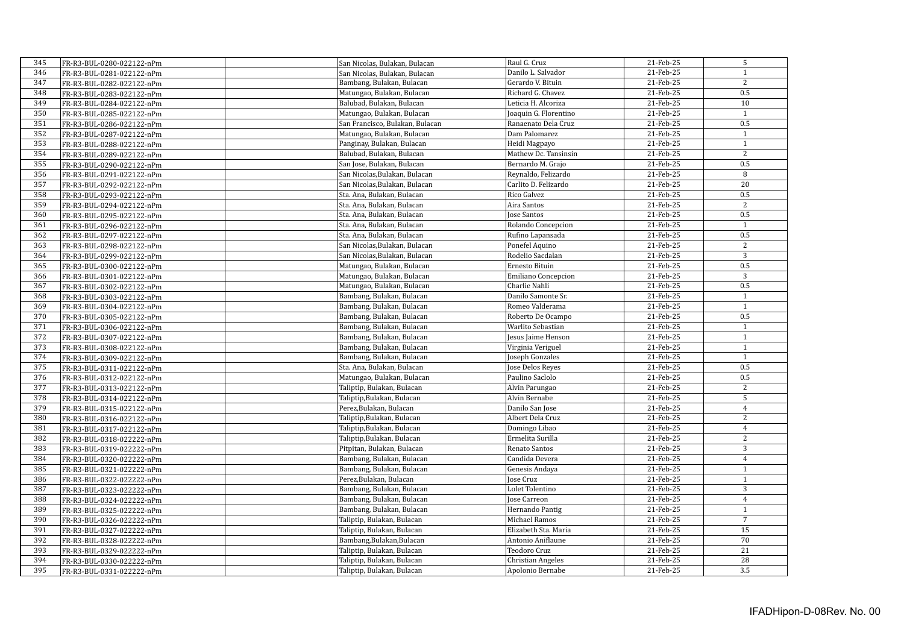| | | | | | | |
|---|---|---|---|---|---|---|
| 345 | FR-R3-BUL-0280-022122-nPm | | San Nicolas, Bulakan, Bulacan | Raul G. Cruz | 21-Feb-25 | 5 |
| 346 | FR-R3-BUL-0281-022122-nPm | | San Nicolas, Bulakan, Bulacan | Danilo L. Salvador | 21-Feb-25 | 1 |
| 347 | FR-R3-BUL-0282-022122-nPm | | Bambang, Bulakan, Bulacan | Gerardo V. Bituin | 21-Feb-25 | 2 |
| 348 | FR-R3-BUL-0283-022122-nPm | | Matungao, Bulakan, Bulacan | Richard G. Chavez | 21-Feb-25 | 0.5 |
| 349 | FR-R3-BUL-0284-022122-nPm | | Balubad, Bulakan, Bulacan | Leticia H. Alcoriza | 21-Feb-25 | 10 |
| 350 | FR-R3-BUL-0285-022122-nPm | | Matungao, Bulakan, Bulacan | Joaquin G. Florentino | 21-Feb-25 | 1 |
| 351 | FR-R3-BUL-0286-022122-nPm | | San Francisco, Bulakan, Bulacan | Ranaenato Dela Cruz | 21-Feb-25 | 0.5 |
| 352 | FR-R3-BUL-0287-022122-nPm | | Matungao, Bulakan, Bulacan | Dam Palomarez | 21-Feb-25 | 1 |
| 353 | FR-R3-BUL-0288-022122-nPm | | Panginay, Bulakan, Bulacan | Heidi Magpayo | 21-Feb-25 | 1 |
| 354 | FR-R3-BUL-0289-022122-nPm | | Balubad, Bulakan, Bulacan | Mathew Dc. Tansinsin | 21-Feb-25 | 2 |
| 355 | FR-R3-BUL-0290-022122-nPm | | San Jose, Bulakan, Bulacan | Bernardo M. Grajo | 21-Feb-25 | 0.5 |
| 356 | FR-R3-BUL-0291-022122-nPm | | San Nicolas,Bulakan, Bulacan | Reynaldo, Felizardo | 21-Feb-25 | 8 |
| 357 | FR-R3-BUL-0292-022122-nPm | | San Nicolas,Bulakan, Bulacan | Carlito D. Felizardo | 21-Feb-25 | 20 |
| 358 | FR-R3-BUL-0293-022122-nPm | | Sta. Ana, Bulakan, Bulacan | Rico Galvez | 21-Feb-25 | 0.5 |
| 359 | FR-R3-BUL-0294-022122-nPm | | Sta. Ana, Bulakan, Bulacan | Aira Santos | 21-Feb-25 | 2 |
| 360 | FR-R3-BUL-0295-022122-nPm | | Sta. Ana, Bulakan, Bulacan | Jose Santos | 21-Feb-25 | 0.5 |
| 361 | FR-R3-BUL-0296-022122-nPm | | Sta. Ana, Bulakan, Bulacan | Rolando Concepcion | 21-Feb-25 | 1 |
| 362 | FR-R3-BUL-0297-022122-nPm | | Sta. Ana, Bulakan, Bulacan | Rufino Lapansada | 21-Feb-25 | 0.5 |
| 363 | FR-R3-BUL-0298-022122-nPm | | San Nicolas,Bulakan, Bulacan | Ponefel Aquino | 21-Feb-25 | 2 |
| 364 | FR-R3-BUL-0299-022122-nPm | | San Nicolas,Bulakan, Bulacan | Rodelio Sacdalan | 21-Feb-25 | 3 |
| 365 | FR-R3-BUL-0300-022122-nPm | | Matungao, Bulakan, Bulacan | Ernesto Bituin | 21-Feb-25 | 0.5 |
| 366 | FR-R3-BUL-0301-022122-nPm | | Matungao, Bulakan, Bulacan | Emiliano Concepcion | 21-Feb-25 | 3 |
| 367 | FR-R3-BUL-0302-022122-nPm | | Matungao, Bulakan, Bulacan | Charlie Nahli | 21-Feb-25 | 0.5 |
| 368 | FR-R3-BUL-0303-022122-nPm | | Bambang, Bulakan, Bulacan | Danilo Samonte Sr. | 21-Feb-25 | 1 |
| 369 | FR-R3-BUL-0304-022122-nPm | | Bambang, Bulakan, Bulacan | Romeo Valderama | 21-Feb-25 | 1 |
| 370 | FR-R3-BUL-0305-022122-nPm | | Bambang, Bulakan, Bulacan | Roberto De Ocampo | 21-Feb-25 | 0.5 |
| 371 | FR-R3-BUL-0306-022122-nPm | | Bambang, Bulakan, Bulacan | Warlito Sebastian | 21-Feb-25 | 1 |
| 372 | FR-R3-BUL-0307-022122-nPm | | Bambang, Bulakan, Bulacan | Jesus Jaime Henson | 21-Feb-25 | 1 |
| 373 | FR-R3-BUL-0308-022122-nPm | | Bambang, Bulakan, Bulacan | Virginia Veriguel | 21-Feb-25 | 1 |
| 374 | FR-R3-BUL-0309-022122-nPm | | Bambang, Bulakan, Bulacan | Joseph Gonzales | 21-Feb-25 | 1 |
| 375 | FR-R3-BUL-0311-022122-nPm | | Sta. Ana, Bulakan, Bulacan | Jose Delos Reyes | 21-Feb-25 | 0.5 |
| 376 | FR-R3-BUL-0312-022122-nPm | | Matungao, Bulakan, Bulacan | Paulino Saclolo | 21-Feb-25 | 0.5 |
| 377 | FR-R3-BUL-0313-022122-nPm | | Taliptip, Bulakan, Bulacan | Alvin Parungao | 21-Feb-25 | 2 |
| 378 | FR-R3-BUL-0314-022122-nPm | | Taliptip,Bulakan, Bulacan | Alvin Bernabe | 21-Feb-25 | 5 |
| 379 | FR-R3-BUL-0315-022122-nPm | | Perez,Bulakan, Bulacan | Danilo San Jose | 21-Feb-25 | 4 |
| 380 | FR-R3-BUL-0316-022122-nPm | | Taliptip,Bulakan, Bulacan | Albert Dela Cruz | 21-Feb-25 | 2 |
| 381 | FR-R3-BUL-0317-022122-nPm | | Taliptip,Bulakan, Bulacan | Domingo Libao | 21-Feb-25 | 4 |
| 382 | FR-R3-BUL-0318-022222-nPm | | Taliptip,Bulakan, Bulacan | Ermelita Surilla | 21-Feb-25 | 2 |
| 383 | FR-R3-BUL-0319-022222-nPm | | Pitpitan, Bulakan, Bulacan | Renato Santos | 21-Feb-25 | 3 |
| 384 | FR-R3-BUL-0320-022222-nPm | | Bambang, Bulakan, Bulacan | Candida Devera | 21-Feb-25 | 4 |
| 385 | FR-R3-BUL-0321-022222-nPm | | Bambang, Bulakan, Bulacan | Genesis Andaya | 21-Feb-25 | 1 |
| 386 | FR-R3-BUL-0322-022222-nPm | | Perez,Bulakan, Bulacan | Jose Cruz | 21-Feb-25 | 1 |
| 387 | FR-R3-BUL-0323-022222-nPm | | Bambang, Bulakan, Bulacan | Lolet Tolentino | 21-Feb-25 | 3 |
| 388 | FR-R3-BUL-0324-022222-nPm | | Bambang, Bulakan, Bulacan | Jose Carreon | 21-Feb-25 | 4 |
| 389 | FR-R3-BUL-0325-022222-nPm | | Bambang, Bulakan, Bulacan | Hernando Pantig | 21-Feb-25 | 1 |
| 390 | FR-R3-BUL-0326-022222-nPm | | Taliptip, Bulakan, Bulacan | Michael Ramos | 21-Feb-25 | 7 |
| 391 | FR-R3-BUL-0327-022222-nPm | | Taliptip, Bulakan, Bulacan | Elizabeth Sta. Maria | 21-Feb-25 | 15 |
| 392 | FR-R3-BUL-0328-022222-nPm | | Bambang,Bulakan,Bulacan | Antonio Aniflaune | 21-Feb-25 | 70 |
| 393 | FR-R3-BUL-0329-022222-nPm | | Taliptip, Bulakan, Bulacan | Teodoro Cruz | 21-Feb-25 | 21 |
| 394 | FR-R3-BUL-0330-022222-nPm | | Taliptip, Bulakan, Bulacan | Christian Angeles | 21-Feb-25 | 28 |
| 395 | FR-R3-BUL-0331-022222-nPm | | Taliptip, Bulakan, Bulacan | Apolonio Bernabe | 21-Feb-25 | 3.5 |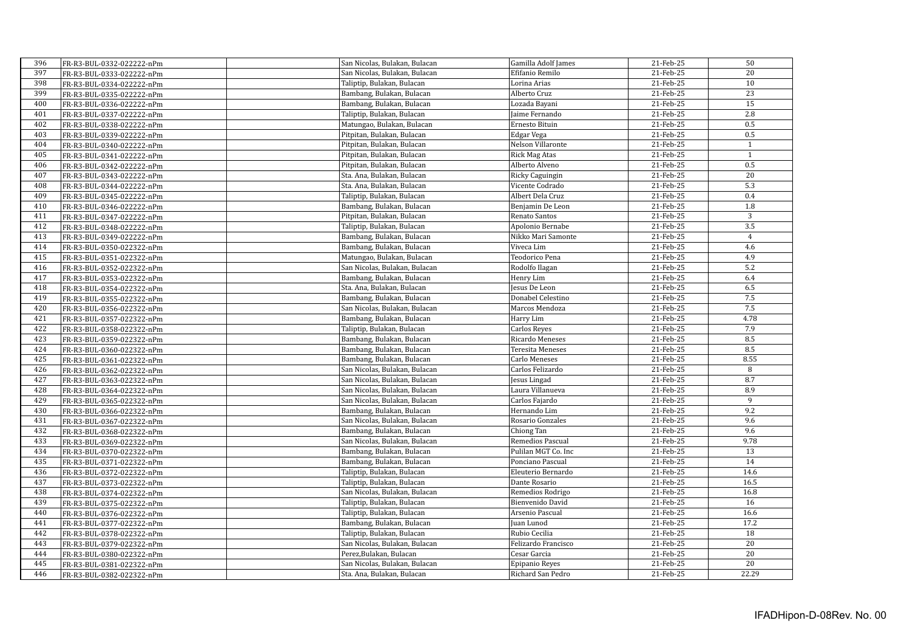| 396 | FR-R3-BUL-0332-022222-nPm | | San Nicolas, Bulakan, Bulacan | Gamilla Adolf James | 21-Feb-25 | 50 |
|---|---|---|---|---|---|---|
| 397 | FR-R3-BUL-0333-022222-nPm | | San Nicolas, Bulakan, Bulacan | Efifanio Remilo | 21-Feb-25 | 20 |
| 398 | FR-R3-BUL-0334-022222-nPm | | Taliptip, Bulakan, Bulacan | Lorina Arias | 21-Feb-25 | 10 |
| 399 | FR-R3-BUL-0335-022222-nPm | | Bambang, Bulakan, Bulacan | Alberto Cruz | 21-Feb-25 | 23 |
| 400 | FR-R3-BUL-0336-022222-nPm | | Bambang, Bulakan, Bulacan | Lozada Bayani | 21-Feb-25 | 15 |
| 401 | FR-R3-BUL-0337-022222-nPm | | Taliptip, Bulakan, Bulacan | Jaime Fernando | 21-Feb-25 | 2.8 |
| 402 | FR-R3-BUL-0338-022222-nPm | | Matungao, Bulakan, Bulacan | Ernesto Bituin | 21-Feb-25 | 0.5 |
| 403 | FR-R3-BUL-0339-022222-nPm | | Pitpitan, Bulakan, Bulacan | Edgar Vega | 21-Feb-25 | 0.5 |
| 404 | FR-R3-BUL-0340-022222-nPm | | Pitpitan, Bulakan, Bulacan | Nelson Villaronte | 21-Feb-25 | 1 |
| 405 | FR-R3-BUL-0341-022222-nPm | | Pitpitan, Bulakan, Bulacan | Rick Mag Atas | 21-Feb-25 | 1 |
| 406 | FR-R3-BUL-0342-022222-nPm | | Pitpitan, Bulakan, Bulacan | Alberto Alveno | 21-Feb-25 | 0.5 |
| 407 | FR-R3-BUL-0343-022222-nPm | | Sta. Ana, Bulakan, Bulacan | Ricky Caguingin | 21-Feb-25 | 20 |
| 408 | FR-R3-BUL-0344-022222-nPm | | Sta. Ana, Bulakan, Bulacan | Vicente Codrado | 21-Feb-25 | 5.3 |
| 409 | FR-R3-BUL-0345-022222-nPm | | Taliptip, Bulakan, Bulacan | Albert Dela Cruz | 21-Feb-25 | 0.4 |
| 410 | FR-R3-BUL-0346-022222-nPm | | Bambang, Bulakan, Bulacan | Benjamin De Leon | 21-Feb-25 | 1.8 |
| 411 | FR-R3-BUL-0347-022222-nPm | | Pitpitan, Bulakan, Bulacan | Renato Santos | 21-Feb-25 | 3 |
| 412 | FR-R3-BUL-0348-022222-nPm | | Taliptip, Bulakan, Bulacan | Apolonio Bernabe | 21-Feb-25 | 3.5 |
| 413 | FR-R3-BUL-0349-022222-nPm | | Bambang, Bulakan, Bulacan | Nikko Mari Samonte | 21-Feb-25 | 4 |
| 414 | FR-R3-BUL-0350-022322-nPm | | Bambang, Bulakan, Bulacan | Viveca Lim | 21-Feb-25 | 4.6 |
| 415 | FR-R3-BUL-0351-022322-nPm | | Matungao, Bulakan, Bulacan | Teodorico Pena | 21-Feb-25 | 4.9 |
| 416 | FR-R3-BUL-0352-022322-nPm | | San Nicolas, Bulakan, Bulacan | Rodolfo Ilagan | 21-Feb-25 | 5.2 |
| 417 | FR-R3-BUL-0353-022322-nPm | | Bambang, Bulakan, Bulacan | Henry Lim | 21-Feb-25 | 6.4 |
| 418 | FR-R3-BUL-0354-022322-nPm | | Sta. Ana, Bulakan, Bulacan | Jesus De Leon | 21-Feb-25 | 6.5 |
| 419 | FR-R3-BUL-0355-022322-nPm | | Bambang, Bulakan, Bulacan | Donabel Celestino | 21-Feb-25 | 7.5 |
| 420 | FR-R3-BUL-0356-022322-nPm | | San Nicolas, Bulakan, Bulacan | Marcos Mendoza | 21-Feb-25 | 7.5 |
| 421 | FR-R3-BUL-0357-022322-nPm | | Bambang, Bulakan, Bulacan | Harry Lim | 21-Feb-25 | 4.78 |
| 422 | FR-R3-BUL-0358-022322-nPm | | Taliptip, Bulakan, Bulacan | Carlos Reyes | 21-Feb-25 | 7.9 |
| 423 | FR-R3-BUL-0359-022322-nPm | | Bambang, Bulakan, Bulacan | Ricardo Meneses | 21-Feb-25 | 8.5 |
| 424 | FR-R3-BUL-0360-022322-nPm | | Bambang, Bulakan, Bulacan | Teresita Meneses | 21-Feb-25 | 8.5 |
| 425 | FR-R3-BUL-0361-022322-nPm | | Bambang, Bulakan, Bulacan | Carlo Meneses | 21-Feb-25 | 8.55 |
| 426 | FR-R3-BUL-0362-022322-nPm | | San Nicolas, Bulakan, Bulacan | Carlos Felizardo | 21-Feb-25 | 8 |
| 427 | FR-R3-BUL-0363-022322-nPm | | San Nicolas, Bulakan, Bulacan | Jesus Lingad | 21-Feb-25 | 8.7 |
| 428 | FR-R3-BUL-0364-022322-nPm | | San Nicolas, Bulakan, Bulacan | Laura Villanueva | 21-Feb-25 | 8.9 |
| 429 | FR-R3-BUL-0365-022322-nPm | | San Nicolas, Bulakan, Bulacan | Carlos Fajardo | 21-Feb-25 | 9 |
| 430 | FR-R3-BUL-0366-022322-nPm | | Bambang, Bulakan, Bulacan | Hernando Lim | 21-Feb-25 | 9.2 |
| 431 | FR-R3-BUL-0367-022322-nPm | | San Nicolas, Bulakan, Bulacan | Rosario Gonzales | 21-Feb-25 | 9.6 |
| 432 | FR-R3-BUL-0368-022322-nPm | | Bambang, Bulakan, Bulacan | Chiong Tan | 21-Feb-25 | 9.6 |
| 433 | FR-R3-BUL-0369-022322-nPm | | San Nicolas, Bulakan, Bulacan | Remedios Pascual | 21-Feb-25 | 9.78 |
| 434 | FR-R3-BUL-0370-022322-nPm | | Bambang, Bulakan, Bulacan | Pulilan MGT Co. Inc | 21-Feb-25 | 13 |
| 435 | FR-R3-BUL-0371-022322-nPm | | Bambang, Bulakan, Bulacan | Ponciano Pascual | 21-Feb-25 | 14 |
| 436 | FR-R3-BUL-0372-022322-nPm | | Taliptip, Bulakan, Bulacan | Eleuterio Bernardo | 21-Feb-25 | 14.6 |
| 437 | FR-R3-BUL-0373-022322-nPm | | Taliptip, Bulakan, Bulacan | Dante Rosario | 21-Feb-25 | 16.5 |
| 438 | FR-R3-BUL-0374-022322-nPm | | San Nicolas, Bulakan, Bulacan | Remedios Rodrigo | 21-Feb-25 | 16.8 |
| 439 | FR-R3-BUL-0375-022322-nPm | | Taliptip, Bulakan, Bulacan | Bienvenido David | 21-Feb-25 | 16 |
| 440 | FR-R3-BUL-0376-022322-nPm | | Taliptip, Bulakan, Bulacan | Arsenio Pascual | 21-Feb-25 | 16.6 |
| 441 | FR-R3-BUL-0377-022322-nPm | | Bambang, Bulakan, Bulacan | Juan Lunod | 21-Feb-25 | 17.2 |
| 442 | FR-R3-BUL-0378-022322-nPm | | Taliptip, Bulakan, Bulacan | Rubio Cecilia | 21-Feb-25 | 18 |
| 443 | FR-R3-BUL-0379-022322-nPm | | San Nicolas, Bulakan, Bulacan | Felizardo Francisco | 21-Feb-25 | 20 |
| 444 | FR-R3-BUL-0380-022322-nPm | | Perez,Bulakan, Bulacan | Cesar Garcia | 21-Feb-25 | 20 |
| 445 | FR-R3-BUL-0381-022322-nPm | | San Nicolas, Bulakan, Bulacan | Epipanio Reyes | 21-Feb-25 | 20 |
| 446 | FR-R3-BUL-0382-022322-nPm | | Sta. Ana, Bulakan, Bulacan | Richard San Pedro | 21-Feb-25 | 22.29 |

IFADHipon-D-08Rev. No. 00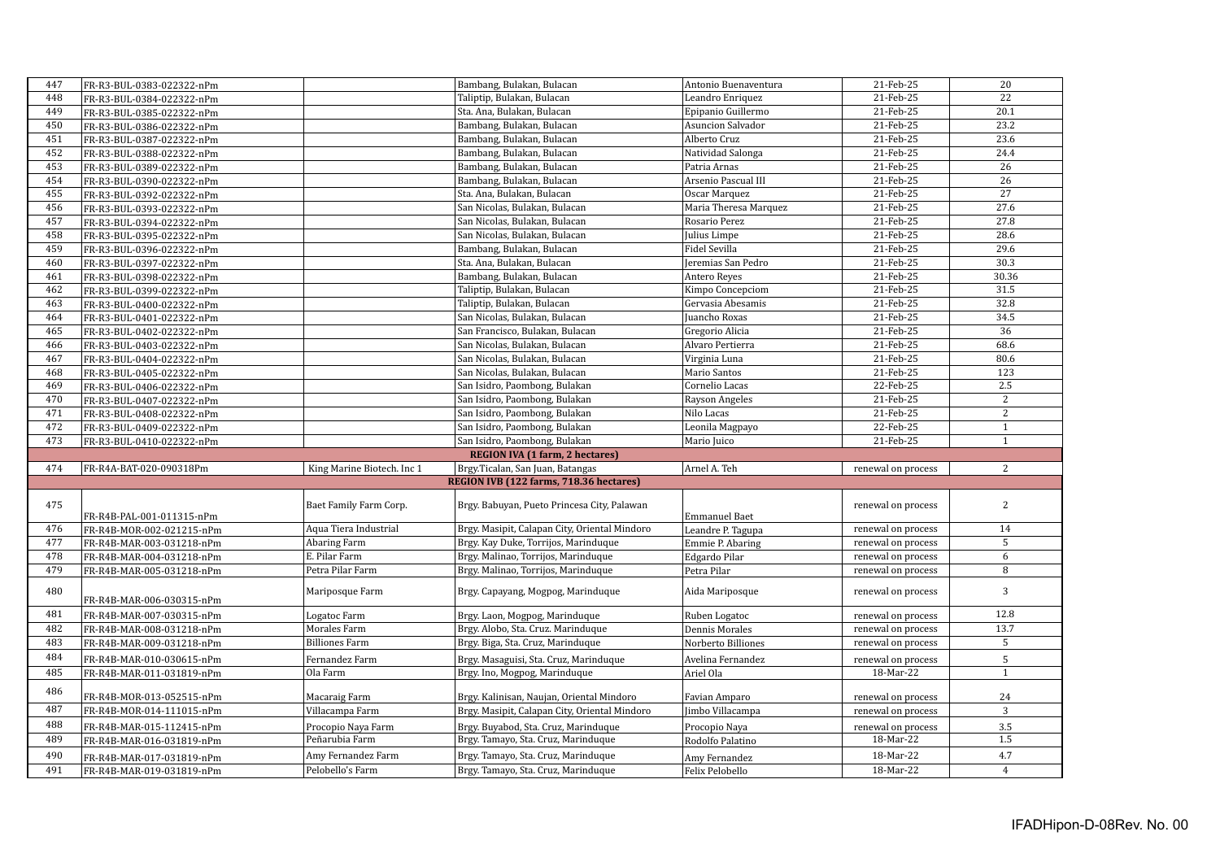| | | | | | | |
|---|---|---|---|---|---|---|
| 447 | FR-R3-BUL-0383-022322-nPm | | Bambang, Bulakan, Bulacan | Antonio Buenaventura | 21-Feb-25 | 20 |
| 448 | FR-R3-BUL-0384-022322-nPm | | Taliptip, Bulakan, Bulacan | Leandro Enriquez | 21-Feb-25 | 22 |
| 449 | FR-R3-BUL-0385-022322-nPm | | Sta. Ana, Bulakan, Bulacan | Epipanio Guillermo | 21-Feb-25 | 20.1 |
| 450 | FR-R3-BUL-0386-022322-nPm | | Bambang, Bulakan, Bulacan | Asuncion Salvador | 21-Feb-25 | 23.2 |
| 451 | FR-R3-BUL-0387-022322-nPm | | Bambang, Bulakan, Bulacan | Alberto Cruz | 21-Feb-25 | 23.6 |
| 452 | FR-R3-BUL-0388-022322-nPm | | Bambang, Bulakan, Bulacan | Natividad Salonga | 21-Feb-25 | 24.4 |
| 453 | FR-R3-BUL-0389-022322-nPm | | Bambang, Bulakan, Bulacan | Patria Arnas | 21-Feb-25 | 26 |
| 454 | FR-R3-BUL-0390-022322-nPm | | Bambang, Bulakan, Bulacan | Arsenio Pascual III | 21-Feb-25 | 26 |
| 455 | FR-R3-BUL-0392-022322-nPm | | Sta. Ana, Bulakan, Bulacan | Oscar Marquez | 21-Feb-25 | 27 |
| 456 | FR-R3-BUL-0393-022322-nPm | | San Nicolas, Bulakan, Bulacan | Maria Theresa Marquez | 21-Feb-25 | 27.6 |
| 457 | FR-R3-BUL-0394-022322-nPm | | San Nicolas, Bulakan, Bulacan | Rosario Perez | 21-Feb-25 | 27.8 |
| 458 | FR-R3-BUL-0395-022322-nPm | | San Nicolas, Bulakan, Bulacan | Julius Limpe | 21-Feb-25 | 28.6 |
| 459 | FR-R3-BUL-0396-022322-nPm | | Bambang, Bulakan, Bulacan | Fidel Sevilla | 21-Feb-25 | 29.6 |
| 460 | FR-R3-BUL-0397-022322-nPm | | Sta. Ana, Bulakan, Bulacan | Jeremias San Pedro | 21-Feb-25 | 30.3 |
| 461 | FR-R3-BUL-0398-022322-nPm | | Bambang, Bulakan, Bulacan | Antero Reyes | 21-Feb-25 | 30.36 |
| 462 | FR-R3-BUL-0399-022322-nPm | | Taliptip, Bulakan, Bulacan | Kimpo Concepciom | 21-Feb-25 | 31.5 |
| 463 | FR-R3-BUL-0400-022322-nPm | | Taliptip, Bulakan, Bulacan | Gervasia Abesamis | 21-Feb-25 | 32.8 |
| 464 | FR-R3-BUL-0401-022322-nPm | | San Nicolas, Bulakan, Bulacan | Juancho Roxas | 21-Feb-25 | 34.5 |
| 465 | FR-R3-BUL-0402-022322-nPm | | San Francisco, Bulakan, Bulacan | Gregorio Alicia | 21-Feb-25 | 36 |
| 466 | FR-R3-BUL-0403-022322-nPm | | San Nicolas, Bulakan, Bulacan | Alvaro Pertierra | 21-Feb-25 | 68.6 |
| 467 | FR-R3-BUL-0404-022322-nPm | | San Nicolas, Bulakan, Bulacan | Virginia Luna | 21-Feb-25 | 80.6 |
| 468 | FR-R3-BUL-0405-022322-nPm | | San Nicolas, Bulakan, Bulacan | Mario Santos | 21-Feb-25 | 123 |
| 469 | FR-R3-BUL-0406-022322-nPm | | San Isidro, Paombong, Bulakan | Cornelio Lacas | 22-Feb-25 | 2.5 |
| 470 | FR-R3-BUL-0407-022322-nPm | | San Isidro, Paombong, Bulakan | Rayson Angeles | 21-Feb-25 | 2 |
| 471 | FR-R3-BUL-0408-022322-nPm | | San Isidro, Paombong, Bulakan | Nilo Lacas | 21-Feb-25 | 2 |
| 472 | FR-R3-BUL-0409-022322-nPm | | San Isidro, Paombong, Bulakan | Leonila Magpayo | 22-Feb-25 | 1 |
| 473 | FR-R3-BUL-0410-022322-nPm | | San Isidro, Paombong, Bulakan | Mario Juico | 21-Feb-25 | 1 |
| | | | **REGION IVA (1 farm, 2 hectares)** | | | |
| 474 | FR-R4A-BAT-020-090318Pm | King Marine Biotech. Inc 1 | Brgy.Ticalan, San Juan, Batangas | Arnel A. Teh | renewal on process | 2 |
| | | | **REGION IVB (122 farms, 718.36 hectares)** | | | |
| 475 | FR-R4B-PAL-001-011315-nPm | Baet Family Farm Corp. | Brgy. Babuyan, Pueto Princesa City, Palawan | Emmanuel Baet | renewal on process | 2 |
| 476 | FR-R4B-MOR-002-021215-nPm | Aqua Tiera Industrial | Brgy. Masipit, Calapan City, Oriental Mindoro | Leandre P. Tagupa | renewal on process | 14 |
| 477 | FR-R4B-MAR-003-031218-nPm | Abaring Farm | Brgy. Kay Duke, Torrijos, Marinduque | Emmie P. Abaring | renewal on process | 5 |
| 478 | FR-R4B-MAR-004-031218-nPm | E. Pilar Farm | Brgy. Malinao, Torrijos, Marinduque | Edgardo Pilar | renewal on process | 6 |
| 479 | FR-R4B-MAR-005-031218-nPm | Petra Pilar Farm | Brgy. Malinao, Torrijos, Marinduque | Petra Pilar | renewal on process | 8 |
| 480 | FR-R4B-MAR-006-030315-nPm | Mariposque Farm | Brgy. Capayang, Mogpog, Marinduque | Aida Mariposque | renewal on process | 3 |
| 481 | FR-R4B-MAR-007-030315-nPm | Logatoc Farm | Brgy. Laon, Mogpog, Marinduque | Ruben Logatoc | renewal on process | 12.8 |
| 482 | FR-R4B-MAR-008-031218-nPm | Morales Farm | Brgy. Alobo, Sta. Cruz. Marinduque | Dennis Morales | renewal on process | 13.7 |
| 483 | FR-R4B-MAR-009-031218-nPm | Billiones Farm | Brgy. Biga, Sta. Cruz, Marinduque | Norberto Billiones | renewal on process | 5 |
| 484 | FR-R4B-MAR-010-030615-nPm | Fernandez Farm | Brgy. Masaguisi, Sta. Cruz, Marinduque | Avelina Fernandez | renewal on process | 5 |
| 485 | FR-R4B-MAR-011-031819-nPm | Ola Farm | Brgy. Ino, Mogpog, Marinduque | Ariel Ola | 18-Mar-22 | 1 |
| 486 | FR-R4B-MOR-013-052515-nPm | Macaraig Farm | Brgy. Kalinisan, Naujan, Oriental Mindoro | Favian Amparo | renewal on process | 24 |
| 487 | FR-R4B-MOR-014-111015-nPm | Villacampa Farm | Brgy. Masipit, Calapan City, Oriental Mindoro | Jimbo Villacampa | renewal on process | 3 |
| 488 | FR-R4B-MAR-015-112415-nPm | Procopio Naya Farm | Brgy. Buyabod, Sta. Cruz, Marinduque | Procopio Naya | renewal on process | 3.5 |
| 489 | FR-R4B-MAR-016-031819-nPm | Peñarubia Farm | Brgy. Tamayo, Sta. Cruz, Marinduque | Rodolfo Palatino | 18-Mar-22 | 1.5 |
| 490 | FR-R4B-MAR-017-031819-nPm | Amy Fernandez Farm | Brgy. Tamayo, Sta. Cruz, Marinduque | Amy Fernandez | 18-Mar-22 | 4.7 |
| 491 | FR-R4B-MAR-019-031819-nPm | Pelobello's Farm | Brgy. Tamayo, Sta. Cruz, Marinduque | Felix Pelobello | 18-Mar-22 | 4 |

IFADHipon-D-08Rev. No. 00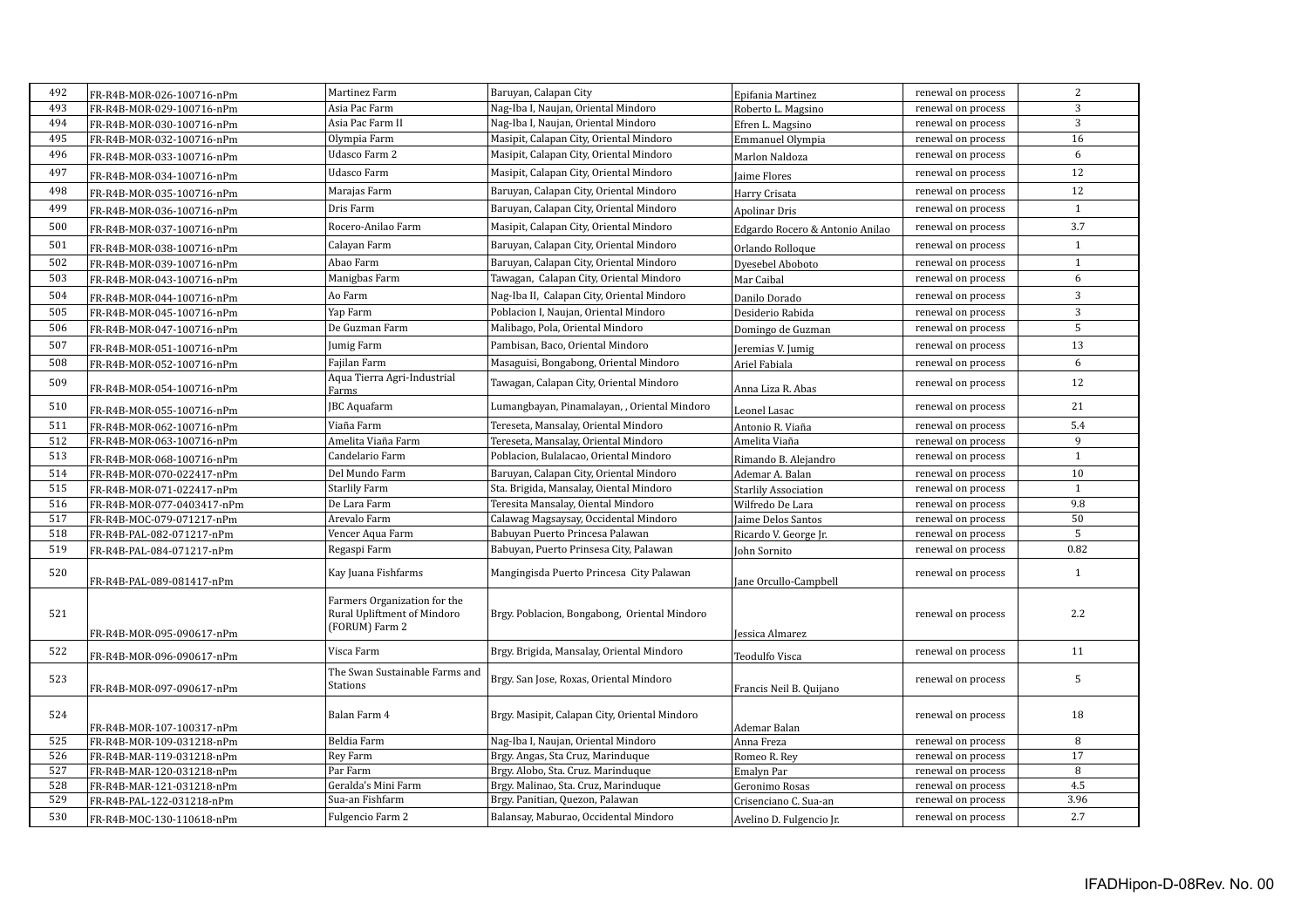| 492 | FR-R4B-MOR-026-100716-nPm | Martinez Farm | Baruyan, Calapan City | Epifania Martinez | renewal on process | 2 |
|---|---|---|---|---|---|---|
| 493 | FR-R4B-MOR-029-100716-nPm | Asia Pac Farm | Nag-Iba I, Naujan, Oriental Mindoro | Roberto L. Magsino | renewal on process | 3 |
| 494 | FR-R4B-MOR-030-100716-nPm | Asia Pac Farm II | Nag-Iba I, Naujan, Oriental Mindoro | Efren L. Magsino | renewal on process | 3 |
| 495 | FR-R4B-MOR-032-100716-nPm | Olympia Farm | Masipit, Calapan City, Oriental Mindoro | Emmanuel Olympia | renewal on process | 16 |
| 496 | FR-R4B-MOR-033-100716-nPm | Udasco Farm 2 | Masipit, Calapan City, Oriental Mindoro | Marlon Naldoza | renewal on process | 6 |
| 497 | FR-R4B-MOR-034-100716-nPm | Udasco Farm | Masipit, Calapan City, Oriental Mindoro | Jaime Flores | renewal on process | 12 |
| 498 | FR-R4B-MOR-035-100716-nPm | Marajas Farm | Baruyan, Calapan City, Oriental Mindoro | Harry Crisata | renewal on process | 12 |
| 499 | FR-R4B-MOR-036-100716-nPm | Dris Farm | Baruyan, Calapan City, Oriental Mindoro | Apolinar Dris | renewal on process | 1 |
| 500 | FR-R4B-MOR-037-100716-nPm | Rocero-Anilao Farm | Masipit, Calapan City, Oriental Mindoro | Edgardo Rocero & Antonio Anilao | renewal on process | 3.7 |
| 501 | FR-R4B-MOR-038-100716-nPm | Calayan Farm | Baruyan, Calapan City, Oriental Mindoro | Orlando Rolloque | renewal on process | 1 |
| 502 | FR-R4B-MOR-039-100716-nPm | Abao Farm | Baruyan, Calapan City, Oriental Mindoro | Dyesebel Aboboto | renewal on process | 1 |
| 503 | FR-R4B-MOR-043-100716-nPm | Manigbas Farm | Tawagan, Calapan City, Oriental Mindoro | Mar Caibal | renewal on process | 6 |
| 504 | FR-R4B-MOR-044-100716-nPm | Ao Farm | Nag-Iba II, Calapan City, Oriental Mindoro | Danilo Dorado | renewal on process | 3 |
| 505 | FR-R4B-MOR-045-100716-nPm | Yap Farm | Poblacion I, Naujan, Oriental Mindoro | Desiderio Rabida | renewal on process | 3 |
| 506 | FR-R4B-MOR-047-100716-nPm | De Guzman Farm | Malibago, Pola, Oriental Mindoro | Domingo de Guzman | renewal on process | 5 |
| 507 | FR-R4B-MOR-051-100716-nPm | Jumig Farm | Pambisan, Baco, Oriental Mindoro | Jeremias V. Jumig | renewal on process | 13 |
| 508 | FR-R4B-MOR-052-100716-nPm | Fajilan Farm | Masaguisi, Bongabong, Oriental Mindoro | Ariel Fabiala | renewal on process | 6 |
| 509 | FR-R4B-MOR-054-100716-nPm | Aqua Tierra Agri-Industrial Farms | Tawagan, Calapan City, Oriental Mindoro | Anna Liza R. Abas | renewal on process | 12 |
| 510 | FR-R4B-MOR-055-100716-nPm | JBC Aquafarm | Lumangbayan, Pinamalayan, , Oriental Mindoro | Leonel Lasac | renewal on process | 21 |
| 511 | FR-R4B-MOR-062-100716-nPm | Viaña Farm | Tereseta, Mansalay, Oriental Mindoro | Antonio R. Viaña | renewal on process | 5.4 |
| 512 | FR-R4B-MOR-063-100716-nPm | Amelita Viaña Farm | Tereseta, Mansalay, Oriental Mindoro | Amelita Viaña | renewal on process | 9 |
| 513 | FR-R4B-MOR-068-100716-nPm | Candelario Farm | Poblacion, Bulalacao, Oriental Mindoro | Rimando B. Alejandro | renewal on process | 1 |
| 514 | FR-R4B-MOR-070-022417-nPm | Del Mundo Farm | Baruyan, Calapan City, Oriental Mindoro | Ademar A. Balan | renewal on process | 10 |
| 515 | FR-R4B-MOR-071-022417-nPm | Starlily Farm | Sta. Brigida, Mansalay, Oiental Mindoro | Starlily Association | renewal on process | 1 |
| 516 | FR-R4B-MOR-077-0403417-nPm | De Lara Farm | Teresita Mansalay, Oiental Mindoro | Wilfredo De Lara | renewal on process | 9.8 |
| 517 | FR-R4B-MOC-079-071217-nPm | Arevalo Farm | Calawag Magsaysay, Occidental Mindoro | Jaime Delos Santos | renewal on process | 50 |
| 518 | FR-R4B-PAL-082-071217-nPm | Vencer Aqua Farm | Babuyan Puerto Princesa Palawan | Ricardo V. George Jr. | renewal on process | 5 |
| 519 | FR-R4B-PAL-084-071217-nPm | Regaspi Farm | Babuyan, Puerto Prinsesa City, Palawan | John Sornito | renewal on process | 0.82 |
| 520 | FR-R4B-PAL-089-081417-nPm | Kay Juana Fishfarms | Mangingisda Puerto Princesa City Palawan | Jane Orcullo-Campbell | renewal on process | 1 |
| 521 | FR-R4B-MOR-095-090617-nPm | Farmers Organization for the Rural Upliftment of Mindoro (FORUM) Farm 2 | Brgy. Poblacion, Bongabong, Oriental Mindoro | Jessica Almarez | renewal on process | 2.2 |
| 522 | FR-R4B-MOR-096-090617-nPm | Visca Farm | Brgy. Brigida, Mansalay, Oriental Mindoro | Teodulfo Visca | renewal on process | 11 |
| 523 | FR-R4B-MOR-097-090617-nPm | The Swan Sustainable Farms and Stations | Brgy. San Jose, Roxas, Oriental Mindoro | Francis Neil B. Quijano | renewal on process | 5 |
| 524 | FR-R4B-MOR-107-100317-nPm | Balan Farm 4 | Brgy. Masipit, Calapan City, Oriental Mindoro | Ademar Balan | renewal on process | 18 |
| 525 | FR-R4B-MOR-109-031218-nPm | Beldia Farm | Nag-Iba I, Naujan, Oriental Mindoro | Anna Freza | renewal on process | 8 |
| 526 | FR-R4B-MAR-119-031218-nPm | Rey Farm | Brgy. Angas, Sta Cruz, Marinduque | Romeo R. Rey | renewal on process | 17 |
| 527 | FR-R4B-MAR-120-031218-nPm | Par Farm | Brgy. Alobo, Sta. Cruz. Marinduque | Emalyn Par | renewal on process | 8 |
| 528 | FR-R4B-MAR-121-031218-nPm | Geralda's Mini Farm | Brgy. Malinao, Sta. Cruz, Marinduque | Geronimo Rosas | renewal on process | 4.5 |
| 529 | FR-R4B-PAL-122-031218-nPm | Sua-an Fishfarm | Brgy. Panitian, Quezon, Palawan | Crisenciano C. Sua-an | renewal on process | 3.96 |
| 530 | FR-R4B-MOC-130-110618-nPm | Fulgencio Farm 2 | Balansay, Maburao, Occidental Mindoro | Avelino D. Fulgencio Jr. | renewal on process | 2.7 |

IFADHipon-D-08Rev. No. 00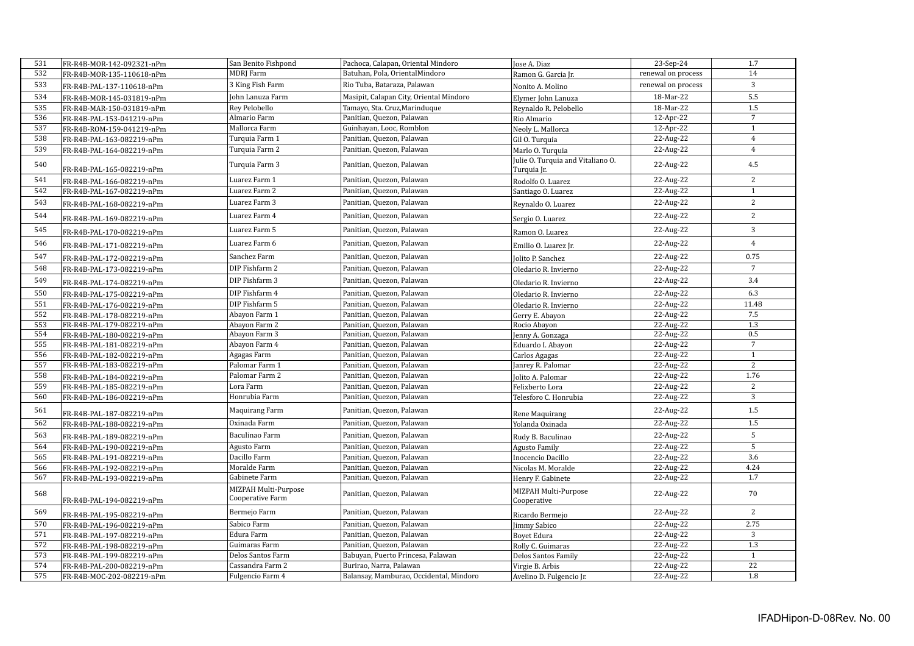| 531 | FR-R4B-MOR-142-092321-nPm | San Benito Fishpond | Pachoca, Calapan, Oriental Mindoro | Jose A. Diaz | 23-Sep-24 | 1.7 |
|---|---|---|---|---|---|---|
| 532 | FR-R4B-MOR-135-110618-nPm | MDRJ Farm | Batuhan, Pola, OrientalMindoro | Ramon G. Garcia Jr. | renewal on process | 14 |
| 533 | FR-R4B-PAL-137-110618-nPm | 3 King Fish Farm | Rio Tuba, Bataraza, Palawan | Nonito A. Molino | renewal on process | 3 |
| 534 | FR-R4B-MOR-145-031819-nPm | John Lanuza Farm | Masipit, Calapan City, Oriental Mindoro | Elymer John Lanuza | 18-Mar-22 | 5.5 |
| 535 | FR-R4B-MAR-150-031819-nPm | Rey Pelobello | Tamayo, Sta. Cruz,Marinduque | Reynaldo R. Pelobello | 18-Mar-22 | 1.5 |
| 536 | FR-R4B-PAL-153-041219-nPm | Almario Farm | Panitian, Quezon, Palawan | Rio Almario | 12-Apr-22 | 7 |
| 537 | FR-R4B-ROM-159-041219-nPm | Mallorca Farm | Guinhayan, Looc, Romblon | Neoly L. Mallorca | 12-Apr-22 | 1 |
| 538 | FR-R4B-PAL-163-082219-nPm | Turquia Farm 1 | Panitian, Quezon, Palawan | Gil O. Turquia | 22-Aug-22 | 4 |
| 539 | FR-R4B-PAL-164-082219-nPm | Turquia Farm 2 | Panitian, Quezon, Palawan | Marlo O. Turquia | 22-Aug-22 | 4 |
| 540 | FR-R4B-PAL-165-082219-nPm | Turquia Farm 3 | Panitian, Quezon, Palawan | Julie O. Turquia and Vitaliano O. Turquia Jr. | 22-Aug-22 | 4.5 |
| 541 | FR-R4B-PAL-166-082219-nPm | Luarez Farm 1 | Panitian, Quezon, Palawan | Rodolfo O. Luarez | 22-Aug-22 | 2 |
| 542 | FR-R4B-PAL-167-082219-nPm | Luarez Farm 2 | Panitian, Quezon, Palawan | Santiago O. Luarez | 22-Aug-22 | 1 |
| 543 | FR-R4B-PAL-168-082219-nPm | Luarez Farm 3 | Panitian, Quezon, Palawan | Reynaldo O. Luarez | 22-Aug-22 | 2 |
| 544 | FR-R4B-PAL-169-082219-nPm | Luarez Farm 4 | Panitian, Quezon, Palawan | Sergio O. Luarez | 22-Aug-22 | 2 |
| 545 | FR-R4B-PAL-170-082219-nPm | Luarez Farm 5 | Panitian, Quezon, Palawan | Ramon O. Luarez | 22-Aug-22 | 3 |
| 546 | FR-R4B-PAL-171-082219-nPm | Luarez Farm 6 | Panitian, Quezon, Palawan | Emilio O. Luarez Jr. | 22-Aug-22 | 4 |
| 547 | FR-R4B-PAL-172-082219-nPm | Sanchez Farm | Panitian, Quezon, Palawan | Jolito P. Sanchez | 22-Aug-22 | 0.75 |
| 548 | FR-R4B-PAL-173-082219-nPm | DIP Fishfarm 2 | Panitian, Quezon, Palawan | Oledario R. Invierno | 22-Aug-22 | 7 |
| 549 | FR-R4B-PAL-174-082219-nPm | DIP Fishfarm 3 | Panitian, Quezon, Palawan | Oledario R. Invierno | 22-Aug-22 | 3.4 |
| 550 | FR-R4B-PAL-175-082219-nPm | DIP Fishfarm 4 | Panitian, Quezon, Palawan | Oledario R. Invierno | 22-Aug-22 | 6.3 |
| 551 | FR-R4B-PAL-176-082219-nPm | DIP Fishfarm 5 | Panitian, Quezon, Palawan | Oledario R. Invierno | 22-Aug-22 | 11.48 |
| 552 | FR-R4B-PAL-178-082219-nPm | Abayon Farm 1 | Panitian, Quezon, Palawan | Gerry E. Abayon | 22-Aug-22 | 7.5 |
| 553 | FR-R4B-PAL-179-082219-nPm | Abayon Farm 2 | Panitian, Quezon, Palawan | Rocio Abayon | 22-Aug-22 | 1.3 |
| 554 | FR-R4B-PAL-180-082219-nPm | Abayon Farm 3 | Panitian, Quezon, Palawan | Jenny A. Gonzaga | 22-Aug-22 | 0.5 |
| 555 | FR-R4B-PAL-181-082219-nPm | Abayon Farm 4 | Panitian, Quezon, Palawan | Eduardo I. Abayon | 22-Aug-22 | 7 |
| 556 | FR-R4B-PAL-182-082219-nPm | Agagas Farm | Panitian, Quezon, Palawan | Carlos Agagas | 22-Aug-22 | 1 |
| 557 | FR-R4B-PAL-183-082219-nPm | Palomar Farm 1 | Panitian, Quezon, Palawan | Janrey R. Palomar | 22-Aug-22 | 2 |
| 558 | FR-R4B-PAL-184-082219-nPm | Palomar Farm 2 | Panitian, Quezon, Palawan | Jolito A. Palomar | 22-Aug-22 | 1.76 |
| 559 | FR-R4B-PAL-185-082219-nPm | Lora Farm | Panitian, Quezon, Palawan | Felixberto Lora | 22-Aug-22 | 2 |
| 560 | FR-R4B-PAL-186-082219-nPm | Honrubia Farm | Panitian, Quezon, Palawan | Telesforo C. Honrubia | 22-Aug-22 | 3 |
| 561 | FR-R4B-PAL-187-082219-nPm | Maquirang Farm | Panitian, Quezon, Palawan | Rene Maquirang | 22-Aug-22 | 1.5 |
| 562 | FR-R4B-PAL-188-082219-nPm | Oxinada Farm | Panitian, Quezon, Palawan | Yolanda Oxinada | 22-Aug-22 | 1.5 |
| 563 | FR-R4B-PAL-189-082219-nPm | Baculinao Farm | Panitian, Quezon, Palawan | Rudy B. Baculinao | 22-Aug-22 | 5 |
| 564 | FR-R4B-PAL-190-082219-nPm | Agusto Farm | Panitian, Quezon, Palawan | Agusto Family | 22-Aug-22 | 5 |
| 565 | FR-R4B-PAL-191-082219-nPm | Dacillo Farm | Panitian, Quezon, Palawan | Inocencio Dacillo | 22-Aug-22 | 3.6 |
| 566 | FR-R4B-PAL-192-082219-nPm | Moralde Farm | Panitian, Quezon, Palawan | Nicolas M. Moralde | 22-Aug-22 | 4.24 |
| 567 | FR-R4B-PAL-193-082219-nPm | Gabinete Farm | Panitian, Quezon, Palawan | Henry F. Gabinete | 22-Aug-22 | 1.7 |
| 568 | FR-R4B-PAL-194-082219-nPm | MIZPAH Multi-Purpose Cooperative Farm | Panitian, Quezon, Palawan | MIZPAH Multi-Purpose Cooperative | 22-Aug-22 | 70 |
| 569 | FR-R4B-PAL-195-082219-nPm | Bermejo Farm | Panitian, Quezon, Palawan | Ricardo Bermejo | 22-Aug-22 | 2 |
| 570 | FR-R4B-PAL-196-082219-nPm | Sabico Farm | Panitian, Quezon, Palawan | Jimmy Sabico | 22-Aug-22 | 2.75 |
| 571 | FR-R4B-PAL-197-082219-nPm | Edura Farm | Panitian, Quezon, Palawan | Boyet Edura | 22-Aug-22 | 3 |
| 572 | FR-R4B-PAL-198-082219-nPm | Guimaras Farm | Panitian, Quezon, Palawan | Rolly C. Guimaras | 22-Aug-22 | 1.3 |
| 573 | FR-R4B-PAL-199-082219-nPm | Delos Santos Farm | Babuyan, Puerto Princesa, Palawan | Delos Santos Family | 22-Aug-22 | 1 |
| 574 | FR-R4B-PAL-200-082219-nPm | Cassandra Farm 2 | Burirao, Narra, Palawan | Virgie B. Arbis | 22-Aug-22 | 22 |
| 575 | FR-R4B-MOC-202-082219-nPm | Fulgencio Farm 4 | Balansay, Mamburao, Occidental, Mindoro | Avelino D. Fulgencio Jr. | 22-Aug-22 | 1.8 |

IFADHipon-D-08Rev. No. 00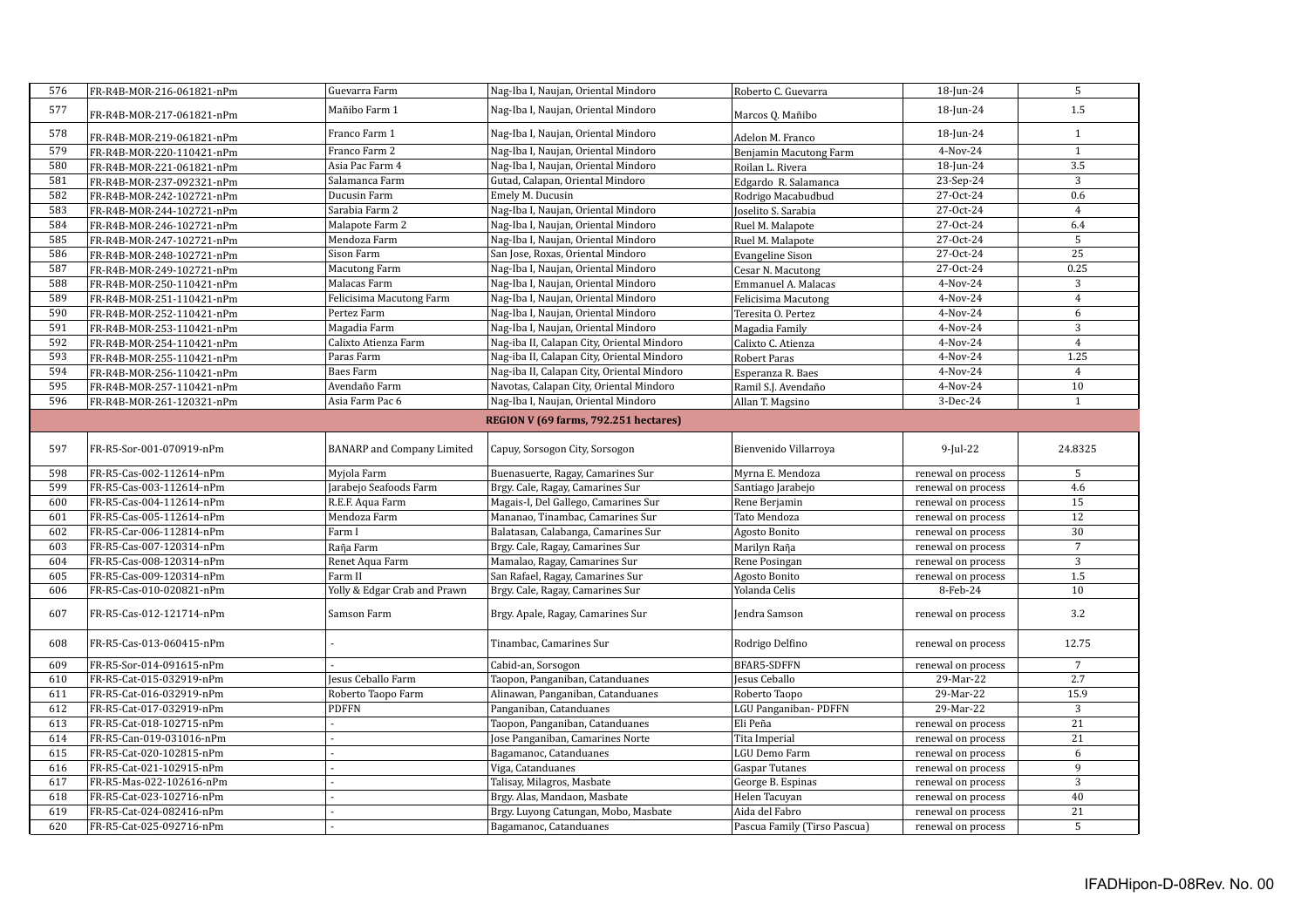| 576 | FR-R4B-MOR-216-061821-nPm | Guevarra Farm | Nag-Iba I, Naujan, Oriental Mindoro | Roberto C. Guevarra | 18-Jun-24 | 5 |
|---|---|---|---|---|---|---|
| 577 | FR-R4B-MOR-217-061821-nPm | Mañibo Farm 1 | Nag-Iba I, Naujan, Oriental Mindoro | Marcos Q. Mañibo | 18-Jun-24 | 1.5 |
| 578 | FR-R4B-MOR-219-061821-nPm | Franco Farm 1 | Nag-Iba I, Naujan, Oriental Mindoro | Adelon M. Franco | 18-Jun-24 | 1 |
| 579 | FR-R4B-MOR-220-110421-nPm | Franco Farm 2 | Nag-Iba I, Naujan, Oriental Mindoro | Benjamin Macutong Farm | 4-Nov-24 | 1 |
| 580 | FR-R4B-MOR-221-061821-nPm | Asia Pac Farm 4 | Nag-Iba I, Naujan, Oriental Mindoro | Roilan L. Rivera | 18-Jun-24 | 3.5 |
| 581 | FR-R4B-MOR-237-092321-nPm | Salamanca Farm | Gutad, Calapan, Oriental Mindoro | Edgardo R. Salamanca | 23-Sep-24 | 3 |
| 582 | FR-R4B-MOR-242-102721-nPm | Ducusin Farm | Emely M. Ducusin | Rodrigo Macabudbud | 27-Oct-24 | 0.6 |
| 583 | FR-R4B-MOR-244-102721-nPm | Sarabia Farm 2 | Nag-Iba I, Naujan, Oriental Mindoro | Joselito S. Sarabia | 27-Oct-24 | 4 |
| 584 | FR-R4B-MOR-246-102721-nPm | Malapote Farm 2 | Nag-Iba I, Naujan, Oriental Mindoro | Ruel M. Malapote | 27-Oct-24 | 6.4 |
| 585 | FR-R4B-MOR-247-102721-nPm | Mendoza Farm | Nag-Iba I, Naujan, Oriental Mindoro | Ruel M. Malapote | 27-Oct-24 | 5 |
| 586 | FR-R4B-MOR-248-102721-nPm | Sison Farm | San Jose, Roxas, Oriental Mindoro | Evangeline Sison | 27-Oct-24 | 25 |
| 587 | FR-R4B-MOR-249-102721-nPm | Macutong Farm | Nag-Iba I, Naujan, Oriental Mindoro | Cesar N. Macutong | 27-Oct-24 | 0.25 |
| 588 | FR-R4B-MOR-250-110421-nPm | Malacas Farm | Nag-Iba I, Naujan, Oriental Mindoro | Emmanuel A. Malacas | 4-Nov-24 | 3 |
| 589 | FR-R4B-MOR-251-110421-nPm | Felicisima Macutong Farm | Nag-Iba I, Naujan, Oriental Mindoro | Felicisima Macutong | 4-Nov-24 | 4 |
| 590 | FR-R4B-MOR-252-110421-nPm | Pertez Farm | Nag-Iba I, Naujan, Oriental Mindoro | Teresita O. Pertez | 4-Nov-24 | 6 |
| 591 | FR-R4B-MOR-253-110421-nPm | Magadia Farm | Nag-Iba I, Naujan, Oriental Mindoro | Magadia Family | 4-Nov-24 | 3 |
| 592 | FR-R4B-MOR-254-110421-nPm | Calixto Atienza Farm | Nag-iba II, Calapan City, Oriental Mindoro | Calixto C. Atienza | 4-Nov-24 | 4 |
| 593 | FR-R4B-MOR-255-110421-nPm | Paras Farm | Nag-iba II, Calapan City, Oriental Mindoro | Robert Paras | 4-Nov-24 | 1.25 |
| 594 | FR-R4B-MOR-256-110421-nPm | Baes Farm | Nag-iba II, Calapan City, Oriental Mindoro | Esperanza R. Baes | 4-Nov-24 | 4 |
| 595 | FR-R4B-MOR-257-110421-nPm | Avendaño Farm | Navotas, Calapan City, Oriental Mindoro | Ramil S.J. Avendaño | 4-Nov-24 | 10 |
| 596 | FR-R4B-MOR-261-120321-nPm | Asia Farm Pac 6 | Nag-Iba I, Naujan, Oriental Mindoro | Allan T. Magsino | 3-Dec-24 | 1 |
| | | | **REGION V (69 farms, 792.251 hectares)** | | | |
| 597 | FR-R5-Sor-001-070919-nPm | BANARP and Company Limited | Capuy, Sorsogon City, Sorsogon | Bienvenido Villarroya | 9-Jul-22 | 24.8325 |
| 598 | FR-R5-Cas-002-112614-nPm | Myjola Farm | Buenasuerte, Ragay, Camarines Sur | Myrna E. Mendoza | renewal on process | 5 |
| 599 | FR-R5-Cas-003-112614-nPm | Jarabejo Seafoods Farm | Brgy. Cale, Ragay, Camarines Sur | Santiago Jarabejo | renewal on process | 4.6 |
| 600 | FR-R5-Cas-004-112614-nPm | R.E.F. Aqua Farm | Magais-I, Del Gallego, Camarines Sur | Rene Berjamin | renewal on process | 15 |
| 601 | FR-R5-Cas-005-112614-nPm | Mendoza Farm | Mananao, Tinambac, Camarines Sur | Tato Mendoza | renewal on process | 12 |
| 602 | FR-R5-Car-006-112814-nPm | Farm I | Balatasan, Calabanga, Camarines Sur | Agosto Bonito | renewal on process | 30 |
| 603 | FR-R5-Cas-007-120314-nPm | Raña Farm | Brgy. Cale, Ragay, Camarines Sur | Marilyn Raña | renewal on process | 7 |
| 604 | FR-R5-Cas-008-120314-nPm | Renet Aqua Farm | Mamalao, Ragay, Camarines Sur | Rene Posingan | renewal on process | 3 |
| 605 | FR-R5-Cas-009-120314-nPm | Farm II | San Rafael, Ragay, Camarines Sur | Agosto Bonito | renewal on process | 1.5 |
| 606 | FR-R5-Cas-010-020821-nPm | Yolly & Edgar Crab and Prawn | Brgy. Cale, Ragay, Camarines Sur | Yolanda Celis | 8-Feb-24 | 10 |
| 607 | FR-R5-Cas-012-121714-nPm | Samson Farm | Brgy. Apale, Ragay, Camarines Sur | Jendra Samson | renewal on process | 3.2 |
| 608 | FR-R5-Cas-013-060415-nPm | - | Tinambac, Camarines Sur | Rodrigo Delfino | renewal on process | 12.75 |
| 609 | FR-R5-Sor-014-091615-nPm | - | Cabid-an, Sorsogon | BFAR5-SDFFN | renewal on process | 7 |
| 610 | FR-R5-Cat-015-032919-nPm | Jesus Ceballo Farm | Taopon, Panganiban, Catanduanes | Jesus Ceballo | 29-Mar-22 | 2.7 |
| 611 | FR-R5-Cat-016-032919-nPm | Roberto Taopo Farm | Alinawan, Panganiban, Catanduanes | Roberto Taopo | 29-Mar-22 | 15.9 |
| 612 | FR-R5-Cat-017-032919-nPm | PDFFN | Panganiban, Catanduanes | LGU Panganiban- PDFFN | 29-Mar-22 | 3 |
| 613 | FR-R5-Cat-018-102715-nPm | - | Taopon, Panganiban, Catanduanes | Eli Peña | renewal on process | 21 |
| 614 | FR-R5-Can-019-031016-nPm | - | Jose Panganiban, Camarines Norte | Tita Imperial | renewal on process | 21 |
| 615 | FR-R5-Cat-020-102815-nPm | - | Bagamanoc, Catanduanes | LGU Demo Farm | renewal on process | 6 |
| 616 | FR-R5-Cat-021-102915-nPm | - | Viga, Catanduanes | Gaspar Tutanes | renewal on process | 9 |
| 617 | FR-R5-Mas-022-102616-nPm | - | Talisay, Milagros, Masbate | George B. Espinas | renewal on process | 3 |
| 618 | FR-R5-Cat-023-102716-nPm | - | Brgy. Alas, Mandaon, Masbate | Helen Tacuyan | renewal on process | 40 |
| 619 | FR-R5-Cat-024-082416-nPm | - | Brgy. Luyong Catungan, Mobo, Masbate | Aida del Fabro | renewal on process | 21 |
| 620 | FR-R5-Cat-025-092716-nPm | - | Bagamanoc, Catanduanes | Pascua Family (Tirso Pascua) | renewal on process | 5 |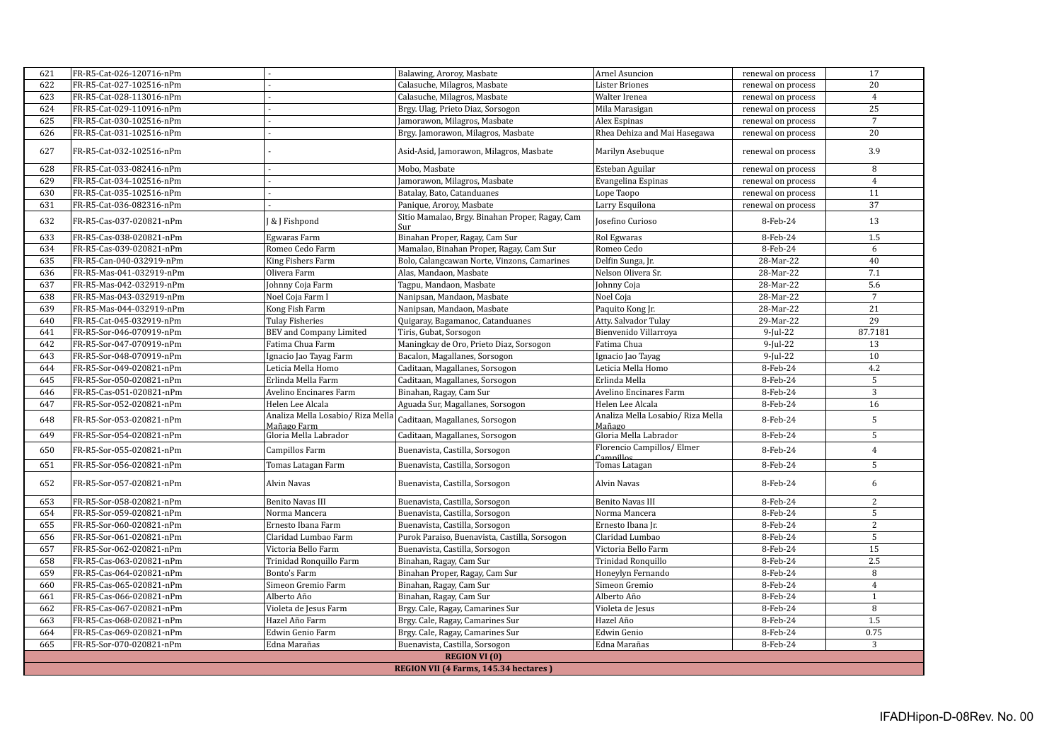| 621 | FR-R5-Cat-026-120716-nPm | - | Balawing, Aroroy, Masbate | Arnel Asuncion | renewal on process | 17 |
|---|---|---|---|---|---|---|
| 622 | FR-R5-Cat-027-102516-nPm | - | Calasuche, Milagros, Masbate | Lister Briones | renewal on process | 20 |
| 623 | FR-R5-Cat-028-113016-nPm | - | Calasuche, Milagros, Masbate | Walter Irenea | renewal on process | 4 |
| 624 | FR-R5-Cat-029-110916-nPm | - | Brgy. Ulag, Prieto Diaz, Sorsogon | Mila Marasigan | renewal on process | 25 |
| 625 | FR-R5-Cat-030-102516-nPm | - | Jamorawon, Milagros, Masbate | Alex Espinas | renewal on process | 7 |
| 626 | FR-R5-Cat-031-102516-nPm | - | Brgy. Jamorawon, Milagros, Masbate | Rhea Dehiza and Mai Hasegawa | renewal on process | 20 |
| 627 | FR-R5-Cat-032-102516-nPm | - | Asid-Asid, Jamorawon, Milagros, Masbate | Marilyn Asebuque | renewal on process | 3.9 |
| 628 | FR-R5-Cat-033-082416-nPm | - | Mobo, Masbate | Esteban Aguilar | renewal on process | 8 |
| 629 | FR-R5-Cat-034-102516-nPm | - | Jamorawon, Milagros, Masbate | Evangelina Espinas | renewal on process | 4 |
| 630 | FR-R5-Cat-035-102516-nPm | - | Batalay, Bato, Catanduanes | Lope Taopo | renewal on process | 11 |
| 631 | FR-R5-Cat-036-082316-nPm | - | Panique, Aroroy, Masbate | Larry Esquilona | renewal on process | 37 |
| 632 | FR-R5-Cas-037-020821-nPm | J & J Fishpond | Sitio Mamalao, Brgy. Binahan Proper, Ragay, Cam Sur | Josefino Curioso | 8-Feb-24 | 13 |
| 633 | FR-R5-Cas-038-020821-nPm | Egwaras Farm | Binahan Proper, Ragay, Cam Sur | Rol Egwaras | 8-Feb-24 | 1.5 |
| 634 | FR-R5-Cas-039-020821-nPm | Romeo Cedo Farm | Mamalao, Binahan Proper, Ragay, Cam Sur | Romeo Cedo | 8-Feb-24 | 6 |
| 635 | FR-R5-Can-040-032919-nPm | King Fishers Farm | Bolo, Calangcawan Norte, Vinzons, Camarines | Delfin Sunga, Jr. | 28-Mar-22 | 40 |
| 636 | FR-R5-Mas-041-032919-nPm | Olivera Farm | Alas, Mandaon, Masbate | Nelson Olivera Sr. | 28-Mar-22 | 7.1 |
| 637 | FR-R5-Mas-042-032919-nPm | Johnny Coja Farm | Tagpu, Mandaon, Masbate | Johnny Coja | 28-Mar-22 | 5.6 |
| 638 | FR-R5-Mas-043-032919-nPm | Noel Coja Farm I | Nanipsan, Mandaon, Masbate | Noel Coja | 28-Mar-22 | 7 |
| 639 | FR-R5-Mas-044-032919-nPm | Kong Fish Farm | Nanipsan, Mandaon, Masbate | Paquito Kong Jr. | 28-Mar-22 | 21 |
| 640 | FR-R5-Cat-045-032919-nPm | Tulay Fisheries | Quigaray, Bagamanoc, Catanduanes | Atty. Salvador Tulay | 29-Mar-22 | 29 |
| 641 | FR-R5-Sor-046-070919-nPm | BEV and Company Limited | Tiris, Gubat, Sorsogon | Bienvenido Villarroya | 9-Jul-22 | 87.7181 |
| 642 | FR-R5-Sor-047-070919-nPm | Fatima Chua Farm | Maningkay de Oro, Prieto Diaz, Sorsogon | Fatima Chua | 9-Jul-22 | 13 |
| 643 | FR-R5-Sor-048-070919-nPm | Ignacio Jao Tayag Farm | Bacalon, Magallanes, Sorsogon | Ignacio Jao Tayag | 9-Jul-22 | 10 |
| 644 | FR-R5-Sor-049-020821-nPm | Leticia Mella Homo | Caditaan, Magallanes, Sorsogon | Leticia Mella Homo | 8-Feb-24 | 4.2 |
| 645 | FR-R5-Sor-050-020821-nPm | Erlinda Mella Farm | Caditaan, Magallanes, Sorsogon | Erlinda Mella | 8-Feb-24 | 5 |
| 646 | FR-R5-Cas-051-020821-nPm | Avelino Encinares Farm | Binahan, Ragay, Cam Sur | Avelino Encinares Farm | 8-Feb-24 | 3 |
| 647 | FR-R5-Sor-052-020821-nPm | Helen Lee Alcala | Aguada Sur, Magallanes, Sorsogon | Helen Lee Alcala | 8-Feb-24 | 16 |
| 648 | FR-R5-Sor-053-020821-nPm | Analiza Mella Losabio/ Riza Mella Mañago Farm | Caditaan, Magallanes, Sorsogon | Analiza Mella Losabio/ Riza Mella Mañago | 8-Feb-24 | 5 |
| 649 | FR-R5-Sor-054-020821-nPm | Gloria Mella Labrador | Caditaan, Magallanes, Sorsogon | Gloria Mella Labrador | 8-Feb-24 | 5 |
| 650 | FR-R5-Sor-055-020821-nPm | Campillos Farm | Buenavista, Castilla, Sorsogon | Florencio Campillos/ Elmer Campillos | 8-Feb-24 | 4 |
| 651 | FR-R5-Sor-056-020821-nPm | Tomas Latagan Farm | Buenavista, Castilla, Sorsogon | Tomas Latagan | 8-Feb-24 | 5 |
| 652 | FR-R5-Sor-057-020821-nPm | Alvin Navas | Buenavista, Castilla, Sorsogon | Alvin Navas | 8-Feb-24 | 6 |
| 653 | FR-R5-Sor-058-020821-nPm | Benito Navas III | Buenavista, Castilla, Sorsogon | Benito Navas III | 8-Feb-24 | 2 |
| 654 | FR-R5-Sor-059-020821-nPm | Norma Mancera | Buenavista, Castilla, Sorsogon | Norma Mancera | 8-Feb-24 | 5 |
| 655 | FR-R5-Sor-060-020821-nPm | Ernesto Ibana Farm | Buenavista, Castilla, Sorsogon | Ernesto Ibana Jr. | 8-Feb-24 | 2 |
| 656 | FR-R5-Sor-061-020821-nPm | Claridad Lumbao Farm | Purok Paraiso, Buenavista, Castilla, Sorsogon | Claridad Lumbao | 8-Feb-24 | 5 |
| 657 | FR-R5-Sor-062-020821-nPm | Victoria Bello Farm | Buenavista, Castilla, Sorsogon | Victoria Bello Farm | 8-Feb-24 | 15 |
| 658 | FR-R5-Cas-063-020821-nPm | Trinidad Ronquillo Farm | Binahan, Ragay, Cam Sur | Trinidad Ronquillo | 8-Feb-24 | 2.5 |
| 659 | FR-R5-Cas-064-020821-nPm | Bonto's Farm | Binahan Proper, Ragay, Cam Sur | Honeylyn Fernando | 8-Feb-24 | 8 |
| 660 | FR-R5-Cas-065-020821-nPm | Simeon Gremio Farm | Binahan, Ragay, Cam Sur | Simeon Gremio | 8-Feb-24 | 4 |
| 661 | FR-R5-Cas-066-020821-nPm | Alberto Año | Binahan, Ragay, Cam Sur | Alberto Año | 8-Feb-24 | 1 |
| 662 | FR-R5-Cas-067-020821-nPm | Violeta de Jesus Farm | Brgy. Cale, Ragay, Camarines Sur | Violeta de Jesus | 8-Feb-24 | 8 |
| 663 | FR-R5-Cas-068-020821-nPm | Hazel Año Farm | Brgy. Cale, Ragay, Camarines Sur | Hazel Año | 8-Feb-24 | 1.5 |
| 664 | FR-R5-Cas-069-020821-nPm | Edwin Genio Farm | Brgy. Cale, Ragay, Camarines Sur | Edwin Genio | 8-Feb-24 | 0.75 |
| 665 | FR-R5-Sor-070-020821-nPm | Edna Marañas | Buenavista, Castilla, Sorsogon | Edna Marañas | 8-Feb-24 | 3 |
| | | | **REGION VI (0)** | | | |
| | | | **REGION VII (4 Farms, 145.34 hectares )** | | | |

IFADHipon-D-08Rev. No. 00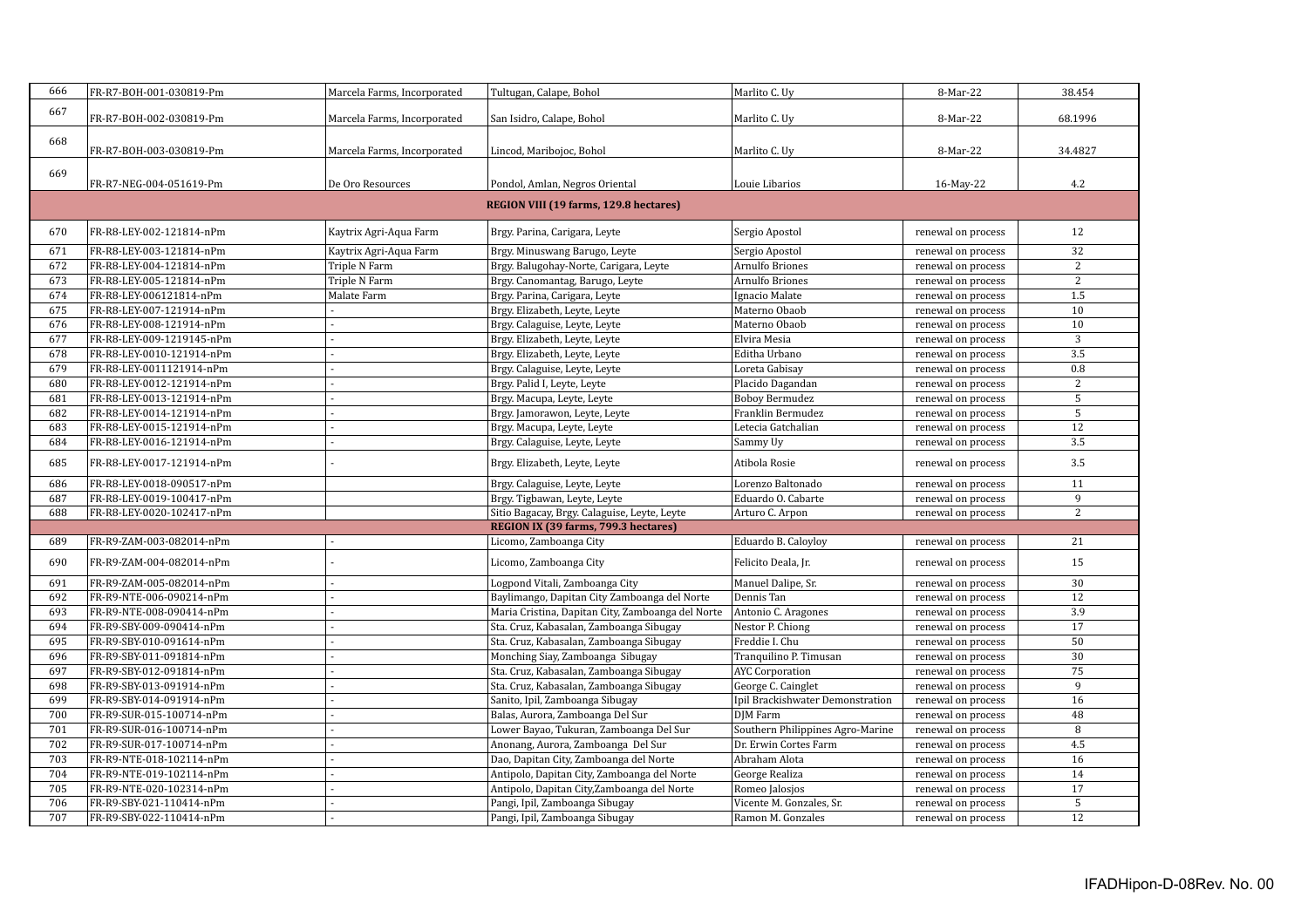| | | | | | | |
|---|---|---|---|---|---|---|
| 666 | FR-R7-BOH-001-030819-Pm | Marcela Farms, Incorporated | Tultugan, Calape, Bohol | Marlito C. Uy | 8-Mar-22 | 38.454 |
| 667 | FR-R7-BOH-002-030819-Pm | Marcela Farms, Incorporated | San Isidro, Calape, Bohol | Marlito C. Uy | 8-Mar-22 | 68.1996 |
| 668 | FR-R7-BOH-003-030819-Pm | Marcela Farms, Incorporated | Lincod, Maribojoc, Bohol | Marlito C. Uy | 8-Mar-22 | 34.4827 |
| 669 | FR-R7-NEG-004-051619-Pm | De Oro Resources | Pondol, Amlan, Negros Oriental | Louie Libarios | 16-May-22 | 4.2 |
| | | | **REGION VIII (19 farms, 129.8 hectares)** | | | |
| 670 | FR-R8-LEY-002-121814-nPm | Kaytrix Agri-Aqua Farm | Brgy. Parina, Carigara, Leyte | Sergio Apostol | renewal on process | 12 |
| 671 | FR-R8-LEY-003-121814-nPm | Kaytrix Agri-Aqua Farm | Brgy. Minuswang Barugo, Leyte | Sergio Apostol | renewal on process | 32 |
| 672 | FR-R8-LEY-004-121814-nPm | Triple N Farm | Brgy. Balugohay-Norte, Carigara, Leyte | Arnulfo Briones | renewal on process | 2 |
| 673 | FR-R8-LEY-005-121814-nPm | Triple N Farm | Brgy. Canomantag, Barugo, Leyte | Arnulfo Briones | renewal on process | 2 |
| 674 | FR-R8-LEY-006121814-nPm | Malate Farm | Brgy. Parina, Carigara, Leyte | Ignacio Malate | renewal on process | 1.5 |
| 675 | FR-R8-LEY-007-121914-nPm | - | Brgy. Elizabeth, Leyte, Leyte | Materno Obaob | renewal on process | 10 |
| 676 | FR-R8-LEY-008-121914-nPm | - | Brgy. Calaguise, Leyte, Leyte | Materno Obaob | renewal on process | 10 |
| 677 | FR-R8-LEY-009-1219145-nPm | - | Brgy. Elizabeth, Leyte, Leyte | Elvira Mesia | renewal on process | 3 |
| 678 | FR-R8-LEY-0010-121914-nPm | - | Brgy. Elizabeth, Leyte, Leyte | Editha Urbano | renewal on process | 3.5 |
| 679 | FR-R8-LEY-0011121914-nPm | - | Brgy. Calaguise, Leyte, Leyte | Loreta Gabisay | renewal on process | 0.8 |
| 680 | FR-R8-LEY-0012-121914-nPm | - | Brgy. Palid I, Leyte, Leyte | Placido Dagandan | renewal on process | 2 |
| 681 | FR-R8-LEY-0013-121914-nPm | - | Brgy. Macupa, Leyte, Leyte | Boboy Bermudez | renewal on process | 5 |
| 682 | FR-R8-LEY-0014-121914-nPm | - | Brgy. Jamorawon, Leyte, Leyte | Franklin Bermudez | renewal on process | 5 |
| 683 | FR-R8-LEY-0015-121914-nPm | - | Brgy. Macupa, Leyte, Leyte | Letecia Gatchalian | renewal on process | 12 |
| 684 | FR-R8-LEY-0016-121914-nPm | - | Brgy. Calaguise, Leyte, Leyte | Sammy Uy | renewal on process | 3.5 |
| 685 | FR-R8-LEY-0017-121914-nPm | - | Brgy. Elizabeth, Leyte, Leyte | Atibola Rosie | renewal on process | 3.5 |
| 686 | FR-R8-LEY-0018-090517-nPm | | Brgy. Calaguise, Leyte, Leyte | Lorenzo Baltonado | renewal on process | 11 |
| 687 | FR-R8-LEY-0019-100417-nPm | | Brgy. Tigbawan, Leyte, Leyte | Eduardo O. Cabarte | renewal on process | 9 |
| 688 | FR-R8-LEY-0020-102417-nPm | | Sitio Bagacay, Brgy. Calaguise, Leyte, Leyte | Arturo C. Arpon | renewal on process | 2 |
| | | | **REGION IX (39 farms, 799.3 hectares)** | | | |
| 689 | FR-R9-ZAM-003-082014-nPm | - | Licomo, Zamboanga City | Eduardo B. Caloyloy | renewal on process | 21 |
| 690 | FR-R9-ZAM-004-082014-nPm | - | Licomo, Zamboanga City | Felicito Deala, Jr. | renewal on process | 15 |
| 691 | FR-R9-ZAM-005-082014-nPm | - | Logpond Vitali, Zamboanga City | Manuel Dalipe, Sr. | renewal on process | 30 |
| 692 | FR-R9-NTE-006-090214-nPm | - | Baylimango, Dapitan City Zamboanga del Norte | Dennis Tan | renewal on process | 12 |
| 693 | FR-R9-NTE-008-090414-nPm | - | Maria Cristina, Dapitan City, Zamboanga del Norte | Antonio C. Aragones | renewal on process | 3.9 |
| 694 | FR-R9-SBY-009-090414-nPm | - | Sta. Cruz, Kabasalan, Zamboanga Sibugay | Nestor P. Chiong | renewal on process | 17 |
| 695 | FR-R9-SBY-010-091614-nPm | - | Sta. Cruz, Kabasalan, Zamboanga Sibugay | Freddie I. Chu | renewal on process | 50 |
| 696 | FR-R9-SBY-011-091814-nPm | - | Monching Siay, Zamboanga Sibugay | Tranquilino P. Timusan | renewal on process | 30 |
| 697 | FR-R9-SBY-012-091814-nPm | - | Sta. Cruz, Kabasalan, Zamboanga Sibugay | AYC Corporation | renewal on process | 75 |
| 698 | FR-R9-SBY-013-091914-nPm | - | Sta. Cruz, Kabasalan, Zamboanga Sibugay | George C. Cainglet | renewal on process | 9 |
| 699 | FR-R9-SBY-014-091914-nPm | - | Sanito, Ipil, Zamboanga Sibugay | Ipil Brackishwater Demonstration | renewal on process | 16 |
| 700 | FR-R9-SUR-015-100714-nPm | - | Balas, Aurora, Zamboanga Del Sur | DJM Farm | renewal on process | 48 |
| 701 | FR-R9-SUR-016-100714-nPm | - | Lower Bayao, Tukuran, Zamboanga Del Sur | Southern Philippines Agro-Marine | renewal on process | 8 |
| 702 | FR-R9-SUR-017-100714-nPm | - | Anonang, Aurora, Zamboanga Del Sur | Dr. Erwin Cortes Farm | renewal on process | 4.5 |
| 703 | FR-R9-NTE-018-102114-nPm | - | Dao, Dapitan City, Zamboanga del Norte | Abraham Alota | renewal on process | 16 |
| 704 | FR-R9-NTE-019-102114-nPm | - | Antipolo, Dapitan City, Zamboanga del Norte | George Realiza | renewal on process | 14 |
| 705 | FR-R9-NTE-020-102314-nPm | - | Antipolo, Dapitan City,Zamboanga del Norte | Romeo Jalosjos | renewal on process | 17 |
| 706 | FR-R9-SBY-021-110414-nPm | - | Pangi, Ipil, Zamboanga Sibugay | Vicente M. Gonzales, Sr. | renewal on process | 5 |
| 707 | FR-R9-SBY-022-110414-nPm | - | Pangi, Ipil, Zamboanga Sibugay | Ramon M. Gonzales | renewal on process | 12 |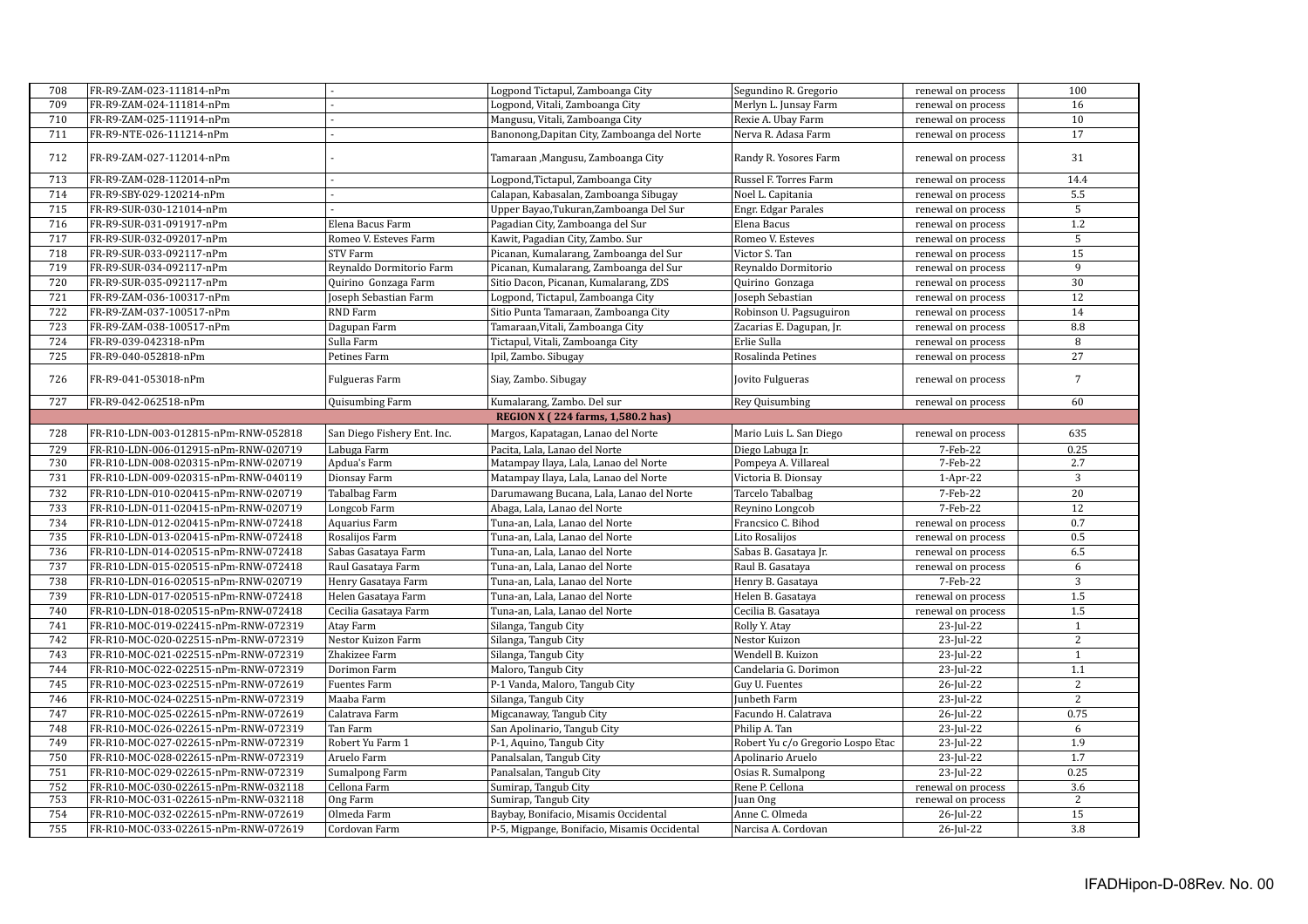| | | | | | | |
|---|---|---|---|---|---|---|
| 708 | FR-R9-ZAM-023-111814-nPm | - | Logpond Tictapul, Zamboanga City | Segundino R. Gregorio | renewal on process | 100 |
| 709 | FR-R9-ZAM-024-111814-nPm | - | Logpond, Vitali, Zamboanga City | Merlyn L. Junsay Farm | renewal on process | 16 |
| 710 | FR-R9-ZAM-025-111914-nPm | - | Mangusu, Vitali, Zamboanga City | Rexie A. Ubay Farm | renewal on process | 10 |
| 711 | FR-R9-NTE-026-111214-nPm | - | Banonong,Dapitan City, Zamboanga del Norte | Nerva R. Adasa Farm | renewal on process | 17 |
| 712 | FR-R9-ZAM-027-112014-nPm | - | Tamaraan ,Mangusu, Zamboanga City | Randy R. Yosores Farm | renewal on process | 31 |
| 713 | FR-R9-ZAM-028-112014-nPm | - | Logpond,Tictapul, Zamboanga City | Russel F. Torres Farm | renewal on process | 14.4 |
| 714 | FR-R9-SBY-029-120214-nPm | - | Calapan, Kabasalan, Zamboanga Sibugay | Noel L. Capitania | renewal on process | 5.5 |
| 715 | FR-R9-SUR-030-121014-nPm | - | Upper Bayao,Tukuran,Zamboanga Del Sur | Engr. Edgar Parales | renewal on process | 5 |
| 716 | FR-R9-SUR-031-091917-nPm | Elena Bacus Farm | Pagadian City, Zamboanga del Sur | Elena Bacus | renewal on process | 1.2 |
| 717 | FR-R9-SUR-032-092017-nPm | Romeo V. Esteves Farm | Kawit, Pagadian City, Zambo. Sur | Romeo V. Esteves | renewal on process | 5 |
| 718 | FR-R9-SUR-033-092117-nPm | STV Farm | Picanan, Kumalarang, Zamboanga del Sur | Victor S. Tan | renewal on process | 15 |
| 719 | FR-R9-SUR-034-092117-nPm | Reynaldo Dormitorio Farm | Picanan, Kumalarang, Zamboanga del Sur | Reynaldo Dormitorio | renewal on process | 9 |
| 720 | FR-R9-SUR-035-092117-nPm | Quirino Gonzaga Farm | Sitio Dacon, Picanan, Kumalarang, ZDS | Quirino Gonzaga | renewal on process | 30 |
| 721 | FR-R9-ZAM-036-100317-nPm | Joseph Sebastian Farm | Logpond, Tictapul, Zamboanga City | Joseph Sebastian | renewal on process | 12 |
| 722 | FR-R9-ZAM-037-100517-nPm | RND Farm | Sitio Punta Tamaraan, Zamboanga City | Robinson U. Pagsuguiron | renewal on process | 14 |
| 723 | FR-R9-ZAM-038-100517-nPm | Dagupan Farm | Tamaraan,Vitali, Zamboanga City | Zacarias E. Dagupan, Jr. | renewal on process | 8.8 |
| 724 | FR-R9-039-042318-nPm | Sulla Farm | Tictapul, Vitali, Zamboanga City | Erlie Sulla | renewal on process | 8 |
| 725 | FR-R9-040-052818-nPm | Petines Farm | Ipil, Zambo. Sibugay | Rosalinda Petines | renewal on process | 27 |
| 726 | FR-R9-041-053018-nPm | Fulgueras Farm | Siay, Zambo. Sibugay | Jovito Fulgueras | renewal on process | 7 |
| 727 | FR-R9-042-062518-nPm | Quisumbing Farm | Kumalarang, Zambo. Del sur | Rey Quisumbing | renewal on process | 60 |
| | | | **REGION X ( 224 farms, 1,580.2 has)** | | | |
| 728 | FR-R10-LDN-003-012815-nPm-RNW-052818 | San Diego Fishery Ent. Inc. | Margos, Kapatagan, Lanao del Norte | Mario Luis L. San Diego | renewal on process | 635 |
| 729 | FR-R10-LDN-006-012915-nPm-RNW-020719 | Labuga Farm | Pacita, Lala, Lanao del Norte | Diego Labuga Jr. | 7-Feb-22 | 0.25 |
| 730 | FR-R10-LDN-008-020315-nPm-RNW-020719 | Apdua's Farm | Matampay Ilaya, Lala, Lanao del Norte | Pompeya A. Villareal | 7-Feb-22 | 2.7 |
| 731 | FR-R10-LDN-009-020315-nPm-RNW-040119 | Dionsay Farm | Matampay Ilaya, Lala, Lanao del Norte | Victoria B. Dionsay | 1-Apr-22 | 3 |
| 732 | FR-R10-LDN-010-020415-nPm-RNW-020719 | Tabalbag Farm | Darumawang Bucana, Lala, Lanao del Norte | Tarcelo Tabalbag | 7-Feb-22 | 20 |
| 733 | FR-R10-LDN-011-020415-nPm-RNW-020719 | Longcob Farm | Abaga, Lala, Lanao del Norte | Reynino Longcob | 7-Feb-22 | 12 |
| 734 | FR-R10-LDN-012-020415-nPm-RNW-072418 | Aquarius Farm | Tuna-an, Lala, Lanao del Norte | Francsico C. Bihod | renewal on process | 0.7 |
| 735 | FR-R10-LDN-013-020415-nPm-RNW-072418 | Rosalijos Farm | Tuna-an, Lala, Lanao del Norte | Lito Rosalijos | renewal on process | 0.5 |
| 736 | FR-R10-LDN-014-020515-nPm-RNW-072418 | Sabas Gasataya Farm | Tuna-an, Lala, Lanao del Norte | Sabas B. Gasataya Jr. | renewal on process | 6.5 |
| 737 | FR-R10-LDN-015-020515-nPm-RNW-072418 | Raul Gasataya Farm | Tuna-an, Lala, Lanao del Norte | Raul B. Gasataya | renewal on process | 6 |
| 738 | FR-R10-LDN-016-020515-nPm-RNW-020719 | Henry Gasataya Farm | Tuna-an, Lala, Lanao del Norte | Henry B. Gasataya | 7-Feb-22 | 3 |
| 739 | FR-R10-LDN-017-020515-nPm-RNW-072418 | Helen Gasataya Farm | Tuna-an, Lala, Lanao del Norte | Helen B. Gasataya | renewal on process | 1.5 |
| 740 | FR-R10-LDN-018-020515-nPm-RNW-072418 | Cecilia Gasataya Farm | Tuna-an, Lala, Lanao del Norte | Cecilia B. Gasataya | renewal on process | 1.5 |
| 741 | FR-R10-MOC-019-022415-nPm-RNW-072319 | Atay Farm | Silanga, Tangub City | Rolly Y. Atay | 23-Jul-22 | 1 |
| 742 | FR-R10-MOC-020-022515-nPm-RNW-072319 | Nestor Kuizon Farm | Silanga, Tangub City | Nestor Kuizon | 23-Jul-22 | 2 |
| 743 | FR-R10-MOC-021-022515-nPm-RNW-072319 | Zhakizee Farm | Silanga, Tangub City | Wendell B. Kuizon | 23-Jul-22 | 1 |
| 744 | FR-R10-MOC-022-022515-nPm-RNW-072319 | Dorimon Farm | Maloro, Tangub City | Candelaria G. Dorimon | 23-Jul-22 | 1.1 |
| 745 | FR-R10-MOC-023-022515-nPm-RNW-072619 | Fuentes Farm | P-1 Vanda, Maloro, Tangub City | Guy U. Fuentes | 26-Jul-22 | 2 |
| 746 | FR-R10-MOC-024-022515-nPm-RNW-072319 | Maaba Farm | Silanga, Tangub City | Junbeth Farm | 23-Jul-22 | 2 |
| 747 | FR-R10-MOC-025-022615-nPm-RNW-072619 | Calatrava Farm | Migcanaway, Tangub City | Facundo H. Calatrava | 26-Jul-22 | 0.75 |
| 748 | FR-R10-MOC-026-022615-nPm-RNW-072319 | Tan Farm | San Apolinario, Tangub City | Philip A. Tan | 23-Jul-22 | 6 |
| 749 | FR-R10-MOC-027-022615-nPm-RNW-072319 | Robert Yu Farm 1 | P-1, Aquino, Tangub City | Robert Yu c/o Gregorio Lospo Etac | 23-Jul-22 | 1.9 |
| 750 | FR-R10-MOC-028-022615-nPm-RNW-072319 | Aruelo Farm | Panalsalan, Tangub City | Apolinario Aruelo | 23-Jul-22 | 1.7 |
| 751 | FR-R10-MOC-029-022615-nPm-RNW-072319 | Sumalpong Farm | Panalsalan, Tangub City | Osias R. Sumalpong | 23-Jul-22 | 0.25 |
| 752 | FR-R10-MOC-030-022615-nPm-RNW-032118 | Cellona Farm | Sumirap, Tangub City | Rene P. Cellona | renewal on process | 3.6 |
| 753 | FR-R10-MOC-031-022615-nPm-RNW-032118 | Ong Farm | Sumirap, Tangub City | Juan Ong | renewal on process | 2 |
| 754 | FR-R10-MOC-032-022615-nPm-RNW-072619 | Olmeda Farm | Baybay, Bonifacio, Misamis Occidental | Anne C. Olmeda | 26-Jul-22 | 15 |
| 755 | FR-R10-MOC-033-022615-nPm-RNW-072619 | Cordovan Farm | P-5, Migpange, Bonifacio, Misamis Occidental | Narcisa A. Cordovan | 26-Jul-22 | 3.8 |

IFADHipon-D-08Rev. No. 00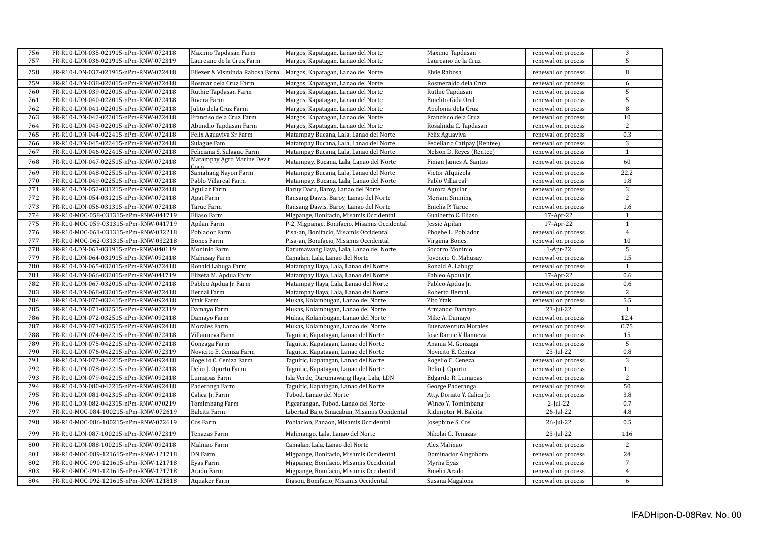| 756 | FR-R10-LDN-035-021915-nPm-RNW-072418 | Maximo Tapdasan Farm | Margos, Kapatagan, Lanao del Norte | Maximo Tapdasan | renewal on process | 3 |
|---|---|---|---|---|---|---|
| 757 | FR-R10-LDN-036-021915-nPm-RNW-072319 | Laureano de la Cruz Farm | Margos, Kapatagan, Lanao del Norte | Laureano de la Cruz | renewal on process | 5 |
| 758 | FR-R10-LDN-037-021915-nPm-RNW-072418 | Eliezer & Visminda Rabosa Farm | Margos, Kapatagan, Lanao del Norte | Elvie Rabosa | renewal on process | 8 |
| 759 | FR-R10-LDN-038-022015-nPm-RNW-072418 | Rosmar dela Cruz Farm | Margos, Kapatagan, Lanao del Norte | Rosmeraldo dela Cruz | renewal on process | 6 |
| 760 | FR-R10-LDN-039-022015-nPm-RNW-072418 | Ruthie Tapdasan Farm | Margos, Kapatagan, Lanao del Norte | Ruthie Tapdasan | renewal on process | 5 |
| 761 | FR-R10-LDN-040-022015-nPm-RNW-072418 | Rivera Farm | Margos, Kapatagan, Lanao del Norte | Emelito Gida Oral | renewal on process | 5 |
| 762 | FR-R10-LDN-041-022015-nPm-RNW-072418 | Julito dela Cruz Farm | Margos, Kapatagan, Lanao del Norte | Apolonia dela Cruz | renewal on process | 8 |
| 763 | FR-R10-LDN-042-022015-nPm-RNW-072418 | Franciso dela Cruz Farm | Margos, Kapatagan, Lanao del Norte | Francisco dela Cruz | renewal on process | 10 |
| 764 | FR-R10-LDN-043-022015-nPm-RNW-072418 | Abundio Tapdasan Farm | Margos, Kapatagan, Lanao del Norte | Rosalinda C. Tapdasan | renewal on process | 2 |
| 765 | FR-R10-LDN-044-022415-nPm-RNW-072418 | Felix Aguaviva Sr Farm | Matampay Bucana, Lala, Lanao del Norte | Felix Aguaviva | renewal on process | 0.3 |
| 766 | FR-R10-LDN-045-022415-nPm-RNW-072418 | Sulague Fam | Matampay Bucana, Lala, Lanao del Norte | Fedeliano Catipay (Rentee) | renewal on process | 3 |
| 767 | FR-R10-LDN-046-022415-nPm-RNW-072418 | Feliciana S. Sulague Farm | Matampay Bucana, Lala, Lanao del Norte | Nelson D. Reyes (Rentee) | renewal on process | 1 |
| 768 | FR-R10-LDN-047-022515-nPm-RNW-072418 | Matampay Agro Marine Dev't Corp | Matampay, Bucana, Lala, Lanao del Norte | Finian James A. Santos | renewal on process | 60 |
| 769 | FR-R10-LDN-048-022515-nPm-RNW-072418 | Samahang Nayon Farm | Matampay Bucana, Lala, Lanao del Norte | Victor Alquizola | renewal on process | 22.2 |
| 770 | FR-R10-LDN-049-022515-nPm-RNW-072418 | Pablo Villareal Farm | Matampay, Bucana, Lala, Lanao del Norte | Pablo Villareal | renewal on process | 1.8 |
| 771 | FR-R10-LDN-052-031215-nPm-RNW-072418 | Aguilar Farm | Baruy Dacu, Baroy, Lanao del Norte | Aurora Aguilar | renewal on process | 3 |
| 772 | FR-R10-LDN-054-031215-nPm-RNW-072418 | Apat Farm | Ransang Dawis, Baroy, Lanao del Norte | Meriam Sinining | renewal on process | 2 |
| 773 | FR-R10-LDN-056-031315-nPm-RNW-072418 | Taruc Farm | Ransang Dawis, Baroy, Lanao del Norte | Emelia P. Taruc | renewal on process | 1.6 |
| 774 | FR-R10-MOC-058-031315-nPm-RNW-041719 | Eliaso Farm | Migpange, Bonifacio, Misamis Occidental | Gualberto C. Eliaso | 17-Apr-22 | 1 |
| 775 | FR-R10-MOC-059-031315-nPm-RNW-041719 | Apilan Farm | P-2, Migpange, Bonifacio, Misamis Occidental | Jessie Apilan | 17-Apr-22 | 1 |
| 776 | FR-R10-MOC-061-031315-nPm-RNW-032218 | Poblador Farm | Pisa-an, Bonifacio, Misamis Occidental | Phoebe L. Poblador | renewal on process | 4 |
| 777 | FR-R10-MOC-062-031315-nPm-RNW-032218 | Bones Farm | Pisa-an, Bonifacio, Misamis Occidental | Virginia Bones | renewal on process | 10 |
| 778 | FR-R10-LDN-063-031915-nPm-RNW-040119 | Moninio Farm | Darumawang Ilaya, Lala, Lanao del Norte | Socorro Moninio | 1-Apr-22 | 5 |
| 779 | FR-R10-LDN-064-031915-nPm-RNW-092418 | Mahusay Farm | Camalan, Lala, Lanao del Norte | Jovencio O. Mahusay | renewal on process | 1.5 |
| 780 | FR-R10-LDN-065-032015-nPm-RNW-072418 | Ronald Labuga Farm | Matampay Ilaya, Lala, Lanao del Norte | Ronald A. Labuga | renewal on process | 1 |
| 781 | FR-R10-LDN-066-032015-nPm-RNW-041719 | Elizeta M. Apdua Farm | Matampay Ilaya, Lala, Lanao del Norte | Pableo Apdua Jr. | 17-Apr-22 | 0.6 |
| 782 | FR-R10-LDN-067-032015-nPm-RNW-072418 | Pableo Apdua Jr. Farm | Matampay Ilaya, Lala, Lanao del Norte | Pableo Apdua Jr. | renewal on process | 0.6 |
| 783 | FR-R10-LDN-068-032015-nPm-RNW-072418 | Bernal Farm | Matampay Ilaya, Lala, Lanao del Norte | Roberto Bernal | renewal on process | 2 |
| 784 | FR-R10-LDN-070-032415-nPm-RNW-092418 | Ytak Farm | Mukas, Kolambugan, Lanao del Norte | Zito Ytak | renewal on process | 5.5 |
| 785 | FR-R10-LDN-071-032515-nPm-RNW-072319 | Damayo Farm | Mukas, Kolambugan, Lanao del Norte | Armando Damayo | 23-Jul-22 | 1 |
| 786 | FR-R10-LDN-072-032515-nPm-RNW-092418 | Damayo Farm | Mukas, Kolambugan, Lanao del Norte | Mike A. Damayo | renewal on process | 12.4 |
| 787 | FR-R10-LDN-073-032515-nPm-RNW-092418 | Morales Farm | Mukas, Kolambugan, Lanao del Norte | Buenaventura Morales | renewal on process | 0.75 |
| 788 | FR-R10-LDN-074-042215-nPm-RNW-072418 | Villanueva Farm | Taguitic, Kapatagan, Lanao del Norte | Jose Ramie Villanueva | renewal on process | 15 |
| 789 | FR-R10-LDN-075-042215-nPm-RNW-072418 | Gonzaga Farm | Taguitic, Kapatagan, Lanao del Norte | Anania M. Gonzaga | renewal on process | 5 |
| 790 | FR-R10-LDN-076-042215-nPm-RNW-072319 | Novicito E. Ceniza Farm | Taguitic, Kapatagan, Lanao del Norte | Novicito E. Ceniza | 23-Jul-22 | 0.8 |
| 791 | FR-R10-LDN-077-042215-nPm-RNW-092418 | Rogelio C. Ceniza Farm | Taguitic, Kapatagan, Lanao del Norte | Rogelio C. Ceneza | renewal on process | 3 |
| 792 | FR-R10-LDN-078-042215-nPm-RNW-072418 | Delio J. Oporto Farm | Taguitic, Kapatagan, Lanao del Norte | Delio J. Oporto | renewal on process | 11 |
| 793 | FR-R10-LDN-079-042215-nPm-RNW-092418 | Lumapas Farm | Isla Verde, Darumawang Ilaya, Lala, LDN | Edgardo R. Lumapas | renewal on process | 2 |
| 794 | FR-R10-LDN-080-042215-nPm-RNW-092418 | Paderanga Farm | Taguitic, Kapatagan, Lanao del Norte | George Paderanga | renewal on process | 50 |
| 795 | FR-R10-LDN-081-042315-nPm-RNW-092418 | Calica Jr. Farm | Tubod, Lanao del Norte | Atty. Donato Y. Calica Jr. | renewal on process | 3.8 |
| 796 | FR-R10-LDN-082-042315-nPm-RNW-070219 | Tomimbang Farm | Pigcarangan, Tubod, Lanao del Norte | Winco Y. Tomimbang | 2-Jul-22 | 0.7 |
| 797 | FR-R10-MOC-084-100215-nPm-RNW-072619 | Balcita Farm | Libertad Bajo, Sinacaban, Misamis Occidental | Ridimptor M. Balcita | 26-Jul-22 | 4.8 |
| 798 | FR-R10-MOC-086-100215-nPm-RNW-072619 | Cos Farm | Poblacion, Panaon, Misamis Occidental | Josephine S. Cos | 26-Jul-22 | 0.5 |
| 799 | FR-R10-LDN-087-100215-nPm-RNW-072319 | Tenazas Farm | Malimango, Lala, Lanao del Norte | Nikolai G. Tenazas | 23-Jul-22 | 116 |
| 800 | FR-R10-LDN-088-100215-nPm-RNW-092418 | Malinao Farm | Camalan, Lala, Lanao del Norte | Alex Malinao | renewal on process | 2 |
| 801 | FR-R10-MOC-089-121615-nPm-RNW-121718 | DN Farm | Migpange, Bonifacio, Misamis Occidental | Dominador Alngohoro | renewal on process | 24 |
| 802 | FR-R10-MOC-090-121615-nPm-RNW-121718 | Eyas Farm | Migpange, Bonifacio, Misamis Occidental | Myrna Eyas | renewal on process | 7 |
| 803 | FR-R10-MOC-091-121615-nPm-RNW-121718 | Arado Farm | Migpange, Bonifacio, Misamis Occidental | Emelia Arado | renewal on process | 4 |
| 804 | FR-R10-MOC-092-121615-nPm-RNW-121818 | Aquaker Farm | Digson, Bonifacio, Misamis Occidental | Susana Magalona | renewal on process | 6 |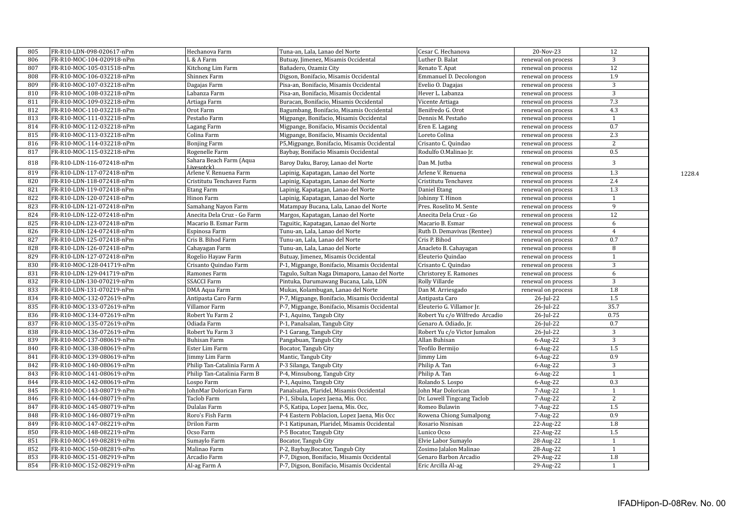| 805 | FR-R10-LDN-098-020617-nPm | Hechanova Farm | Tuna-an, Lala, Lanao del Norte | Cesar C. Hechanova | 20-Nov-23 | 12 |
|---|---|---|---|---|---|---|
| 806 | FR-R10-MOC-104-020918-nPm | L & A Farm | Butuay, Jimenez, Misamis Occidental | Luther D. Balat | renewal on process | 3 |
| 807 | FR-R10-MOC-105-031518-nPm | Kitchong Lim Farm | Bañadero, Ozamiz City | Renato T. Apat | renewal on process | 12 |
| 808 | FR-R10-MOC-106-032218-nPm | Shinnex Farm | Digson, Bonifacio, Misamis Occidental | Emmanuel D. Decolongon | renewal on process | 1.9 |
| 809 | FR-R10-MOC-107-032218-nPm | Dagajas Farm | Pisa-an, Bonifacio, Misamis Occidental | Evelio O. Dagajas | renewal on process | 3 |
| 810 | FR-R10-MOC-108-032218-nPm | Labanza Farm | Pisa-an, Bonifacio, Misamis Occidental | Hever L. Labanza | renewal on process | 3 |
| 811 | FR-R10-MOC-109-032218-nPm | Artiaga Farm | Buracan, Bonifacio, Misamis Occidental | Vicente Artiaga | renewal on process | 7.3 |
| 812 | FR-R10-MOC-110-032218-nPm | Orot Farm | Bagumbang, Bonifacio, Misamis Occidental | Benifredo G. Orot | renewal on process | 4.3 |
| 813 | FR-R10-MOC-111-032218-nPm | Pestaño Farm | Migpange, Bonifacio, Misamis Occidental | Dennis M. Pestaño | renewal on process | 1 |
| 814 | FR-R10-MOC-112-032218-nPm | Lagang Farm | Migpange, Bonifacio, Misamis Occidental | Eren E. Lagang | renewal on process | 0.7 |
| 815 | FR-R10-MOC-113-032218-nPm | Colina Farm | Migpange, Bonifacio, Misamis Occidental | Loreto Colina | renewal on process | 2.3 |
| 816 | FR-R10-MOC-114-032218-nPm | Bonjing Farm | P5,Migpange, Bonifacio, Misamis Occidental | Crisanto C. Quindao | renewal on process | 2 |
| 817 | FR-R10-MOC-115-032218-nPm | Rogenelle Farm | Baybay, Bonifacio Misamis Occidental | Rodulfo O.Malinao Jr. | renewal on process | 0.5 |
| 818 | FR-R10-LDN-116-072418-nPm | Sahara Beach Farm (Aqua Livesotck) | Baroy Daku, Baroy, Lanao del Norte | Dan M. Jutba | renewal on process | 3 |
| 819 | FR-R10-LDN-117-072418-nPm | Arlene V. Renuena Farm | Lapinig, Kapatagan, Lanao del Norte | Arlene V. Renuena | renewal on process | 1.3 |
| 820 | FR-R10-LDN-118-072418-nPm | Cristitutu Tenchavez Farm | Lapinig, Kapatagan, Lanao del Norte | Cristitutu Tenchavez | renewal on process | 2.4 |
| 821 | FR-R10-LDN-119-072418-nPm | Etang Farm | Lapinig, Kapatagan, Lanao del Norte | Daniel Etang | renewal on process | 1.3 |
| 822 | FR-R10-LDN-120-072418-nPm | Hinon Farm | Lapinig, Kapatagan, Lanao del Norte | Johinny T. Hinon | renewal on process | 1 |
| 823 | FR-R10-LDN-121-072418-nPm | Samahang Nayon Farm | Matampay Bucana, Lala, Lanao del Norte | Pres. Roselito M. Sente | renewal on process | 9 |
| 824 | FR-R10-LDN-122-072418-nPm | Anecita Dela Cruz - Go Farm | Margos, Kapatagan, Lanao del Norte | Anecita Dela Cruz - Go | renewal on process | 12 |
| 825 | FR-R10-LDN-123-072418-nPm | Macario B. Esmar Farm | Taguitic, Kapatagan, Lanao del Norte | Macario B. Esmar | renewal on process | 6 |
| 826 | FR-R10-LDN-124-072418-nPm | Espinosa Farm | Tunu-an, Lala, Lanao del Norte | Ruth D. Demavivas (Rentee) | renewal on process | 4 |
| 827 | FR-R10-LDN-125-072418-nPm | Cris B. Bihod Farm | Tunu-an, Lala, Lanao del Norte | Cris P. Bihod | renewal on process | 0.7 |
| 828 | FR-R10-LDN-126-072418-nPm | Cahayagan Farm | Tunu-an, Lala, Lanao del Norte | Anacleto B. Cahayagan | renewal on process | 8 |
| 829 | FR-R10-LDN-127-072418-nPm | Rogelio Hayaw Farm | Butuay, Jimenez, Misamis Occidental | Eleuterio Quindao | renewal on process | 1 |
| 830 | FR-R10-MOC-128-041719-nPm | Crisanto Quindao Farm | P-1, Migpange, Bonifacio, Misamis Occidental | Crisanto C. Quindao | renewal on process | 3 |
| 831 | FR-R10-LDN-129-041719-nPm | Ramones Farm | Tagulo, Sultan Naga Dimaporo, Lanao del Norte | Christorey E. Ramones | renewal on process | 6 |
| 832 | FR-R10-LDN-130-070219-nPm | SSACCI Farm | Pintuka, Darumawang Bucana, Lala, LDN | Rolly Villarde | renewal on process | 3 |
| 833 | FR-R10-LDN-131-070219-nPm | DMA Aqua Farm | Mukas, Kolambugan, Lanao del Norte | Dan M. Arriesgado | renewal on process | 1.8 |
| 834 | FR-R10-MOC-132-072619-nPm | Antipasta Caro Farm | P-7, Migpange, Bonifacio, Misamis Occidental | Antipasta Caro | 26-Jul-22 | 1.5 |
| 835 | FR-R10-MOC-133-072619-nPm | Villamor Farm | P-7, Migpange, Bonifacio, Misamis Occidental | Eleuterio G. Villamor Jr. | 26-Jul-22 | 35.7 |
| 836 | FR-R10-MOC-134-072619-nPm | Robert Yu Farm 2 | P-1, Aquino, Tangub City | Robert Yu c/o Wilfredo Arcadio | 26-Jul-22 | 0.75 |
| 837 | FR-R10-MOC-135-072619-nPm | Odiada Farm | P-1, Panalsalan, Tangub City | Genaro A. Odiado, Jr. | 26-Jul-22 | 0.7 |
| 838 | FR-R10-MOC-136-072619-nPm | Robert Yu Farm 3 | P-1 Garang, Tangub City | Robert Yu c/o Victor Jumalon | 26-Jul-22 | 3 |
| 839 | FR-R10-MOC-137-080619-nPm | Buhisan Farm | Pangabuan, Tangub City | Allan Buhisan | 6-Aug-22 | 3 |
| 840 | FR-R10-MOC-138-080619-nPm | Ester Lim Farm | Bocator, Tangub City | Teofilo Bermijo | 6-Aug-22 | 1.5 |
| 841 | FR-R10-MOC-139-080619-nPm | Jimmy Lim Farm | Mantic, Tangub City | Jimmy Lim | 6-Aug-22 | 0.9 |
| 842 | FR-R10-MOC-140-080619-nPm | Philip Tan-Catalinia Farm A | P-3 Silanga, Tangub City | Philip A. Tan | 6-Aug-22 | 3 |
| 843 | FR-R10-MOC-141-080619-nPm | Philip Tan-Catalinia Farm B | P-4, Minsubong, Tangub City | Philip A. Tan | 6-Aug-22 | 1 |
| 844 | FR-R10-MOC-142-080619-nPm | Lospo Farm | P-1, Aquino, Tangub City | Rolando S. Lospo | 6-Aug-22 | 0.3 |
| 845 | FR-R10-MOC-143-080719-nPm | JohnMar Dolorican Farm | Panalsalan, Plaridel, Misamis Occidental | John Mar Dolorican | 7-Aug-22 | 1 |
| 846 | FR-R10-MOC-144-080719-nPm | Taclob Farm | P-1, Sibula, Lopez Jaena, Mis. Occ. | Dr. Lowell Tingcang Taclob | 7-Aug-22 | 2 |
| 847 | FR-R10-MOC-145-080719-nPm | Dulalas Farm | P-5, Katipa, Lopez Jaena, Mis. Occ, | Romeo Bulawin | 7-Aug-22 | 1.5 |
| 848 | FR-R10-MOC-146-080719-nPm | Roro's Fish Farm | P-4 Eastern Poblacion, Lopez Jaena, Mis Occ | Rowena Chiong Sumalpong | 7-Aug-22 | 0.9 |
| 849 | FR-R10-MOC-147-082219-nPm | Drilon Farm | P-1 Katipunan, Plaridel, Misamis Occidental | Rosario Nisnisan | 22-Aug-22 | 1.8 |
| 850 | FR-R10-MOC-148-082219-nPm | Ocso Farm | P-5 Bocator, Tangub City | Lunico Ocso | 22-Aug-22 | 1.5 |
| 851 | FR-R10-MOC-149-082819-nPm | Sumaylo Farm | Bocator, Tangub City | Elvie Labor Sumaylo | 28-Aug-22 | 1 |
| 852 | FR-R10-MOC-150-082819-nPm | Malinao Farm | P-2, Baybay,Bocator, Tangub City | Zosimo Jalalon Malinao | 28-Aug-22 | 1 |
| 853 | FR-R10-MOC-151-082919-nPm | Arcadio Farm | P-7, Digson, Bonifacio, Misamis Occidental | Genaro Barbon Arcadio | 29-Aug-22 | 1.8 |
| 854 | FR-R10-MOC-152-082919-nPm | Al-ag Farm A | P-7, Digson, Bonifacio, Misamis Occidental | Eric Arcilla Al-ag | 29-Aug-22 | 1 |

1228.4

IFADHipon-D-08Rev. No. 00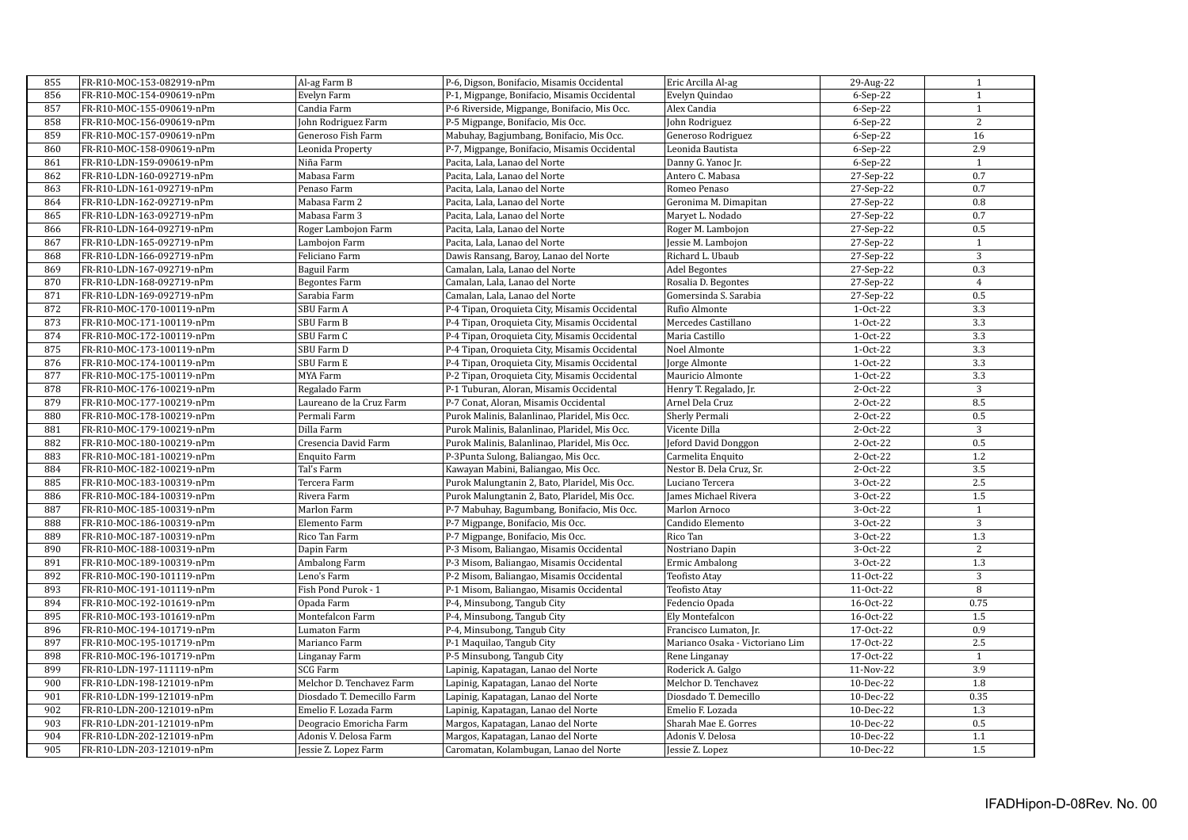| 855 | FR-R10-MOC-153-082919-nPm | Al-ag Farm B | P-6, Digson, Bonifacio, Misamis Occidental | Eric Arcilla Al-ag | 29-Aug-22 | 1 |
|---|---|---|---|---|---|---|
| 856 | FR-R10-MOC-154-090619-nPm | Evelyn Farm | P-1, Migpange, Bonifacio, Misamis Occidental | Evelyn Quindao | 6-Sep-22 | 1 |
| 857 | FR-R10-MOC-155-090619-nPm | Candia Farm | P-6 Riverside, Migpange, Bonifacio, Mis Occ. | Alex Candia | 6-Sep-22 | 1 |
| 858 | FR-R10-MOC-156-090619-nPm | John Rodriguez Farm | P-5 Migpange, Bonifacio, Mis Occ. | John Rodriguez | 6-Sep-22 | 2 |
| 859 | FR-R10-MOC-157-090619-nPm | Generoso Fish Farm | Mabuhay, Bagjumbang, Bonifacio, Mis Occ. | Generoso Rodriguez | 6-Sep-22 | 16 |
| 860 | FR-R10-MOC-158-090619-nPm | Leonida Property | P-7, Migpange, Bonifacio, Misamis Occidental | Leonida Bautista | 6-Sep-22 | 2.9 |
| 861 | FR-R10-LDN-159-090619-nPm | Niña Farm | Pacita, Lala, Lanao del Norte | Danny G. Yanoc Jr. | 6-Sep-22 | 1 |
| 862 | FR-R10-LDN-160-092719-nPm | Mabasa Farm | Pacita, Lala, Lanao del Norte | Antero C. Mabasa | 27-Sep-22 | 0.7 |
| 863 | FR-R10-LDN-161-092719-nPm | Penaso Farm | Pacita, Lala, Lanao del Norte | Romeo Penaso | 27-Sep-22 | 0.7 |
| 864 | FR-R10-LDN-162-092719-nPm | Mabasa Farm 2 | Pacita, Lala, Lanao del Norte | Geronima M. Dimapitan | 27-Sep-22 | 0.8 |
| 865 | FR-R10-LDN-163-092719-nPm | Mabasa Farm 3 | Pacita, Lala, Lanao del Norte | Maryet L. Nodado | 27-Sep-22 | 0.7 |
| 866 | FR-R10-LDN-164-092719-nPm | Roger Lambojon Farm | Pacita, Lala, Lanao del Norte | Roger M. Lambojon | 27-Sep-22 | 0.5 |
| 867 | FR-R10-LDN-165-092719-nPm | Lambojon Farm | Pacita, Lala, Lanao del Norte | Jessie M. Lambojon | 27-Sep-22 | 1 |
| 868 | FR-R10-LDN-166-092719-nPm | Feliciano Farm | Dawis Ransang, Baroy, Lanao del Norte | Richard L. Ubaub | 27-Sep-22 | 3 |
| 869 | FR-R10-LDN-167-092719-nPm | Baguil Farm | Camalan, Lala, Lanao del Norte | Adel Begontes | 27-Sep-22 | 0.3 |
| 870 | FR-R10-LDN-168-092719-nPm | Begontes Farm | Camalan, Lala, Lanao del Norte | Rosalia D. Begontes | 27-Sep-22 | 4 |
| 871 | FR-R10-LDN-169-092719-nPm | Sarabia Farm | Camalan, Lala, Lanao del Norte | Gomersinda S. Sarabia | 27-Sep-22 | 0.5 |
| 872 | FR-R10-MOC-170-100119-nPm | SBU Farm A | P-4 Tipan, Oroquieta City, Misamis Occidental | Rufio Almonte | 1-Oct-22 | 3.3 |
| 873 | FR-R10-MOC-171-100119-nPm | SBU Farm B | P-4 Tipan, Oroquieta City, Misamis Occidental | Mercedes Castillano | 1-Oct-22 | 3.3 |
| 874 | FR-R10-MOC-172-100119-nPm | SBU Farm C | P-4 Tipan, Oroquieta City, Misamis Occidental | Maria Castillo | 1-Oct-22 | 3.3 |
| 875 | FR-R10-MOC-173-100119-nPm | SBU Farm D | P-4 Tipan, Oroquieta City, Misamis Occidental | Noel Almonte | 1-Oct-22 | 3.3 |
| 876 | FR-R10-MOC-174-100119-nPm | SBU Farm E | P-4 Tipan, Oroquieta City, Misamis Occidental | Jorge Almonte | 1-Oct-22 | 3.3 |
| 877 | FR-R10-MOC-175-100119-nPm | MYA Farm | P-2 Tipan, Oroquieta City, Misamis Occidental | Mauricio Almonte | 1-Oct-22 | 3.3 |
| 878 | FR-R10-MOC-176-100219-nPm | Regalado Farm | P-1 Tuburan, Aloran, Misamis Occidental | Henry T. Regalado, Jr. | 2-Oct-22 | 3 |
| 879 | FR-R10-MOC-177-100219-nPm | Laureano de la Cruz Farm | P-7 Conat, Aloran, Misamis Occidental | Arnel Dela Cruz | 2-Oct-22 | 8.5 |
| 880 | FR-R10-MOC-178-100219-nPm | Permali Farm | Purok Malinis, Balanlinao, Plaridel, Mis Occ. | Sherly Permali | 2-Oct-22 | 0.5 |
| 881 | FR-R10-MOC-179-100219-nPm | Dilla Farm | Purok Malinis, Balanlinao, Plaridel, Mis Occ. | Vicente Dilla | 2-Oct-22 | 3 |
| 882 | FR-R10-MOC-180-100219-nPm | Cresencia David Farm | Purok Malinis, Balanlinao, Plaridel, Mis Occ. | Jeford David Donggon | 2-Oct-22 | 0.5 |
| 883 | FR-R10-MOC-181-100219-nPm | Enquito Farm | P-3Punta Sulong, Baliangao, Mis Occ. | Carmelita Enquito | 2-Oct-22 | 1.2 |
| 884 | FR-R10-MOC-182-100219-nPm | Tal's Farm | Kawayan Mabini, Baliangao, Mis Occ. | Nestor B. Dela Cruz, Sr. | 2-Oct-22 | 3.5 |
| 885 | FR-R10-MOC-183-100319-nPm | Tercera Farm | Purok Malungtanin 2, Bato, Plaridel, Mis Occ. | Luciano Tercera | 3-Oct-22 | 2.5 |
| 886 | FR-R10-MOC-184-100319-nPm | Rivera Farm | Purok Malungtanin 2, Bato, Plaridel, Mis Occ. | James Michael Rivera | 3-Oct-22 | 1.5 |
| 887 | FR-R10-MOC-185-100319-nPm | Marlon Farm | P-7 Mabuhay, Bagumbang, Bonifacio, Mis Occ. | Marlon Arnoco | 3-Oct-22 | 1 |
| 888 | FR-R10-MOC-186-100319-nPm | Elemento Farm | P-7 Migpange, Bonifacio, Mis Occ. | Candido Elemento | 3-Oct-22 | 3 |
| 889 | FR-R10-MOC-187-100319-nPm | Rico Tan Farm | P-7 Migpange, Bonifacio, Mis Occ. | Rico Tan | 3-Oct-22 | 1.3 |
| 890 | FR-R10-MOC-188-100319-nPm | Dapin Farm | P-3 Misom, Baliangao, Misamis Occidental | Nostriano Dapin | 3-Oct-22 | 2 |
| 891 | FR-R10-MOC-189-100319-nPm | Ambalong Farm | P-3 Misom, Baliangao, Misamis Occidental | Ermic Ambalong | 3-Oct-22 | 1.3 |
| 892 | FR-R10-MOC-190-101119-nPm | Leno's Farm | P-2 Misom, Baliangao, Misamis Occidental | Teofisto Atay | 11-Oct-22 | 3 |
| 893 | FR-R10-MOC-191-101119-nPm | Fish Pond Purok - 1 | P-1 Misom, Baliangao, Misamis Occidental | Teofisto Atay | 11-Oct-22 | 8 |
| 894 | FR-R10-MOC-192-101619-nPm | Opada Farm | P-4, Minsubong, Tangub City | Fedencio Opada | 16-Oct-22 | 0.75 |
| 895 | FR-R10-MOC-193-101619-nPm | Montefalcon Farm | P-4, Minsubong, Tangub City | Ely Montefalcon | 16-Oct-22 | 1.5 |
| 896 | FR-R10-MOC-194-101719-nPm | Lumaton Farm | P-4, Minsubong, Tangub City | Francisco Lumaton, Jr. | 17-Oct-22 | 0.9 |
| 897 | FR-R10-MOC-195-101719-nPm | Marianco Farm | P-1 Maquilao, Tangub City | Marianco Osaka - Victoriano Lim | 17-Oct-22 | 2.5 |
| 898 | FR-R10-MOC-196-101719-nPm | Linganay Farm | P-5 Minsubong, Tangub City | Rene Linganay | 17-Oct-22 | 1 |
| 899 | FR-R10-LDN-197-111119-nPm | SCG Farm | Lapinig, Kapatagan, Lanao del Norte | Roderick A. Galgo | 11-Nov-22 | 3.9 |
| 900 | FR-R10-LDN-198-121019-nPm | Melchor D. Tenchavez Farm | Lapinig, Kapatagan, Lanao del Norte | Melchor D. Tenchavez | 10-Dec-22 | 1.8 |
| 901 | FR-R10-LDN-199-121019-nPm | Diosdado T. Demecillo Farm | Lapinig, Kapatagan, Lanao del Norte | Diosdado T. Demecillo | 10-Dec-22 | 0.35 |
| 902 | FR-R10-LDN-200-121019-nPm | Emelio F. Lozada Farm | Lapinig, Kapatagan, Lanao del Norte | Emelio F. Lozada | 10-Dec-22 | 1.3 |
| 903 | FR-R10-LDN-201-121019-nPm | Deogracio Emoricha Farm | Margos, Kapatagan, Lanao del Norte | Sharah Mae E. Gorres | 10-Dec-22 | 0.5 |
| 904 | FR-R10-LDN-202-121019-nPm | Adonis V. Delosa Farm | Margos, Kapatagan, Lanao del Norte | Adonis V. Delosa | 10-Dec-22 | 1.1 |
| 905 | FR-R10-LDN-203-121019-nPm | Jessie Z. Lopez Farm | Caromatan, Kolambugan, Lanao del Norte | Jessie Z. Lopez | 10-Dec-22 | 1.5 |

IFADHipon-D-08Rev. No. 00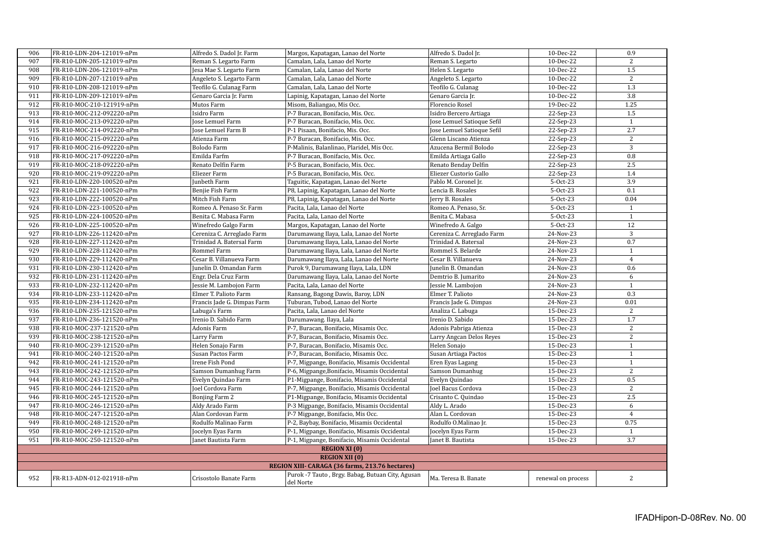| 906 | FR-R10-LDN-204-121019-nPm | Alfredo S. Dadol Jr. Farm | Margos, Kapatagan, Lanao del Norte | Alfredo S. Dadol Jr. | 10-Dec-22 | 0.9 |
|---|---|---|---|---|---|---|
| 907 | FR-R10-LDN-205-121019-nPm | Reman S. Legarto Farm | Camalan, Lala, Lanao del Norte | Reman S. Legarto | 10-Dec-22 | 2 |
| 908 | FR-R10-LDN-206-121019-nPm | Jesa Mae S. Legarto Farm | Camalan, Lala, Lanao del Norte | Helen S. Legarto | 10-Dec-22 | 1.5 |
| 909 | FR-R10-LDN-207-121019-nPm | Angeleto S. Legarto Farm | Camalan, Lala, Lanao del Norte | Angeleto S. Legarto | 10-Dec-22 | 2 |
| 910 | FR-R10-LDN-208-121019-nPm | Teofilo G. Culanag Farm | Camalan, Lala, Lanao del Norte | Teofilo G. Culanag | 10-Dec-22 | 1.3 |
| 911 | FR-R10-LDN-209-121019-nPm | Genaro Garcia Jr. Farm | Lapinig, Kapatagan, Lanao del Norte | Genaro Garcia Jr. | 10-Dec-22 | 3.8 |
| 912 | FR-R10-MOC-210-121919-nPm | Mutos Farm | Misom, Baliangao, Mis Occ. | Florencio Rosel | 19-Dec-22 | 1.25 |
| 913 | FR-R10-MOC-212-092220-nPm | Isidro Farm | P-7 Buracan, Bonifacio, Mis. Occ. | Isidro Bercero Artiaga | 22-Sep-23 | 1.5 |
| 914 | FR-R10-MOC-213-092220-nPm | Jose Lemuel Farm | P-7 Buracan, Bonifacio, Mis. Occ. | Jose Lemuel Satioque Sefil | 22-Sep-23 | 1 |
| 915 | FR-R10-MOC-214-092220-nPm | Jose Lemuel Farm B | P-1 Pisaan, Bonifacio, Mis. Occ. | Jose Lemuel Satioque Sefil | 22-Sep-23 | 2.7 |
| 916 | FR-R10-MOC-215-092220-nPm | Atienza Farm | P-7 Buracan, Bonifacio, Mis. Occ. | Glenn Liscano Atienza | 22-Sep-23 | 2 |
| 917 | FR-R10-MOC-216-092220-nPm | Bolodo Farm | P-Malinis, Balanlinao, Plaridel, Mis Occ. | Azucena Bermil Bolodo | 22-Sep-23 | 3 |
| 918 | FR-R10-MOC-217-092220-nPm | Emilda Farfm | P-7 Buracan, Bonifacio, Mis. Occ. | Emilda Artiaga Gallo | 22-Sep-23 | 0.8 |
| 919 | FR-R10-MOC-218-092220-nPm | Renato Delfin Farm | P-5 Buracan, Bonifacio, Mis. Occ. | Renato Benday Delfin | 22-Sep-23 | 2.5 |
| 920 | FR-R10-MOC-219-092220-nPm | Eliezer Farm | P-5 Buracan, Bonifacio, Mis. Occ. | Eliezer Custorio Gallo | 22-Sep-23 | 1.4 |
| 921 | FR-R10-LDN-220-100520-nPm | Junbeth Farm | Taguitic, Kapatagan, Lanao del Norte | Pablo M. Coronel Jr. | 5-Oct-23 | 3.9 |
| 922 | FR-R10-LDN-221-100520-nPm | Benjie Fish Farm | P8, Lapinig, Kapatagan, Lanao del Norte | Lencia B. Rosales | 5-Oct-23 | 0.1 |
| 923 | FR-R10-LDN-222-100520-nPm | Mitch Fish Farm | P8, Lapinig, Kapatagan, Lanao del Norte | Jerry B. Rosales | 5-Oct-23 | 0.04 |
| 924 | FR-R10-LDN-223-100520-nPm | Romeo A. Penaso Sr. Farm | Pacita, Lala, Lanao del Norte | Romeo A. Penaso, Sr. | 5-Oct-23 | 1 |
| 925 | FR-R10-LDN-224-100520-nPm | Benita C. Mabasa Farm | Pacita, Lala, Lanao del Norte | Benita C. Mabasa | 5-Oct-23 | 1 |
| 926 | FR-R10-LDN-225-100520-nPm | Winefredo Galgo Farm | Margos, Kapatagan, Lanao del Norte | Winefredo A. Galgo | 5-Oct-23 | 12 |
| 927 | FR-R10-LDN-226-112420-nPm | Cereniza C. Arreglado Farm | Darumawang Ilaya, Lala, Lanao del Norte | Cereniza C. Arreglado Farm | 24-Nov-23 | 3 |
| 928 | FR-R10-LDN-227-112420-nPm | Trinidad A. Batersal Farm | Darumawang Ilaya, Lala, Lanao del Norte | Trinidad A. Batersal | 24-Nov-23 | 0.7 |
| 929 | FR-R10-LDN-228-112420-nPm | Rommel Farm | Darumawang Ilaya, Lala, Lanao del Norte | Rommel S. Belarde | 24-Nov-23 | 1 |
| 930 | FR-R10-LDN-229-112420-nPm | Cesar B. Villanueva Farm | Darumawang Ilaya, Lala, Lanao del Norte | Cesar B. Villanueva | 24-Nov-23 | 4 |
| 931 | FR-R10-LDN-230-112420-nPm | Junelin D. Omandan Farm | Purok 9, Darumawang Ilaya, Lala, LDN | Junelin B. Omandan | 24-Nov-23 | 0.6 |
| 932 | FR-R10-LDN-231-112420-nPm | Engr. Dela Cruz Farm | Darumawang Ilaya, Lala, Lanao del Norte | Demtrio B. Jumarito | 24-Nov-23 | 6 |
| 933 | FR-R10-LDN-232-112420-nPm | Jessie M. Lambojon Farm | Pacita, Lala, Lanao del Norte | Jessie M. Lambojon | 24-Nov-23 | 1 |
| 934 | FR-R10-LDN-233-112420-nPm | Elmer T. Palioto Farm | Ransang, Bagong Dawis, Baroy, LDN | Elmer T. Palioto | 24-Nov-23 | 0.3 |
| 935 | FR-R10-LDN-234-112420-nPm | Francis Jade G. Dimpas Farm | Tuburan, Tubod, Lanao del Norte | Francis Jade G. Dimpas | 24-Nov-23 | 0.01 |
| 936 | FR-R10-LDN-235-121520-nPm | Labuga's Farm | Pacita, Lala, Lanao del Norte | Analiza C. Labuga | 15-Dec-23 | 2 |
| 937 | FR-R10-LDN-236-121520-nPm | Irenio D. Sabido Farm | Darumawang. Ilaya, Lala | Irenio D. Sabido | 15-Dec-23 | 1.7 |
| 938 | FR-R10-MOC-237-121520-nPm | Adonis Farm | P-7, Buracan, Bonifacio, Misamis Occ. | Adonis Pabriga Atienza | 15-Dec-23 | 2 |
| 939 | FR-R10-MOC-238-121520-nPm | Larry Farm | P-7, Buracan, Bonifacio, Misamis Occ. | Larry Angcan Delos Reyes | 15-Dec-23 | 2 |
| 940 | FR-R10-MOC-239-121520-nPm | Helen Sonajo Farm | P-7, Buracan, Bonifacio, Misamis Occ. | Helen Sonajo | 15-Dec-23 | 1 |
| 941 | FR-R10-MOC-240-121520-nPm | Susan Pactos Farm | P-7, Buracan, Bonifacio, Misamis Occ. | Susan Artiaga Pactos | 15-Dec-23 | 1 |
| 942 | FR-R10-MOC-241-121520-nPm | Irene Fish Pond | P-7, Migpange, Bonifacio, Misamis Occidental | Eren Eyas Lagang | 15-Dec-23 | 1 |
| 943 | FR-R10-MOC-242-121520-nPm | Samson Dumanhug Farm | P-6, Migpange,Bonifacio, Misamis Occidental | Samson Dumanhug | 15-Dec-23 | 2 |
| 944 | FR-R10-MOC-243-121520-nPm | Evelyn Quindao Farm | P1-Migpange, Bonifacio, Misamis Occidental | Evelyn Quindao | 15-Dec-23 | 0.5 |
| 945 | FR-R10-MOC-244-121520-nPm | Joel Cordova Farm | P-7, Migpange, Bonifacio, Misamis Occidental | Joel Bacus Cordova | 15-Dec-23 | 2 |
| 946 | FR-R10-MOC-245-121520-nPm | Bonjing Farm 2 | P1-Migpange, Bonifacio, Misamis Occidental | Crisanto C. Quindao | 15-Dec-23 | 2.5 |
| 947 | FR-R10-MOC-246-121520-nPm | Aldy Arado Farm | P-3 Migpange, Bonifacio, Misamis Occidental | Aldy L. Arado | 15-Dec-23 | 6 |
| 948 | FR-R10-MOC-247-121520-nPm | Alan Cordovan Farm | P-7 Migpange, Bonifacio, Mis Occ. | Alan L. Cordovan | 15-Dec-23 | 4 |
| 949 | FR-R10-MOC-248-121520-nPm | Rodulfo Malinao Farm | P-2, Baybay, Bonifacio, Misamis Occidental | Rodulfo O.Malinao Jr. | 15-Dec-23 | 0.75 |
| 950 | FR-R10-MOC-249-121520-nPm | Jocelyn Eyas Farm | P-1, Migpange, Bonifacio, Misamis Occidental | Jocelyn Eyas Farm | 15-Dec-23 | 1 |
| 951 | FR-R10-MOC-250-121520-nPm | Janet Bautista Farm | P-1, Migpange, Bonifacio, Misamis Occidental | Janet B. Bautista | 15-Dec-23 | 3.7 |
| **REGION XI (0)** | | | | | | |
| **REGION XII (0)** | | | | | | |
| **REGION XIII- CARAGA (36 farms, 213.76 hectares)** | | | | | | |
| 952 | FR-R13-ADN-012-021918-nPm | Crisostolo Banate Farm | Purok -7 Tauto , Brgy. Babag, Butuan City, Agusan del Norte | Ma. Teresa B. Banate | renewal on process | 2 |

IFADHipon-D-08Rev. No. 00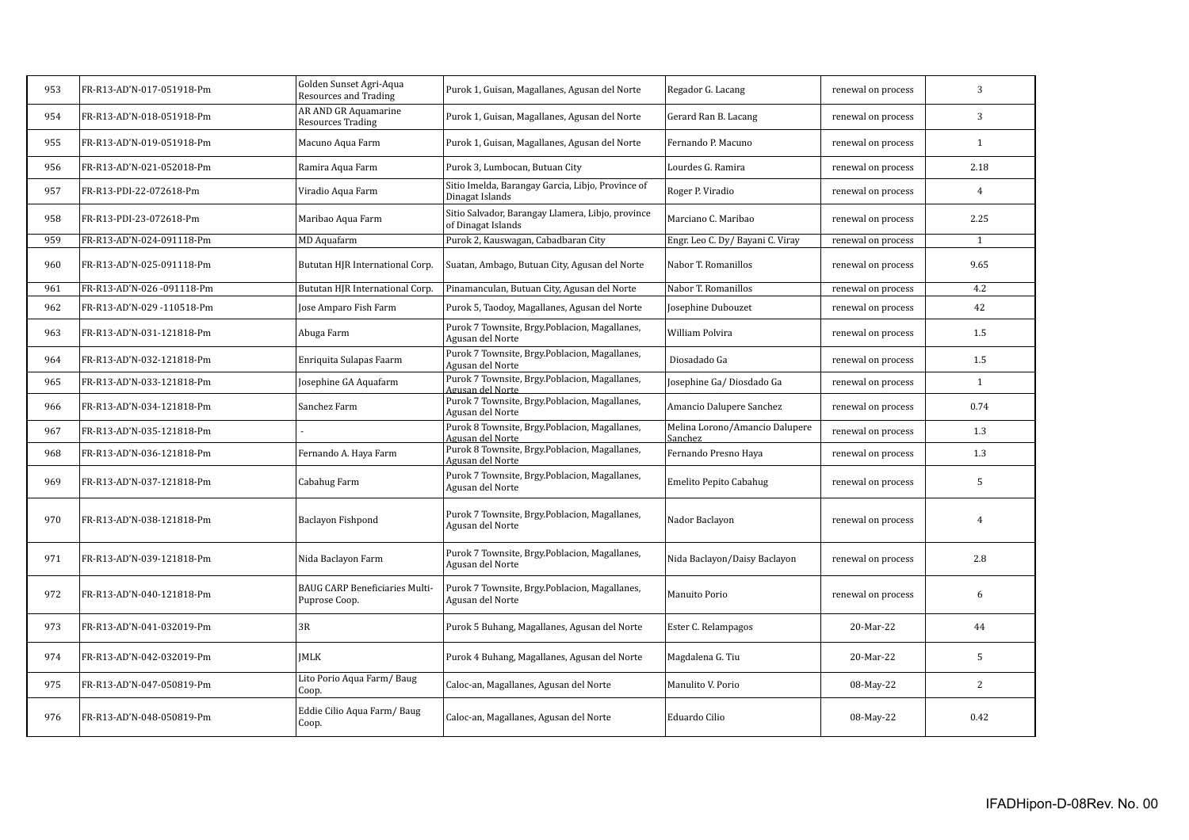| 953 | FR-R13-AD'N-017-051918-Pm | Golden Sunset Agri-Aqua Resources and Trading | Purok 1, Guisan, Magallanes, Agusan del Norte | Regador G. Lacang | renewal on process | 3 |
|---|---|---|---|---|---|---|
| 954 | FR-R13-AD'N-018-051918-Pm | AR AND GR Aquamarine Resources Trading | Purok 1, Guisan, Magallanes, Agusan del Norte | Gerard Ran B. Lacang | renewal on process | 3 |
| 955 | FR-R13-AD'N-019-051918-Pm | Macuno Aqua Farm | Purok 1, Guisan, Magallanes, Agusan del Norte | Fernando P. Macuno | renewal on process | 1 |
| 956 | FR-R13-AD'N-021-052018-Pm | Ramira Aqua Farm | Purok 3, Lumbocan, Butuan City | Lourdes G. Ramira | renewal on process | 2.18 |
| 957 | FR-R13-PDI-22-072618-Pm | Viradio Aqua Farm | Sitio Imelda, Barangay Garcia, Libjo, Province of Dinagat Islands | Roger P. Viradio | renewal on process | 4 |
| 958 | FR-R13-PDI-23-072618-Pm | Maribao Aqua Farm | Sitio Salvador, Barangay Llamera, Libjo, province of Dinagat Islands | Marciano C. Maribao | renewal on process | 2.25 |
| 959 | FR-R13-AD'N-024-091118-Pm | MD Aquafarm | Purok 2, Kauswagan, Cabadbaran City | Engr. Leo C. Dy/ Bayani C. Viray | renewal on process | 1 |
| 960 | FR-R13-AD'N-025-091118-Pm | Bututan HJR International Corp. | Suatan, Ambago, Butuan City, Agusan del Norte | Nabor T. Romanillos | renewal on process | 9.65 |
| 961 | FR-R13-AD'N-026 -091118-Pm | Bututan HJR International Corp. | Pinamanculan, Butuan City, Agusan del Norte | Nabor T. Romanillos | renewal on process | 4.2 |
| 962 | FR-R13-AD'N-029 -110518-Pm | Jose Amparo Fish Farm | Purok 5, Taodoy, Magallanes, Agusan del Norte | Josephine Dubouzet | renewal on process | 42 |
| 963 | FR-R13-AD'N-031-121818-Pm | Abuga Farm | Purok 7 Townsite, Brgy.Poblacion, Magallanes, Agusan del Norte | William Polvira | renewal on process | 1.5 |
| 964 | FR-R13-AD'N-032-121818-Pm | Enriquita Sulapas Faarm | Purok 7 Townsite, Brgy.Poblacion, Magallanes, Agusan del Norte | Diosadado Ga | renewal on process | 1.5 |
| 965 | FR-R13-AD'N-033-121818-Pm | Josephine GA Aquafarm | Purok 7 Townsite, Brgy.Poblacion, Magallanes, Agusan del Norte | Josephine Ga/ Diosdado Ga | renewal on process | 1 |
| 966 | FR-R13-AD'N-034-121818-Pm | Sanchez Farm | Purok 7 Townsite, Brgy.Poblacion, Magallanes, Agusan del Norte | Amancio Dalupere Sanchez | renewal on process | 0.74 |
| 967 | FR-R13-AD'N-035-121818-Pm | - | Purok 8 Townsite, Brgy.Poblacion, Magallanes, Agusan del Norte | Melina Lorono/Amancio Dalupere Sanchez | renewal on process | 1.3 |
| 968 | FR-R13-AD'N-036-121818-Pm | Fernando A. Haya Farm | Purok 8 Townsite, Brgy.Poblacion, Magallanes, Agusan del Norte | Fernando Presno Haya | renewal on process | 1.3 |
| 969 | FR-R13-AD'N-037-121818-Pm | Cabahug Farm | Purok 7 Townsite, Brgy.Poblacion, Magallanes, Agusan del Norte | Emelito Pepito Cabahug | renewal on process | 5 |
| 970 | FR-R13-AD'N-038-121818-Pm | Baclayon Fishpond | Purok 7 Townsite, Brgy.Poblacion, Magallanes, Agusan del Norte | Nador Baclayon | renewal on process | 4 |
| 971 | FR-R13-AD'N-039-121818-Pm | Nida Baclayon Farm | Purok 7 Townsite, Brgy.Poblacion, Magallanes, Agusan del Norte | Nida Baclayon/Daisy Baclayon | renewal on process | 2.8 |
| 972 | FR-R13-AD'N-040-121818-Pm | BAUG CARP Beneficiaries Multi-Puprose Coop. | Purok 7 Townsite, Brgy.Poblacion, Magallanes, Agusan del Norte | Manuito Porio | renewal on process | 6 |
| 973 | FR-R13-AD'N-041-032019-Pm | 3R | Purok 5 Buhang, Magallanes, Agusan del Norte | Ester C. Relampagos | 20-Mar-22 | 44 |
| 974 | FR-R13-AD'N-042-032019-Pm | JMLK | Purok 4 Buhang, Magallanes, Agusan del Norte | Magdalena G. Tiu | 20-Mar-22 | 5 |
| 975 | FR-R13-AD'N-047-050819-Pm | Lito Porio Aqua Farm/ Baug Coop. | Caloc-an, Magallanes, Agusan del Norte | Manulito V. Porio | 08-May-22 | 2 |
| 976 | FR-R13-AD'N-048-050819-Pm | Eddie Cilio Aqua Farm/ Baug Coop. | Caloc-an, Magallanes, Agusan del Norte | Eduardo Cilio | 08-May-22 | 0.42 |

IFADHipon-D-08Rev. No. 00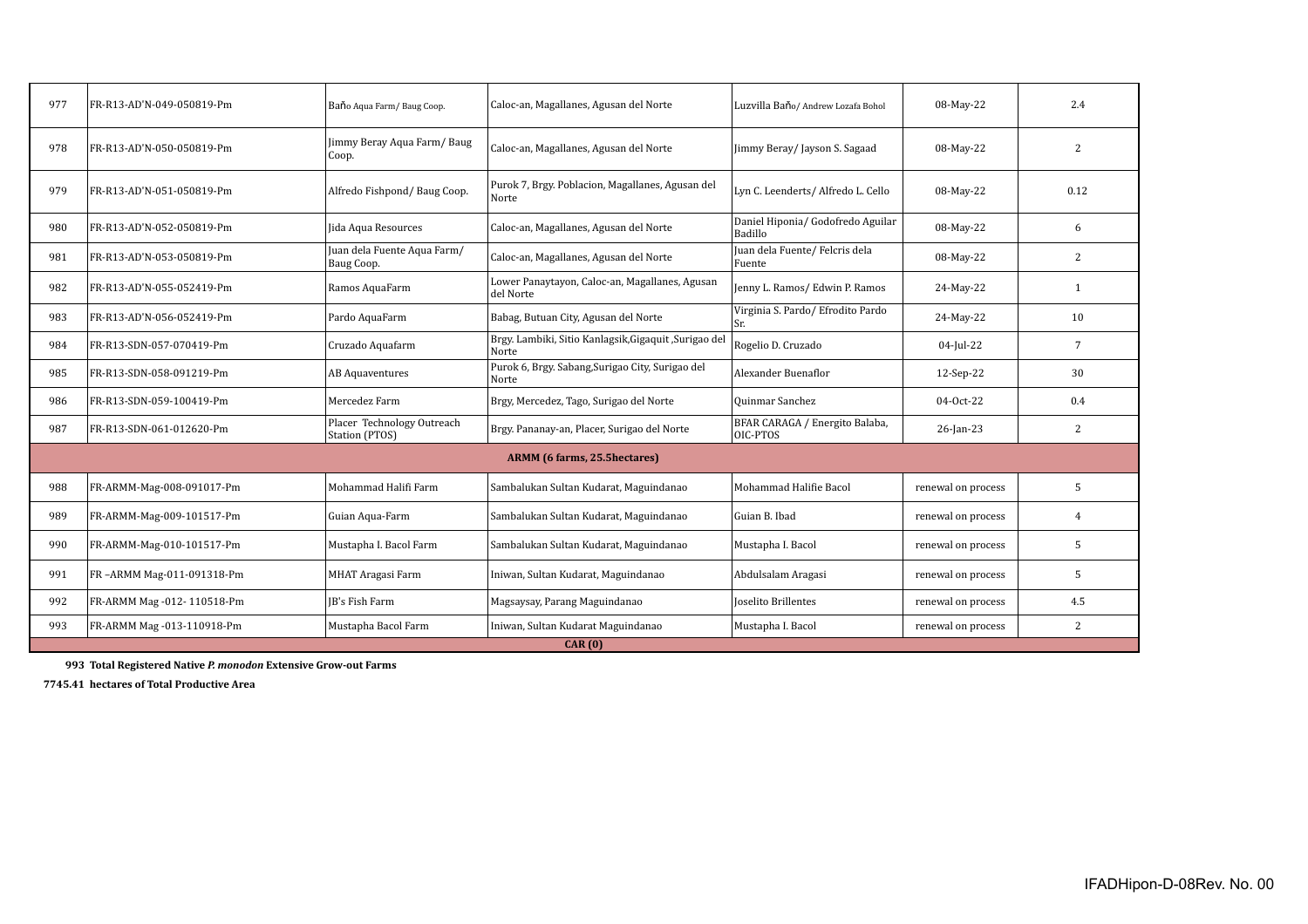| | | | | | | |
|---|---|---|---|---|---|---|
| 977 | FR-R13-AD'N-049-050819-Pm | Baňo Aqua Farm/ Baug Coop. | Caloc-an, Magallanes, Agusan del Norte | Luzvilla Baňo/ Andrew Lozafa Bohol | 08-May-22 | 2.4 |
| 978 | FR-R13-AD'N-050-050819-Pm | Jimmy Beray Aqua Farm/ Baug Coop. | Caloc-an, Magallanes, Agusan del Norte | Jimmy Beray/ Jayson S. Sagaad | 08-May-22 | 2 |
| 979 | FR-R13-AD'N-051-050819-Pm | Alfredo Fishpond/ Baug Coop. | Purok 7, Brgy. Poblacion, Magallanes, Agusan del Norte | Lyn C. Leenderts/ Alfredo L. Cello | 08-May-22 | 0.12 |
| 980 | FR-R13-AD'N-052-050819-Pm | Jida Aqua Resources | Caloc-an, Magallanes, Agusan del Norte | Daniel Hiponia/ Godofredo Aguilar Badillo | 08-May-22 | 6 |
| 981 | FR-R13-AD'N-053-050819-Pm | Juan dela Fuente Aqua Farm/ Baug Coop. | Caloc-an, Magallanes, Agusan del Norte | Juan dela Fuente/ Felcris dela Fuente | 08-May-22 | 2 |
| 982 | FR-R13-AD'N-055-052419-Pm | Ramos AquaFarm | Lower Panaytayon, Caloc-an, Magallanes, Agusan del Norte | Jenny L. Ramos/ Edwin P. Ramos | 24-May-22 | 1 |
| 983 | FR-R13-AD'N-056-052419-Pm | Pardo AquaFarm | Babag, Butuan City, Agusan del Norte | Virginia S. Pardo/ Efrodito Pardo Sr. | 24-May-22 | 10 |
| 984 | FR-R13-SDN-057-070419-Pm | Cruzado Aquafarm | Brgy. Lambiki, Sitio Kanlagsik,Gigaquit ,Surigao del Norte | Rogelio D. Cruzado | 04-Jul-22 | 7 |
| 985 | FR-R13-SDN-058-091219-Pm | AB Aquaventures | Purok 6, Brgy. Sabang,Surigao City, Surigao del Norte | Alexander Buenaflor | 12-Sep-22 | 30 |
| 986 | FR-R13-SDN-059-100419-Pm | Mercedez Farm | Brgy, Mercedez, Tago, Surigao del Norte | Quinmar Sanchez | 04-Oct-22 | 0.4 |
| 987 | FR-R13-SDN-061-012620-Pm | Placer Technology Outreach Station (PTOS) | Brgy. Pananay-an, Placer, Surigao del Norte | BFAR CARAGA / Energito Balaba, OIC-PTOS | 26-Jan-23 | 2 |
| | | | **ARMM (6 farms, 25.5hectares)** | | | |
| 988 | FR-ARMM-Mag-008-091017-Pm | Mohammad Halifi Farm | Sambalukan Sultan Kudarat, Maguindanao | Mohammad Halifie Bacol | renewal on process | 5 |
| 989 | FR-ARMM-Mag-009-101517-Pm | Guian Aqua-Farm | Sambalukan Sultan Kudarat, Maguindanao | Guian B. Ibad | renewal on process | 4 |
| 990 | FR-ARMM-Mag-010-101517-Pm | Mustapha I. Bacol Farm | Sambalukan Sultan Kudarat, Maguindanao | Mustapha I. Bacol | renewal on process | 5 |
| 991 | FR –ARMM Mag-011-091318-Pm | MHAT Aragasi Farm | Iniwan, Sultan Kudarat, Maguindanao | Abdulsalam Aragasi | renewal on process | 5 |
| 992 | FR-ARMM Mag -012- 110518-Pm | JB's Fish Farm | Magsaysay, Parang Maguindanao | Joselito Brillentes | renewal on process | 4.5 |
| 993 | FR-ARMM Mag -013-110918-Pm | Mustapha Bacol Farm | Iniwan, Sultan Kudarat Maguindanao | Mustapha I. Bacol | renewal on process | 2 |
| | | | **CAR (0)** | | | |

**993 Total Registered Native *P. monodon* Extensive Grow-out Farms**

**7745.41 hectares of Total Productive Area**

IFADHipon-D-08Rev. No. 00